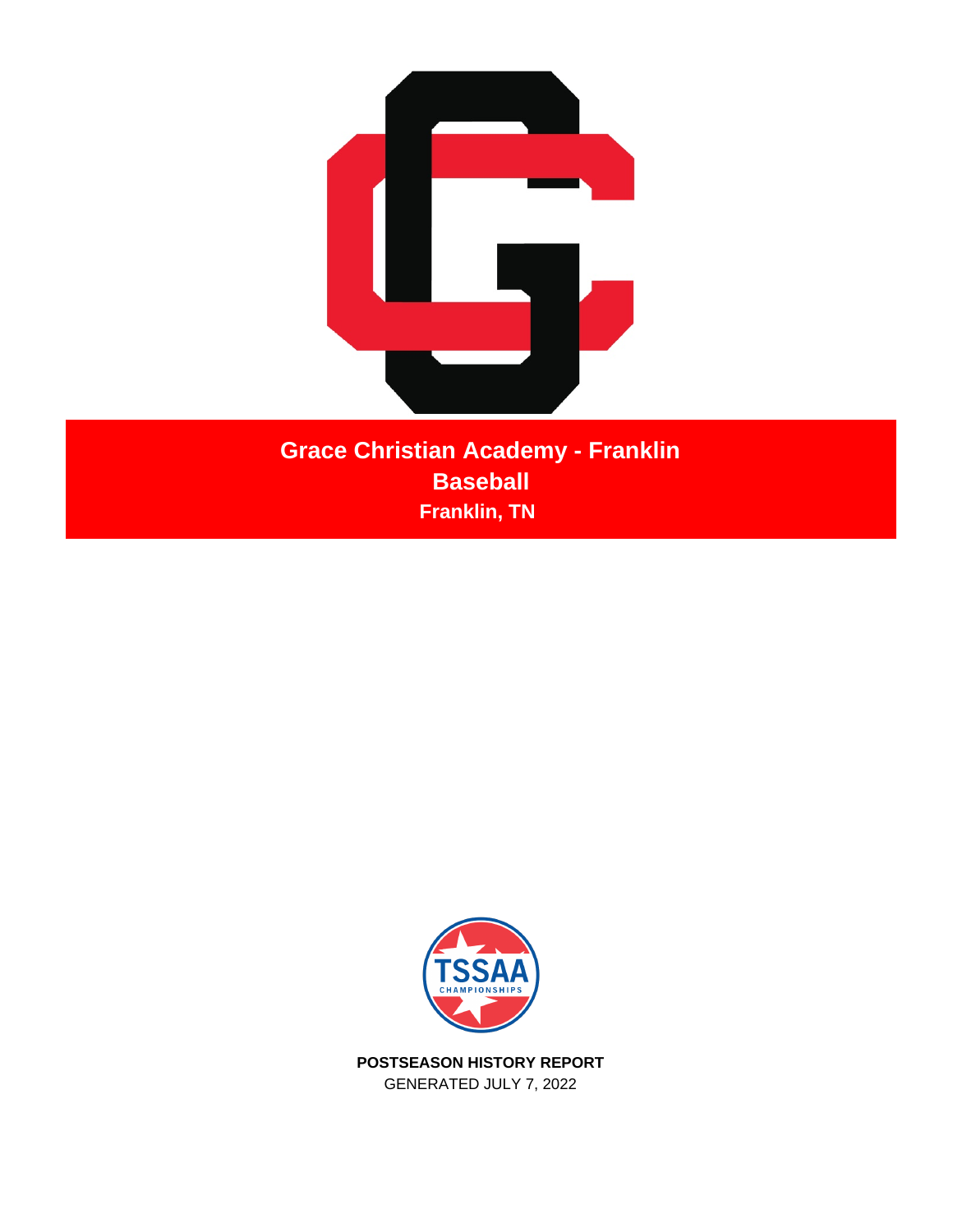# Grace Christian Academy - Franklin

## Baseball

**Franklin, TN**

**POSTSEASON HISTORY REPORT**

GENERATED JULY 7, 2022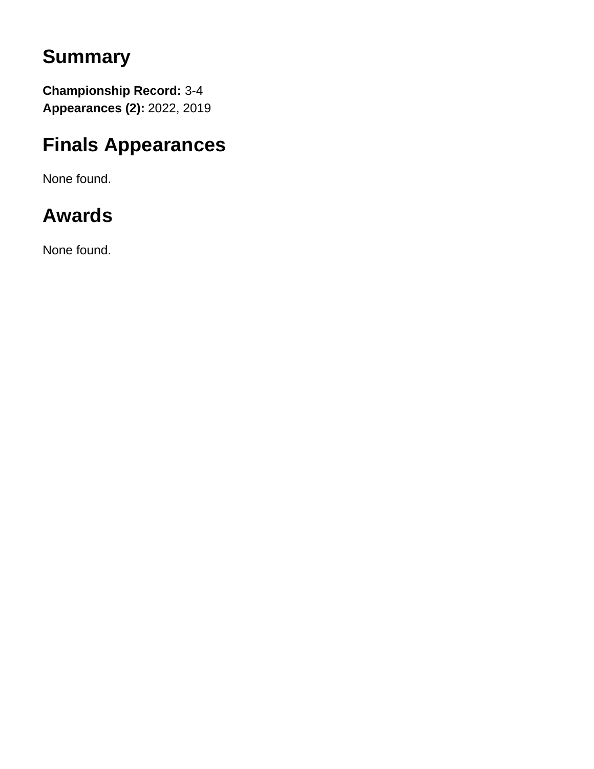## Summary

**Championship Record:** 3-4
**Appearances (2):** 2022, 2019

## Finals Appearances

None found.

## Awards

None found.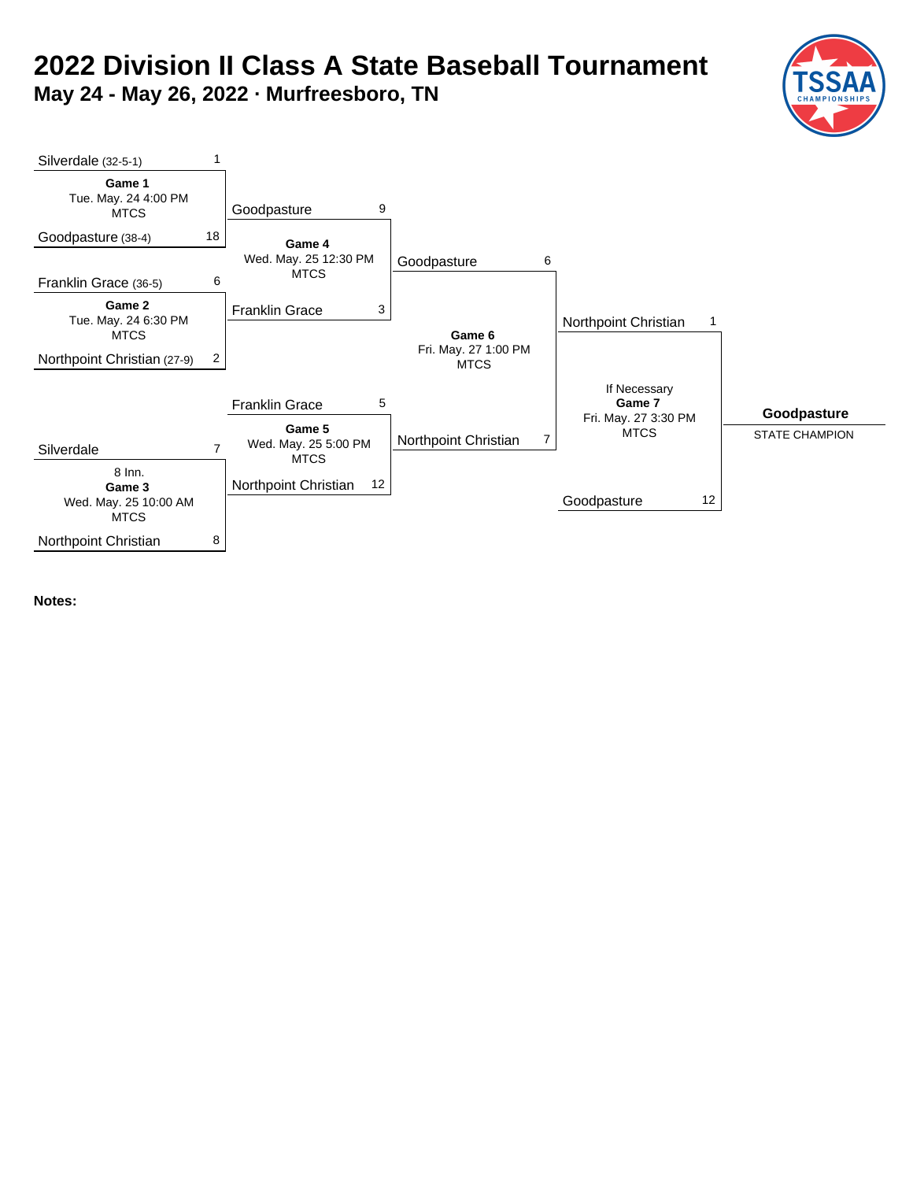# 2022 Division II Class A State Baseball Tournament

## May 24 - May 26, 2022 · Murfreesboro, TN

| Game | Date / Time | Location | Team | Score | Team | Score |
|---|---|---|---|---|---|---|
| Game 1 | Tue. May. 24 4:00 PM | MTCS | Silverdale (32-5-1) | 1 | Goodpasture (38-4) | 18 |
| Game 2 | Tue. May. 24 6:30 PM | MTCS | Franklin Grace (36-5) | 6 | Northpoint Christian (27-9) | 2 |
| Game 3 (8 Inn.) | Wed. May. 25 10:00 AM | MTCS | Silverdale | 7 | Northpoint Christian | 8 |
| Game 4 | Wed. May. 25 12:30 PM | MTCS | Goodpasture | 9 | Franklin Grace | 3 |
| Game 5 | Wed. May. 25 5:00 PM | MTCS | Franklin Grace | 5 | Northpoint Christian | 12 |
| Game 6 | Fri. May. 27 1:00 PM | MTCS | Goodpasture | 6 | Northpoint Christian | 7 |
| If Necessary Game 7 | Fri. May. 27 3:30 PM | MTCS | Northpoint Christian | 1 | Goodpasture | 12 |

**Goodpasture**

STATE CHAMPION

**Notes:**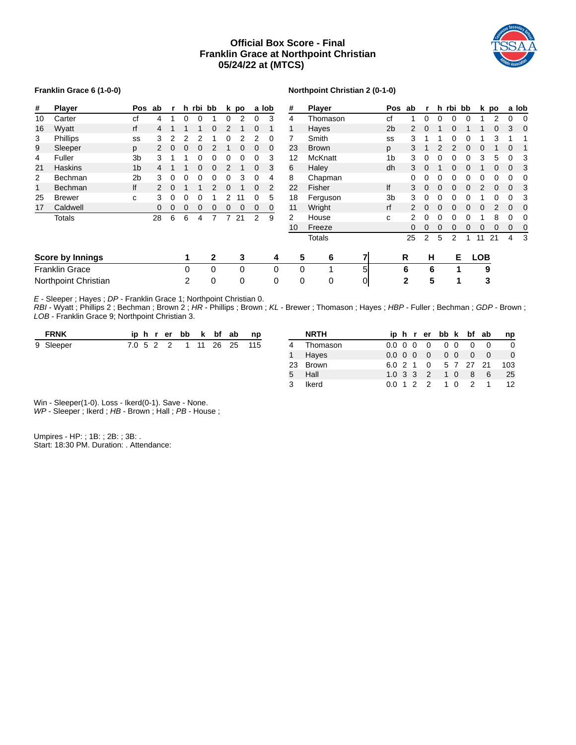# Official Box Score - Final
## Franklin Grace at Northpoint Christian
## 05/24/22 at (MTCS)

**Franklin Grace 6 (1-0-0)**

| # | Player | Pos | ab | r | h | rbi | bb | k | po | a | lob |
|---|---|---|---|---|---|---|---|---|---|---|---|
| 10 | Carter | cf | 4 | 1 | 0 | 0 | 1 | 0 | 2 | 0 | 3 |
| 16 | Wyatt | rf | 4 | 1 | 1 | 1 | 0 | 2 | 1 | 0 | 1 |
| 3 | Phillips | ss | 3 | 2 | 2 | 2 | 1 | 0 | 2 | 2 | 0 |
| 9 | Sleeper | p | 2 | 0 | 0 | 0 | 2 | 1 | 0 | 0 | 0 |
| 4 | Fuller | 3b | 3 | 1 | 1 | 0 | 0 | 0 | 0 | 0 | 3 |
| 21 | Haskins | 1b | 4 | 1 | 1 | 0 | 0 | 2 | 1 | 0 | 3 |
| 2 | Bechman | 2b | 3 | 0 | 0 | 0 | 0 | 0 | 3 | 0 | 4 |
| 1 | Bechman | lf | 2 | 0 | 1 | 1 | 2 | 0 | 1 | 0 | 2 |
| 25 | Brewer | c | 3 | 0 | 0 | 0 | 1 | 2 | 11 | 0 | 5 |
| 17 | Caldwell | | 0 | 0 | 0 | 0 | 0 | 0 | 0 | 0 | 0 |
| | Totals | | 28 | 6 | 6 | 4 | 7 | 7 | 21 | 2 | 9 |

**Northpoint Christian 2 (0-1-0)**

| # | Player | Pos | ab | r | h | rbi | bb | k | po | a | lob |
|---|---|---|---|---|---|---|---|---|---|---|---|
| 4 | Thomason | cf | 1 | 0 | 0 | 0 | 0 | 1 | 2 | 0 | 0 |
| 1 | Hayes | 2b | 2 | 0 | 1 | 0 | 1 | 1 | 0 | 3 | 0 |
| 7 | Smith | ss | 3 | 1 | 1 | 0 | 0 | 1 | 3 | 1 | 1 |
| 23 | Brown | p | 3 | 1 | 2 | 2 | 0 | 0 | 1 | 0 | 1 |
| 12 | McKnatt | 1b | 3 | 0 | 0 | 0 | 0 | 3 | 5 | 0 | 3 |
| 6 | Haley | dh | 3 | 0 | 1 | 0 | 0 | 1 | 0 | 0 | 3 |
| 8 | Chapman | | 0 | 0 | 0 | 0 | 0 | 0 | 0 | 0 | 0 |
| 22 | Fisher | lf | 3 | 0 | 0 | 0 | 0 | 2 | 0 | 0 | 3 |
| 18 | Ferguson | 3b | 3 | 0 | 0 | 0 | 0 | 1 | 0 | 0 | 3 |
| 11 | Wright | rf | 2 | 0 | 0 | 0 | 0 | 0 | 2 | 0 | 0 |
| 2 | House | c | 2 | 0 | 0 | 0 | 0 | 1 | 8 | 0 | 0 |
| 10 | Freeze | | 0 | 0 | 0 | 0 | 0 | 0 | 0 | 0 | 0 |
| | Totals | | 25 | 2 | 5 | 2 | 1 | 11 | 21 | 4 | 3 |

| Score by Innings | 1 | 2 | 3 | 4 | 5 | 6 | 7 | R | H | E | LOB |
|---|---|---|---|---|---|---|---|---|---|---|---|
| Franklin Grace | 0 | 0 | 0 | 0 | 0 | 1 | 5 | 6 | 6 | 1 | 9 |
| Northpoint Christian | 2 | 0 | 0 | 0 | 0 | 0 | 0 | 2 | 5 | 1 | 3 |

*E* - Sleeper ; Hayes ; *DP* - Franklin Grace 1; Northpoint Christian 0.
*RBI* - Wyatt ; Phillips 2 ; Bechman ; Brown 2 ; *HR* - Phillips ; Brown ; *KL* - Brewer ; Thomason ; Hayes ; *HBP* - Fuller ; Bechman ; *GDP* - Brown ;
*LOB* - Franklin Grace 9; Northpoint Christian 3.

| | FRNK | ip | h | r | er | bb | k | bf | ab | np |
|---|---|---|---|---|---|---|---|---|---|---|
| 9 | Sleeper | 7.0 | 5 | 2 | 2 | 1 | 11 | 26 | 25 | 115 |

| | NRTH | ip | h | r | er | bb | k | bf | ab | np |
|---|---|---|---|---|---|---|---|---|---|---|
| 4 | Thomason | 0.0 | 0 | 0 | 0 | 0 | 0 | 0 | 0 | 0 |
| 1 | Hayes | 0.0 | 0 | 0 | 0 | 0 | 0 | 0 | 0 | 0 |
| 23 | Brown | 6.0 | 2 | 1 | 0 | 5 | 7 | 27 | 21 | 103 |
| 5 | Hall | 1.0 | 3 | 3 | 2 | 1 | 0 | 8 | 6 | 25 |
| 3 | Ikerd | 0.0 | 1 | 2 | 2 | 1 | 0 | 2 | 1 | 12 |

Win - Sleeper(1-0). Loss - Ikerd(0-1). Save - None.
*WP* - Sleeper ; Ikerd ; *HB* - Brown ; Hall ; *PB* - House ;

Umpires - HP: ; 1B: ; 2B: ; 3B: .
Start: 18:30 PM. Duration: . Attendance: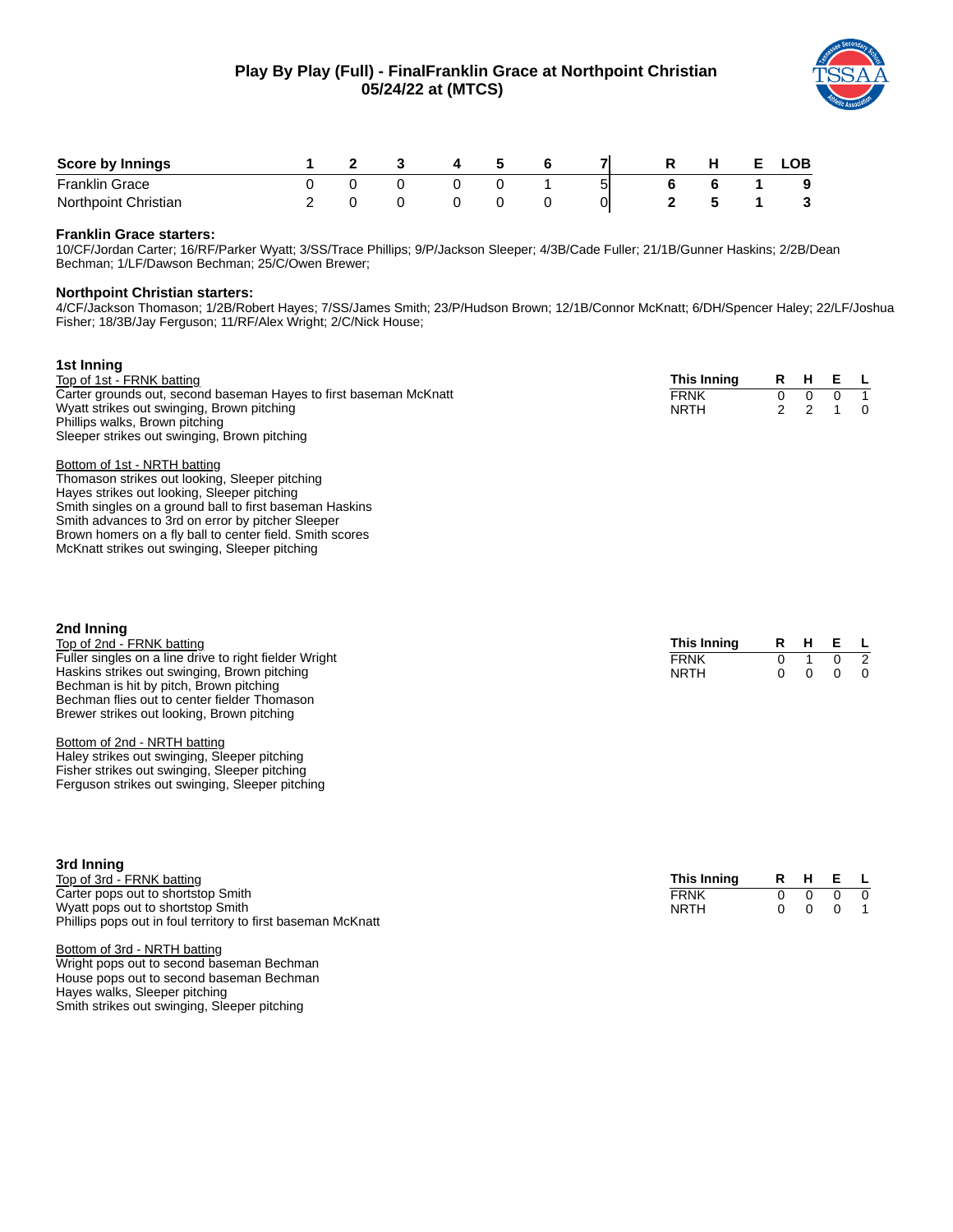# Play By Play (Full) - FinalFranklin Grace at Northpoint Christian
## 05/24/22 at (MTCS)

| Score by Innings | 1 | 2 | 3 | 4 | 5 | 6 | 7 | R | H | E | LOB |
|---|---|---|---|---|---|---|---|---|---|---|---|
| Franklin Grace | 0 | 0 | 0 | 0 | 0 | 1 | 5 | 6 | 6 | 1 | 9 |
| Northpoint Christian | 2 | 0 | 0 | 0 | 0 | 0 | 0 | 2 | 5 | 1 | 3 |

**Franklin Grace starters:**
10/CF/Jordan Carter; 16/RF/Parker Wyatt; 3/SS/Trace Phillips; 9/P/Jackson Sleeper; 4/3B/Cade Fuller; 21/1B/Gunner Haskins; 2/2B/Dean Bechman; 1/LF/Dawson Bechman; 25/C/Owen Brewer;

**Northpoint Christian starters:**
4/CF/Jackson Thomason; 1/2B/Robert Hayes; 7/SS/James Smith; 23/P/Hudson Brown; 12/1B/Connor McKnatt; 6/DH/Spencer Haley; 22/LF/Joshua Fisher; 18/3B/Jay Ferguson; 11/RF/Alex Wright; 2/C/Nick House;

### 1st Inning

Top of 1st - FRNK batting
Carter grounds out, second baseman Hayes to first baseman McKnatt
Wyatt strikes out swinging, Brown pitching
Phillips walks, Brown pitching
Sleeper strikes out swinging, Brown pitching

Bottom of 1st - NRTH batting
Thomason strikes out looking, Sleeper pitching
Hayes strikes out looking, Sleeper pitching
Smith singles on a ground ball to first baseman Haskins
Smith advances to 3rd on error by pitcher Sleeper
Brown homers on a fly ball to center field. Smith scores
McKnatt strikes out swinging, Sleeper pitching

| This Inning | R | H | E | L |
|---|---|---|---|---|
| FRNK | 0 | 0 | 0 | 1 |
| NRTH | 2 | 2 | 1 | 0 |

### 2nd Inning

Top of 2nd - FRNK batting
Fuller singles on a line drive to right fielder Wright
Haskins strikes out swinging, Brown pitching
Bechman is hit by pitch, Brown pitching
Bechman flies out to center fielder Thomason
Brewer strikes out looking, Brown pitching

Bottom of 2nd - NRTH batting
Haley strikes out swinging, Sleeper pitching
Fisher strikes out swinging, Sleeper pitching
Ferguson strikes out swinging, Sleeper pitching

| This Inning | R | H | E | L |
|---|---|---|---|---|
| FRNK | 0 | 1 | 0 | 2 |
| NRTH | 0 | 0 | 0 | 0 |

### 3rd Inning

Top of 3rd - FRNK batting
Carter pops out to shortstop Smith
Wyatt pops out to shortstop Smith
Phillips pops out in foul territory to first baseman McKnatt

Bottom of 3rd - NRTH batting
Wright pops out to second baseman Bechman
House pops out to second baseman Bechman
Hayes walks, Sleeper pitching
Smith strikes out swinging, Sleeper pitching

| This Inning | R | H | E | L |
|---|---|---|---|---|
| FRNK | 0 | 0 | 0 | 0 |
| NRTH | 0 | 0 | 0 | 1 |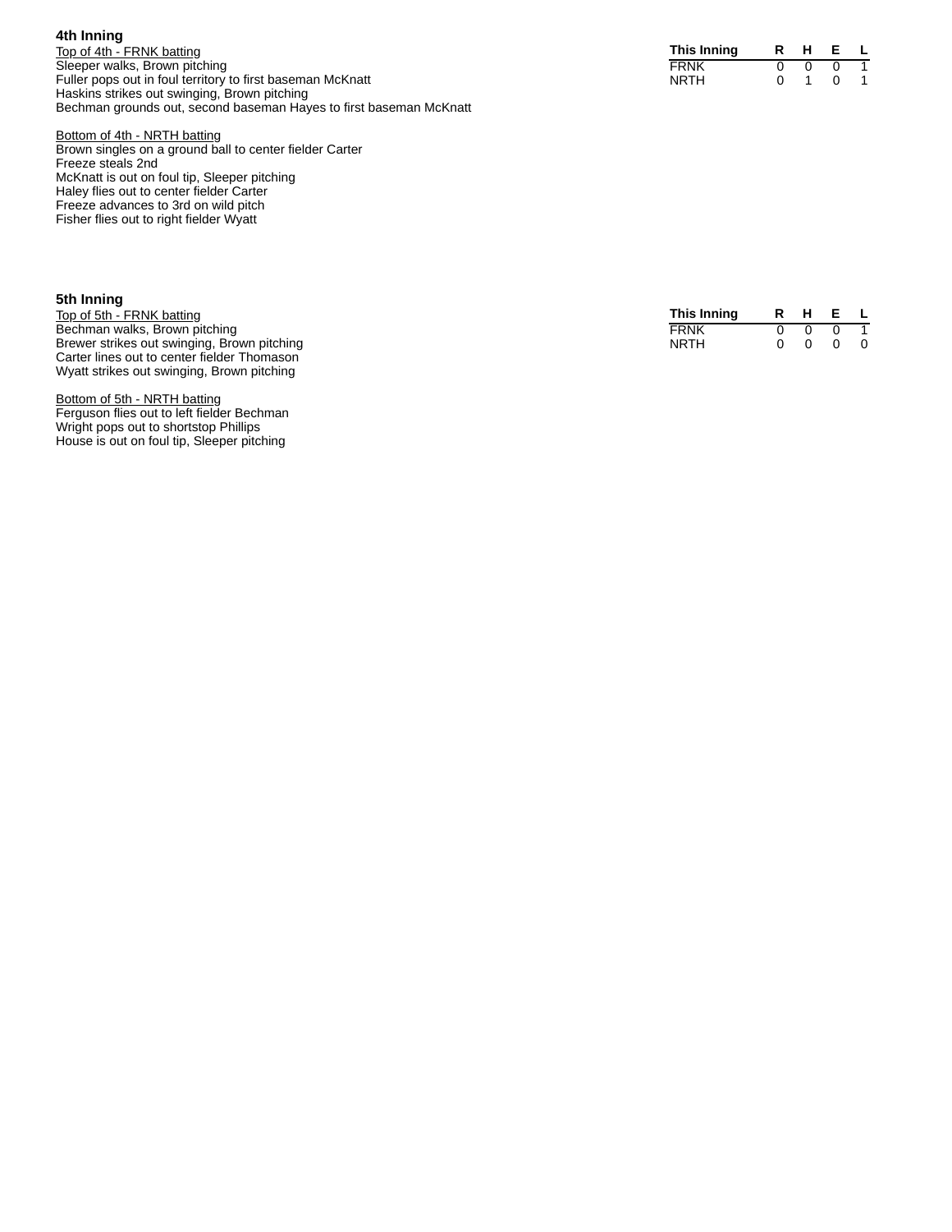## 4th Inning

Top of 4th - FRNK batting
Sleeper walks, Brown pitching
Fuller pops out in foul territory to first baseman McKnatt
Haskins strikes out swinging, Brown pitching
Bechman grounds out, second baseman Hayes to first baseman McKnatt

Bottom of 4th - NRTH batting
Brown singles on a ground ball to center fielder Carter
Freeze steals 2nd
McKnatt is out on foul tip, Sleeper pitching
Haley flies out to center fielder Carter
Freeze advances to 3rd on wild pitch
Fisher flies out to right fielder Wyatt

| This Inning | R | H | E | L |
|---|---|---|---|---|
| FRNK | 0 | 0 | 0 | 1 |
| NRTH | 0 | 1 | 0 | 1 |

## 5th Inning

Top of 5th - FRNK batting
Bechman walks, Brown pitching
Brewer strikes out swinging, Brown pitching
Carter lines out to center fielder Thomason
Wyatt strikes out swinging, Brown pitching

Bottom of 5th - NRTH batting
Ferguson flies out to left fielder Bechman
Wright pops out to shortstop Phillips
House is out on foul tip, Sleeper pitching

| This Inning | R | H | E | L |
|---|---|---|---|---|
| FRNK | 0 | 0 | 0 | 1 |
| NRTH | 0 | 0 | 0 | 0 |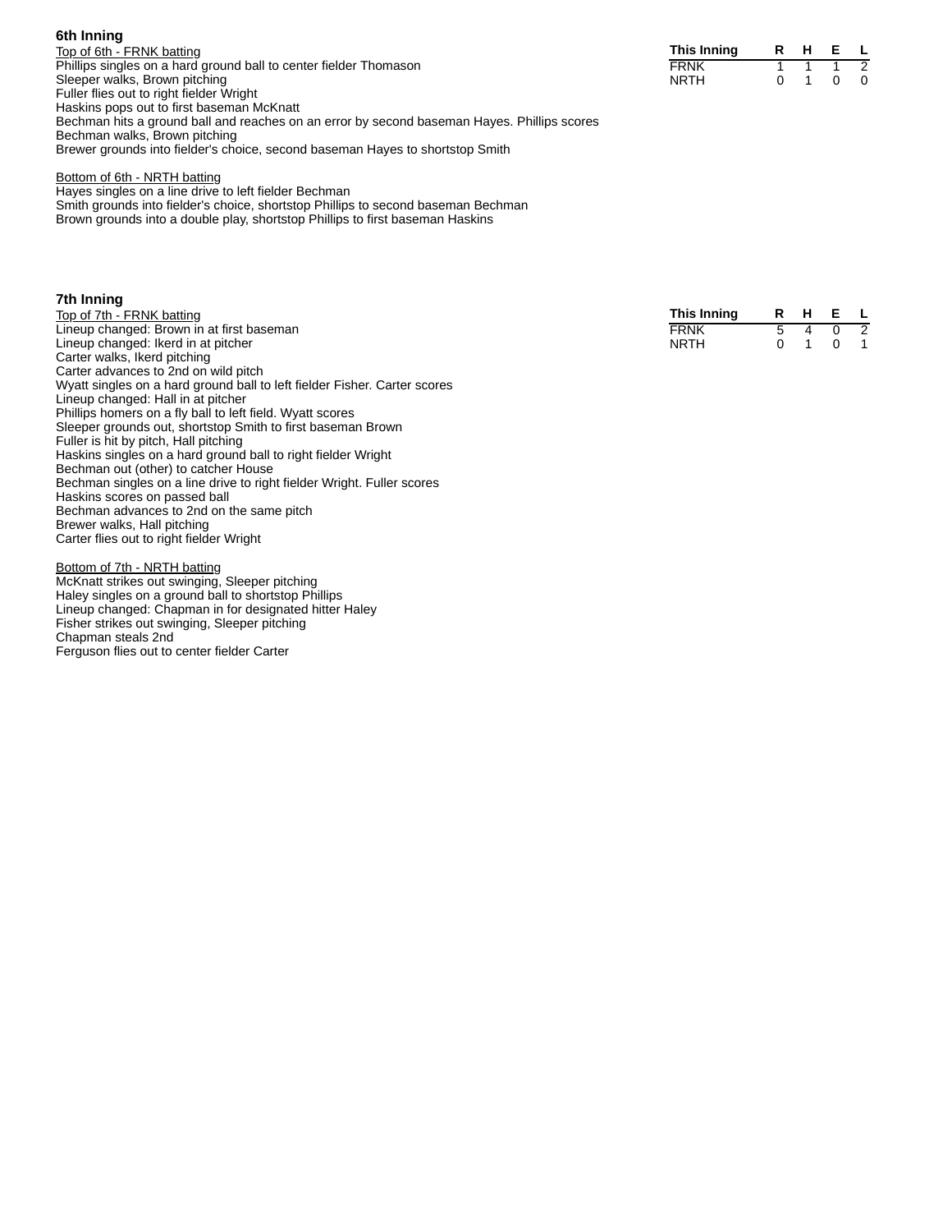### 6th Inning

| This Inning | R | H | E | L |
|---|---|---|---|---|
| FRNK | 1 | 1 | 1 | 2 |
| NRTH | 0 | 1 | 0 | 0 |

Top of 6th - FRNK batting

Phillips singles on a hard ground ball to center fielder Thomason
Sleeper walks, Brown pitching
Fuller flies out to right fielder Wright
Haskins pops out to first baseman McKnatt
Bechman hits a ground ball and reaches on an error by second baseman Hayes. Phillips scores
Bechman walks, Brown pitching
Brewer grounds into fielder's choice, second baseman Hayes to shortstop Smith

Bottom of 6th - NRTH batting

Hayes singles on a line drive to left fielder Bechman
Smith grounds into fielder's choice, shortstop Phillips to second baseman Bechman
Brown grounds into a double play, shortstop Phillips to first baseman Haskins

### 7th Inning

| This Inning | R | H | E | L |
|---|---|---|---|---|
| FRNK | 5 | 4 | 0 | 2 |
| NRTH | 0 | 1 | 0 | 1 |

Top of 7th - FRNK batting

Lineup changed: Brown in at first baseman
Lineup changed: Ikerd in at pitcher
Carter walks, Ikerd pitching
Carter advances to 2nd on wild pitch
Wyatt singles on a hard ground ball to left fielder Fisher. Carter scores
Lineup changed: Hall in at pitcher
Phillips homers on a fly ball to left field. Wyatt scores
Sleeper grounds out, shortstop Smith to first baseman Brown
Fuller is hit by pitch, Hall pitching
Haskins singles on a hard ground ball to right fielder Wright
Bechman out (other) to catcher House
Bechman singles on a line drive to right fielder Wright. Fuller scores
Haskins scores on passed ball
Bechman advances to 2nd on the same pitch
Brewer walks, Hall pitching
Carter flies out to right fielder Wright

Bottom of 7th - NRTH batting

McKnatt strikes out swinging, Sleeper pitching
Haley singles on a ground ball to shortstop Phillips
Lineup changed: Chapman in for designated hitter Haley
Fisher strikes out swinging, Sleeper pitching
Chapman steals 2nd
Ferguson flies out to center fielder Carter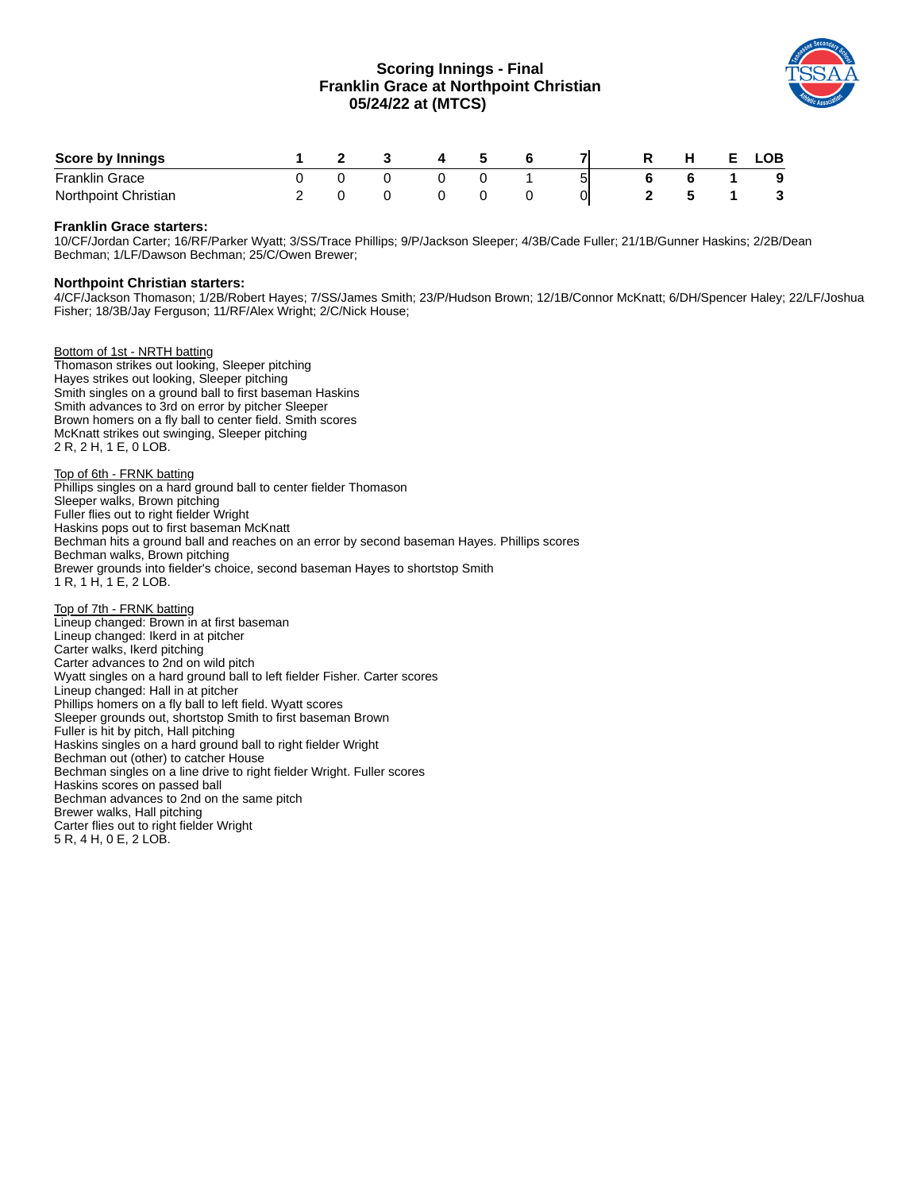# Scoring Innings - Final
## Franklin Grace at Northpoint Christian
### 05/24/22 at (MTCS)

| Score by Innings | 1 | 2 | 3 | 4 | 5 | 6 | 7 | R | H | E | LOB |
|---|---|---|---|---|---|---|---|---|---|---|---|
| Franklin Grace | 0 | 0 | 0 | 0 | 0 | 1 | 5 | 6 | 6 | 1 | 9 |
| Northpoint Christian | 2 | 0 | 0 | 0 | 0 | 0 | 0 | 2 | 5 | 1 | 3 |

**Franklin Grace starters:**
10/CF/Jordan Carter; 16/RF/Parker Wyatt; 3/SS/Trace Phillips; 9/P/Jackson Sleeper; 4/3B/Cade Fuller; 21/1B/Gunner Haskins; 2/2B/Dean Bechman; 1/LF/Dawson Bechman; 25/C/Owen Brewer;

**Northpoint Christian starters:**
4/CF/Jackson Thomason; 1/2B/Robert Hayes; 7/SS/James Smith; 23/P/Hudson Brown; 12/1B/Connor McKnatt; 6/DH/Spencer Haley; 22/LF/Joshua Fisher; 18/3B/Jay Ferguson; 11/RF/Alex Wright; 2/C/Nick House;

Bottom of 1st - NRTH batting
Thomason strikes out looking, Sleeper pitching
Hayes strikes out looking, Sleeper pitching
Smith singles on a ground ball to first baseman Haskins
Smith advances to 3rd on error by pitcher Sleeper
Brown homers on a fly ball to center field. Smith scores
McKnatt strikes out swinging, Sleeper pitching
2 R, 2 H, 1 E, 0 LOB.

Top of 6th - FRNK batting
Phillips singles on a hard ground ball to center fielder Thomason
Sleeper walks, Brown pitching
Fuller flies out to right fielder Wright
Haskins pops out to first baseman McKnatt
Bechman hits a ground ball and reaches on an error by second baseman Hayes. Phillips scores
Bechman walks, Brown pitching
Brewer grounds into fielder's choice, second baseman Hayes to shortstop Smith
1 R, 1 H, 1 E, 2 LOB.

Top of 7th - FRNK batting
Lineup changed: Brown in at first baseman
Lineup changed: Ikerd in at pitcher
Carter walks, Ikerd pitching
Carter advances to 2nd on wild pitch
Wyatt singles on a hard ground ball to left fielder Fisher. Carter scores
Lineup changed: Hall in at pitcher
Phillips homers on a fly ball to left field. Wyatt scores
Sleeper grounds out, shortstop Smith to first baseman Brown
Fuller is hit by pitch, Hall pitching
Haskins singles on a hard ground ball to right fielder Wright
Bechman out (other) to catcher House
Bechman singles on a line drive to right fielder Wright. Fuller scores
Haskins scores on passed ball
Bechman advances to 2nd on the same pitch
Brewer walks, Hall pitching
Carter flies out to right fielder Wright
5 R, 4 H, 0 E, 2 LOB.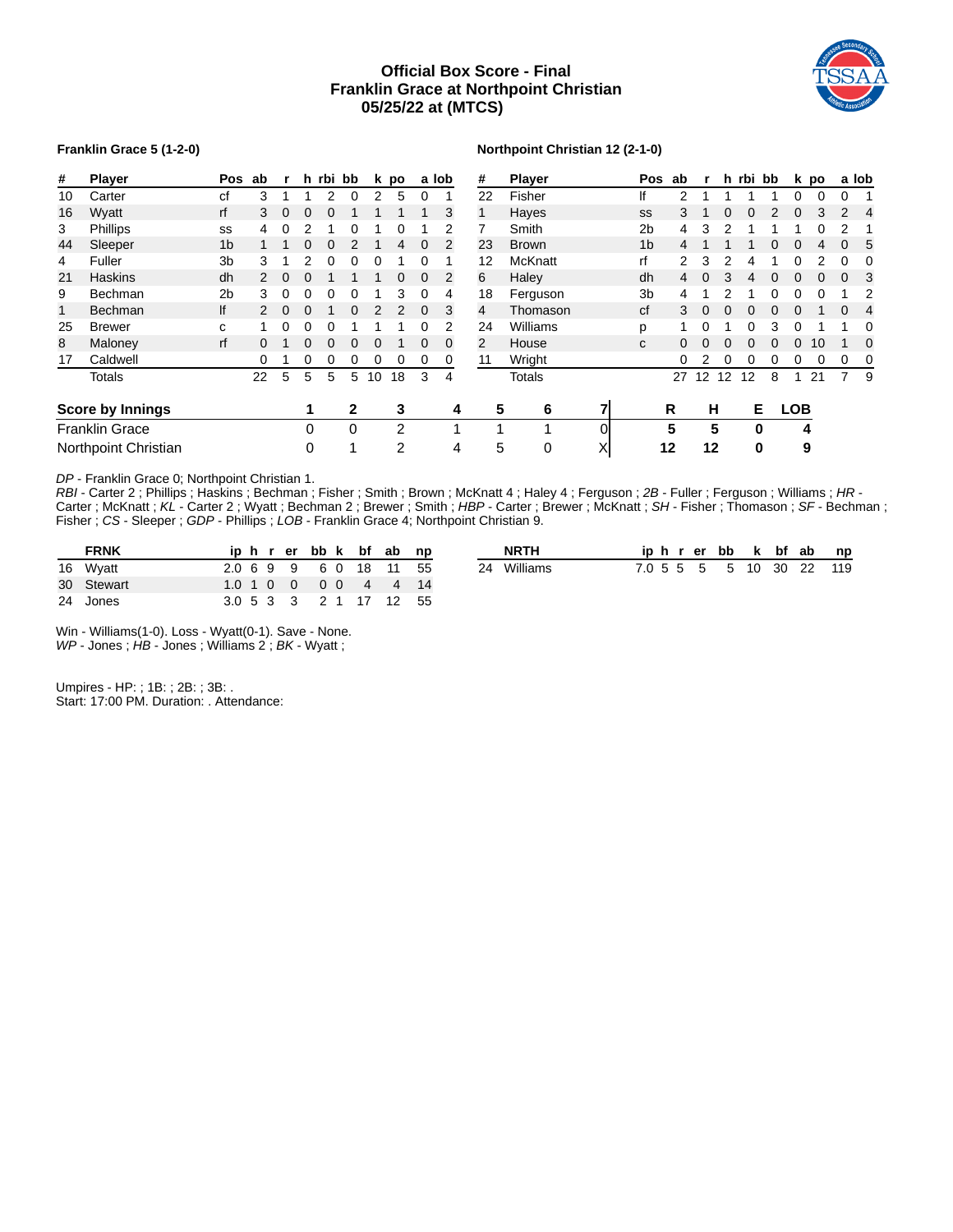# Official Box Score - Final
# Franklin Grace at Northpoint Christian
# 05/25/22 at (MTCS)

**Franklin Grace 5 (1-2-0)**

| # | Player | Pos | ab | r | h | rbi | bb | k | po | a | lob |
|---|---|---|---|---|---|---|---|---|---|---|---|
| 10 | Carter | cf | 3 | 1 | 1 | 2 | 0 | 2 | 5 | 0 | 1 |
| 16 | Wyatt | rf | 3 | 0 | 0 | 0 | 1 | 1 | 1 | 1 | 3 |
| 3 | Phillips | ss | 4 | 0 | 2 | 1 | 0 | 1 | 0 | 1 | 2 |
| 44 | Sleeper | 1b | 1 | 1 | 0 | 0 | 2 | 1 | 4 | 0 | 2 |
| 4 | Fuller | 3b | 3 | 1 | 2 | 0 | 0 | 0 | 1 | 0 | 1 |
| 21 | Haskins | dh | 2 | 0 | 0 | 1 | 1 | 1 | 0 | 0 | 2 |
| 9 | Bechman | 2b | 3 | 0 | 0 | 0 | 0 | 1 | 3 | 0 | 4 |
| 1 | Bechman | lf | 2 | 0 | 0 | 1 | 0 | 2 | 2 | 0 | 3 |
| 25 | Brewer | c | 1 | 0 | 0 | 0 | 1 | 1 | 1 | 0 | 2 |
| 8 | Maloney | rf | 0 | 1 | 0 | 0 | 0 | 0 | 1 | 0 | 0 |
| 17 | Caldwell | | 0 | 1 | 0 | 0 | 0 | 0 | 0 | 0 | 0 |
| | Totals | | 22 | 5 | 5 | 5 | 5 | 10 | 18 | 3 | 4 |

**Northpoint Christian 12 (2-1-0)**

| # | Player | Pos | ab | r | h | rbi | bb | k | po | a | lob |
|---|---|---|---|---|---|---|---|---|---|---|---|
| 22 | Fisher | lf | 2 | 1 | 1 | 1 | 1 | 0 | 0 | 0 | 1 |
| 1 | Hayes | ss | 3 | 1 | 0 | 0 | 2 | 0 | 3 | 2 | 4 |
| 7 | Smith | 2b | 4 | 3 | 2 | 1 | 1 | 1 | 0 | 2 | 1 |
| 23 | Brown | 1b | 4 | 1 | 1 | 1 | 0 | 0 | 4 | 0 | 5 |
| 12 | McKnatt | rf | 2 | 3 | 2 | 4 | 1 | 0 | 2 | 0 | 0 |
| 6 | Haley | dh | 4 | 0 | 3 | 4 | 0 | 0 | 0 | 0 | 3 |
| 18 | Ferguson | 3b | 4 | 1 | 2 | 1 | 0 | 0 | 0 | 1 | 2 |
| 4 | Thomason | cf | 3 | 0 | 0 | 0 | 0 | 0 | 1 | 0 | 4 |
| 24 | Williams | p | 1 | 0 | 1 | 0 | 3 | 0 | 1 | 1 | 0 |
| 2 | House | c | 0 | 0 | 0 | 0 | 0 | 0 | 10 | 1 | 0 |
| 11 | Wright | | 0 | 2 | 0 | 0 | 0 | 0 | 0 | 0 | 0 |
| | Totals | | 27 | 12 | 12 | 12 | 8 | 1 | 21 | 7 | 9 |

| Score by Innings | 1 | 2 | 3 | 4 | 5 | 6 | 7 | R | H | E | LOB |
|---|---|---|---|---|---|---|---|---|---|---|---|
| Franklin Grace | 0 | 0 | 2 | 1 | 1 | 1 | 0 | 5 | 5 | 0 | 4 |
| Northpoint Christian | 0 | 1 | 2 | 4 | 5 | 0 | X | 12 | 12 | 0 | 9 |

*DP* - Franklin Grace 0; Northpoint Christian 1.
*RBI* - Carter 2 ; Phillips ; Haskins ; Bechman ; Fisher ; Smith ; Brown ; McKnatt 4 ; Haley 4 ; Ferguson ; *2B* - Fuller ; Ferguson ; Williams ; *HR* - Carter ; McKnatt ; *KL* - Carter 2 ; Wyatt ; Bechman 2 ; Brewer ; Smith ; *HBP* - Carter ; Brewer ; McKnatt ; *SH* - Fisher ; Thomason ; *SF* - Bechman ; Fisher ; *CS* - Sleeper ; *GDP* - Phillips ; *LOB* - Franklin Grace 4; Northpoint Christian 9.

| # | FRNK | ip | h | r | er | bb | k | bf | ab | np |
|---|---|---|---|---|---|---|---|---|---|---|
| 16 | Wyatt | 2.0 | 6 | 9 | 9 | 6 | 0 | 18 | 11 | 55 |
| 30 | Stewart | 1.0 | 1 | 0 | 0 | 0 | 0 | 4 | 4 | 14 |
| 24 | Jones | 3.0 | 5 | 3 | 3 | 2 | 1 | 17 | 12 | 55 |

| # | NRTH | ip | h | r | er | bb | k | bf | ab | np |
|---|---|---|---|---|---|---|---|---|---|---|
| 24 | Williams | 7.0 | 5 | 5 | 5 | 5 | 10 | 30 | 22 | 119 |

Win - Williams(1-0). Loss - Wyatt(0-1). Save - None.
*WP* - Jones ; *HB* - Jones ; Williams 2 ; *BK* - Wyatt ;

Umpires - HP: ; 1B: ; 2B: ; 3B: .
Start: 17:00 PM. Duration: . Attendance: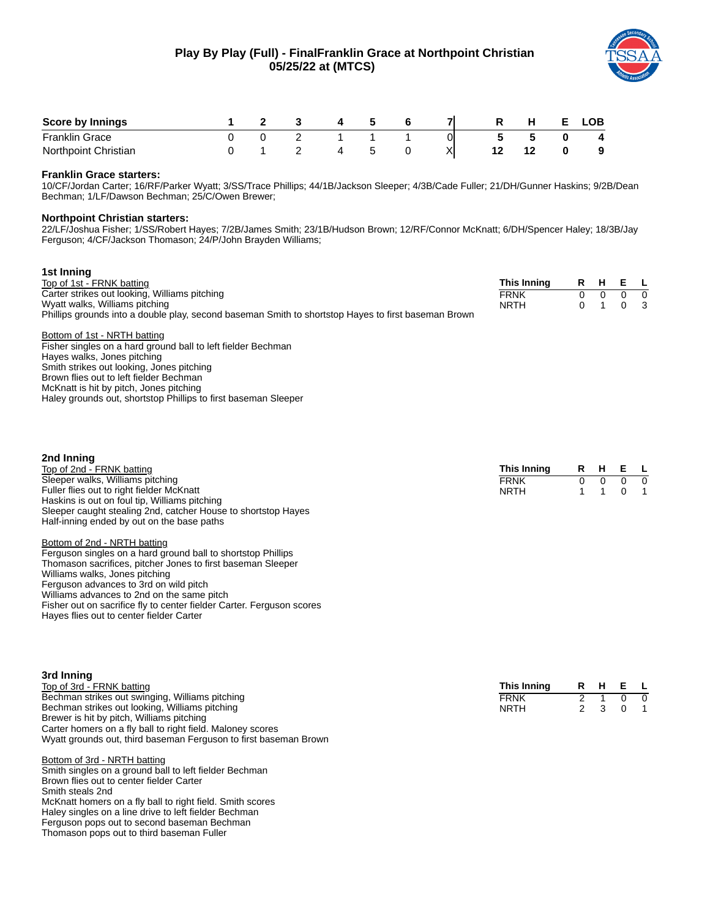# Play By Play (Full) - FinalFranklin Grace at Northpoint Christian
## 05/25/22 at (MTCS)

| Score by Innings | 1 | 2 | 3 | 4 | 5 | 6 | 7 | R | H | E | LOB |
|---|---|---|---|---|---|---|---|---|---|---|---|
| Franklin Grace | 0 | 0 | 2 | 1 | 1 | 1 | 0 | 5 | 5 | 0 | 4 |
| Northpoint Christian | 0 | 1 | 2 | 4 | 5 | 0 | X | 12 | 12 | 0 | 9 |

**Franklin Grace starters:**
10/CF/Jordan Carter; 16/RF/Parker Wyatt; 3/SS/Trace Phillips; 44/1B/Jackson Sleeper; 4/3B/Cade Fuller; 21/DH/Gunner Haskins; 9/2B/Dean Bechman; 1/LF/Dawson Bechman; 25/C/Owen Brewer;

**Northpoint Christian starters:**
22/LF/Joshua Fisher; 1/SS/Robert Hayes; 7/2B/James Smith; 23/1B/Hudson Brown; 12/RF/Connor McKnatt; 6/DH/Spencer Haley; 18/3B/Jay Ferguson; 4/CF/Jackson Thomason; 24/P/John Brayden Williams;

### 1st Inning

Top of 1st - FRNK batting
Carter strikes out looking, Williams pitching
Wyatt walks, Williams pitching
Phillips grounds into a double play, second baseman Smith to shortstop Hayes to first baseman Brown

Bottom of 1st - NRTH batting
Fisher singles on a hard ground ball to left fielder Bechman
Hayes walks, Jones pitching
Smith strikes out looking, Jones pitching
Brown flies out to left fielder Bechman
McKnatt is hit by pitch, Jones pitching
Haley grounds out, shortstop Phillips to first baseman Sleeper

| This Inning | R | H | E | L |
|---|---|---|---|---|
| FRNK | 0 | 0 | 0 | 0 |
| NRTH | 0 | 1 | 0 | 3 |

### 2nd Inning

Top of 2nd - FRNK batting
Sleeper walks, Williams pitching
Fuller flies out to right fielder McKnatt
Haskins is out on foul tip, Williams pitching
Sleeper caught stealing 2nd, catcher House to shortstop Hayes
Half-inning ended by out on the base paths

Bottom of 2nd - NRTH batting
Ferguson singles on a hard ground ball to shortstop Phillips
Thomason sacrifices, pitcher Jones to first baseman Sleeper
Williams walks, Jones pitching
Ferguson advances to 3rd on wild pitch
Williams advances to 2nd on the same pitch
Fisher out on sacrifice fly to center fielder Carter. Ferguson scores
Hayes flies out to center fielder Carter

| This Inning | R | H | E | L |
|---|---|---|---|---|
| FRNK | 0 | 0 | 0 | 0 |
| NRTH | 1 | 1 | 0 | 1 |

### 3rd Inning

Top of 3rd - FRNK batting
Bechman strikes out swinging, Williams pitching
Bechman strikes out looking, Williams pitching
Brewer is hit by pitch, Williams pitching
Carter homers on a fly ball to right field. Maloney scores
Wyatt grounds out, third baseman Ferguson to first baseman Brown

Bottom of 3rd - NRTH batting
Smith singles on a ground ball to left fielder Bechman
Brown flies out to center fielder Carter
Smith steals 2nd
McKnatt homers on a fly ball to right field. Smith scores
Haley singles on a line drive to left fielder Bechman
Ferguson pops out to second baseman Bechman
Thomason pops out to third baseman Fuller

| This Inning | R | H | E | L |
|---|---|---|---|---|
| FRNK | 2 | 1 | 0 | 0 |
| NRTH | 2 | 3 | 0 | 1 |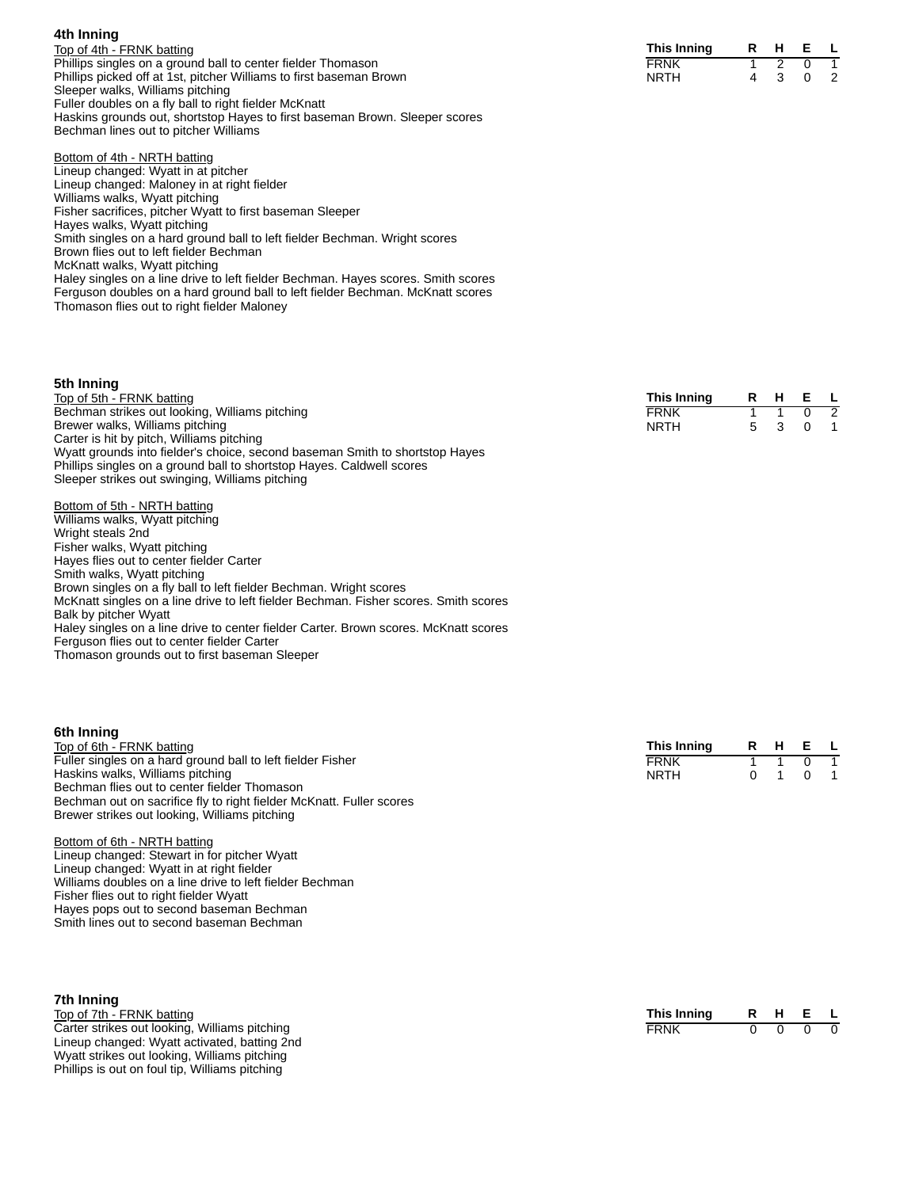### 4th Inning

Top of 4th - FRNK batting

Phillips singles on a ground ball to center fielder Thomason
Phillips picked off at 1st, pitcher Williams to first baseman Brown
Sleeper walks, Williams pitching
Fuller doubles on a fly ball to right fielder McKnatt
Haskins grounds out, shortstop Hayes to first baseman Brown. Sleeper scores
Bechman lines out to pitcher Williams

Bottom of 4th - NRTH batting

Lineup changed: Wyatt in at pitcher
Lineup changed: Maloney in at right fielder
Williams walks, Wyatt pitching
Fisher sacrifices, pitcher Wyatt to first baseman Sleeper
Hayes walks, Wyatt pitching
Smith singles on a hard ground ball to left fielder Bechman. Wright scores
Brown flies out to left fielder Bechman
McKnatt walks, Wyatt pitching
Haley singles on a line drive to left fielder Bechman. Hayes scores. Smith scores
Ferguson doubles on a hard ground ball to left fielder Bechman. McKnatt scores
Thomason flies out to right fielder Maloney

| This Inning | R | H | E | L |
|---|---|---|---|---|
| FRNK | 1 | 2 | 0 | 1 |
| NRTH | 4 | 3 | 0 | 2 |

### 5th Inning

Top of 5th - FRNK batting

Bechman strikes out looking, Williams pitching
Brewer walks, Williams pitching
Carter is hit by pitch, Williams pitching
Wyatt grounds into fielder's choice, second baseman Smith to shortstop Hayes
Phillips singles on a ground ball to shortstop Hayes. Caldwell scores
Sleeper strikes out swinging, Williams pitching

Bottom of 5th - NRTH batting

Williams walks, Wyatt pitching
Wright steals 2nd
Fisher walks, Wyatt pitching
Hayes flies out to center fielder Carter
Smith walks, Wyatt pitching
Brown singles on a fly ball to left fielder Bechman. Wright scores
McKnatt singles on a line drive to left fielder Bechman. Fisher scores. Smith scores
Balk by pitcher Wyatt
Haley singles on a line drive to center fielder Carter. Brown scores. McKnatt scores
Ferguson flies out to center fielder Carter
Thomason grounds out to first baseman Sleeper

| This Inning | R | H | E | L |
|---|---|---|---|---|
| FRNK | 1 | 1 | 0 | 2 |
| NRTH | 5 | 3 | 0 | 1 |

### 6th Inning

Top of 6th - FRNK batting

Fuller singles on a hard ground ball to left fielder Fisher
Haskins walks, Williams pitching
Bechman flies out to center fielder Thomason
Bechman out on sacrifice fly to right fielder McKnatt. Fuller scores
Brewer strikes out looking, Williams pitching

Bottom of 6th - NRTH batting

Lineup changed: Stewart in for pitcher Wyatt
Lineup changed: Wyatt in at right fielder
Williams doubles on a line drive to left fielder Bechman
Fisher flies out to right fielder Wyatt
Hayes pops out to second baseman Bechman
Smith lines out to second baseman Bechman

| This Inning | R | H | E | L |
|---|---|---|---|---|
| FRNK | 1 | 1 | 0 | 1 |
| NRTH | 0 | 1 | 0 | 1 |

### 7th Inning

Top of 7th - FRNK batting

Carter strikes out looking, Williams pitching
Lineup changed: Wyatt activated, batting 2nd
Wyatt strikes out looking, Williams pitching
Phillips is out on foul tip, Williams pitching

| This Inning | R | H | E | L |
|---|---|---|---|---|
| FRNK | 0 | 0 | 0 | 0 |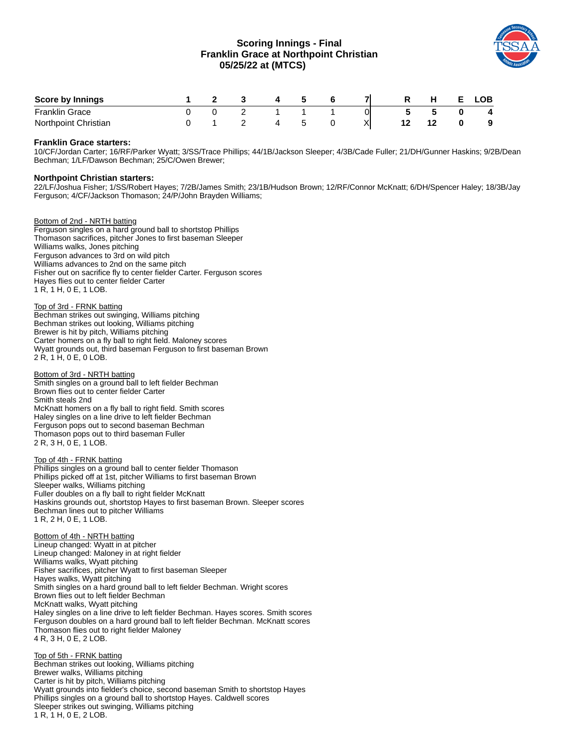# Scoring Innings - Final
## Franklin Grace at Northpoint Christian
## 05/25/22 at (MTCS)

| Score by Innings | 1 | 2 | 3 | 4 | 5 | 6 | 7 | R | H | E | LOB |
|---|---|---|---|---|---|---|---|---|---|---|---|
| Franklin Grace | 0 | 0 | 2 | 1 | 1 | 1 | 0 | 5 | 5 | 0 | 4 |
| Northpoint Christian | 0 | 1 | 2 | 4 | 5 | 0 | X | 12 | 12 | 0 | 9 |

**Franklin Grace starters:**
10/CF/Jordan Carter; 16/RF/Parker Wyatt; 3/SS/Trace Phillips; 44/1B/Jackson Sleeper; 4/3B/Cade Fuller; 21/DH/Gunner Haskins; 9/2B/Dean Bechman; 1/LF/Dawson Bechman; 25/C/Owen Brewer;

**Northpoint Christian starters:**
22/LF/Joshua Fisher; 1/SS/Robert Hayes; 7/2B/James Smith; 23/1B/Hudson Brown; 12/RF/Connor McKnatt; 6/DH/Spencer Haley; 18/3B/Jay Ferguson; 4/CF/Jackson Thomason; 24/P/John Brayden Williams;

Bottom of 2nd - NRTH batting
Ferguson singles on a hard ground ball to shortstop Phillips
Thomason sacrifices, pitcher Jones to first baseman Sleeper
Williams walks, Jones pitching
Ferguson advances to 3rd on wild pitch
Williams advances to 2nd on the same pitch
Fisher out on sacrifice fly to center fielder Carter. Ferguson scores
Hayes flies out to center fielder Carter
1 R, 1 H, 0 E, 1 LOB.

Top of 3rd - FRNK batting
Bechman strikes out swinging, Williams pitching
Bechman strikes out looking, Williams pitching
Brewer is hit by pitch, Williams pitching
Carter homers on a fly ball to right field. Maloney scores
Wyatt grounds out, third baseman Ferguson to first baseman Brown
2 R, 1 H, 0 E, 0 LOB.

Bottom of 3rd - NRTH batting
Smith singles on a ground ball to left fielder Bechman
Brown flies out to center fielder Carter
Smith steals 2nd
McKnatt homers on a fly ball to right field. Smith scores
Haley singles on a line drive to left fielder Bechman
Ferguson pops out to second baseman Bechman
Thomason pops out to third baseman Fuller
2 R, 3 H, 0 E, 1 LOB.

Top of 4th - FRNK batting
Phillips singles on a ground ball to center fielder Thomason
Phillips picked off at 1st, pitcher Williams to first baseman Brown
Sleeper walks, Williams pitching
Fuller doubles on a fly ball to right fielder McKnatt
Haskins grounds out, shortstop Hayes to first baseman Brown. Sleeper scores
Bechman lines out to pitcher Williams
1 R, 2 H, 0 E, 1 LOB.

Bottom of 4th - NRTH batting
Lineup changed: Wyatt in at pitcher
Lineup changed: Maloney in at right fielder
Williams walks, Wyatt pitching
Fisher sacrifices, pitcher Wyatt to first baseman Sleeper
Hayes walks, Wyatt pitching
Smith singles on a hard ground ball to left fielder Bechman. Wright scores
Brown flies out to left fielder Bechman
McKnatt walks, Wyatt pitching
Haley singles on a line drive to left fielder Bechman. Hayes scores. Smith scores
Ferguson doubles on a hard ground ball to left fielder Bechman. McKnatt scores
Thomason flies out to right fielder Maloney
4 R, 3 H, 0 E, 2 LOB.

Top of 5th - FRNK batting
Bechman strikes out looking, Williams pitching
Brewer walks, Williams pitching
Carter is hit by pitch, Williams pitching
Wyatt grounds into fielder's choice, second baseman Smith to shortstop Hayes
Phillips singles on a ground ball to shortstop Hayes. Caldwell scores
Sleeper strikes out swinging, Williams pitching
1 R, 1 H, 0 E, 2 LOB.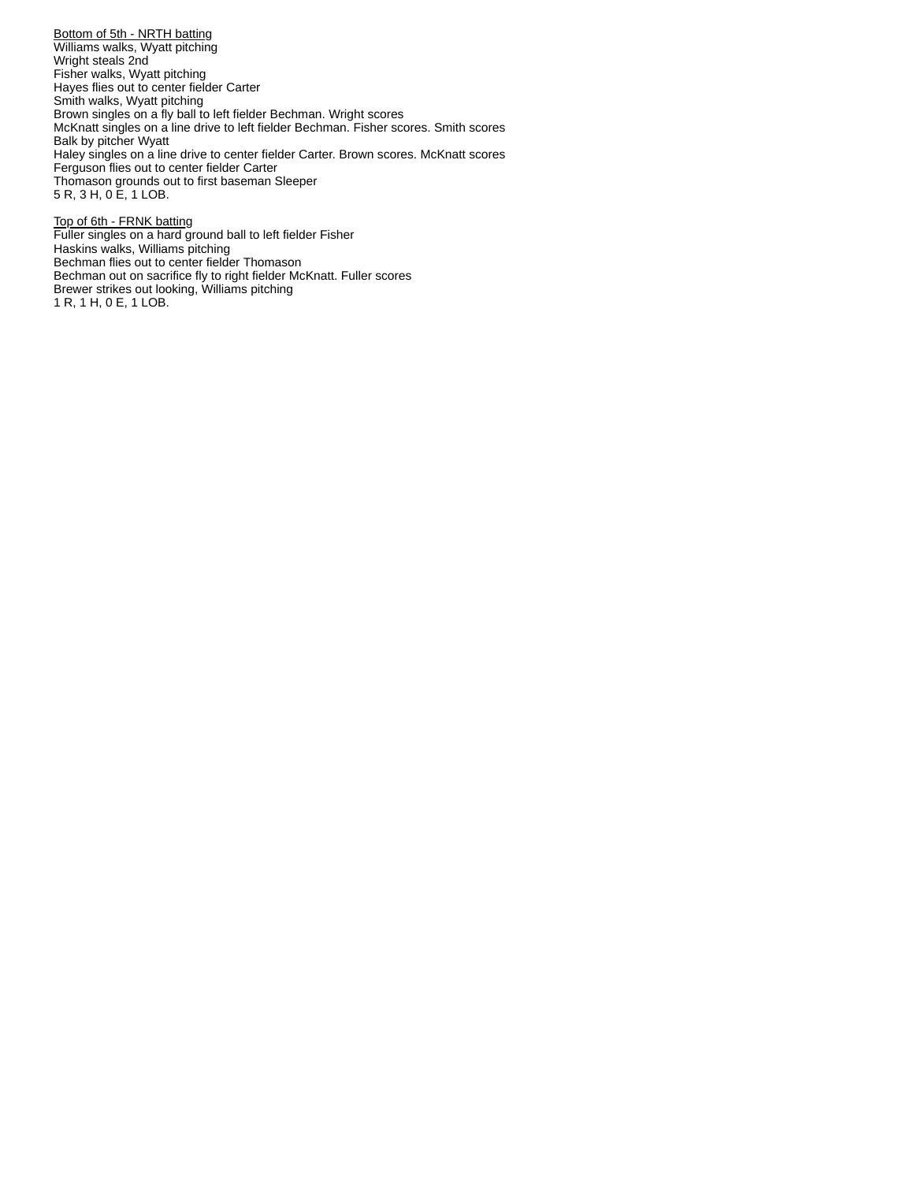Bottom of 5th - NRTH batting
Williams walks, Wyatt pitching
Wright steals 2nd
Fisher walks, Wyatt pitching
Hayes flies out to center fielder Carter
Smith walks, Wyatt pitching
Brown singles on a fly ball to left fielder Bechman. Wright scores
McKnatt singles on a line drive to left fielder Bechman. Fisher scores. Smith scores
Balk by pitcher Wyatt
Haley singles on a line drive to center fielder Carter. Brown scores. McKnatt scores
Ferguson flies out to center fielder Carter
Thomason grounds out to first baseman Sleeper
5 R, 3 H, 0 E, 1 LOB.

Top of 6th - FRNK batting
Fuller singles on a hard ground ball to left fielder Fisher
Haskins walks, Williams pitching
Bechman flies out to center fielder Thomason
Bechman out on sacrifice fly to right fielder McKnatt. Fuller scores
Brewer strikes out looking, Williams pitching
1 R, 1 H, 0 E, 1 LOB.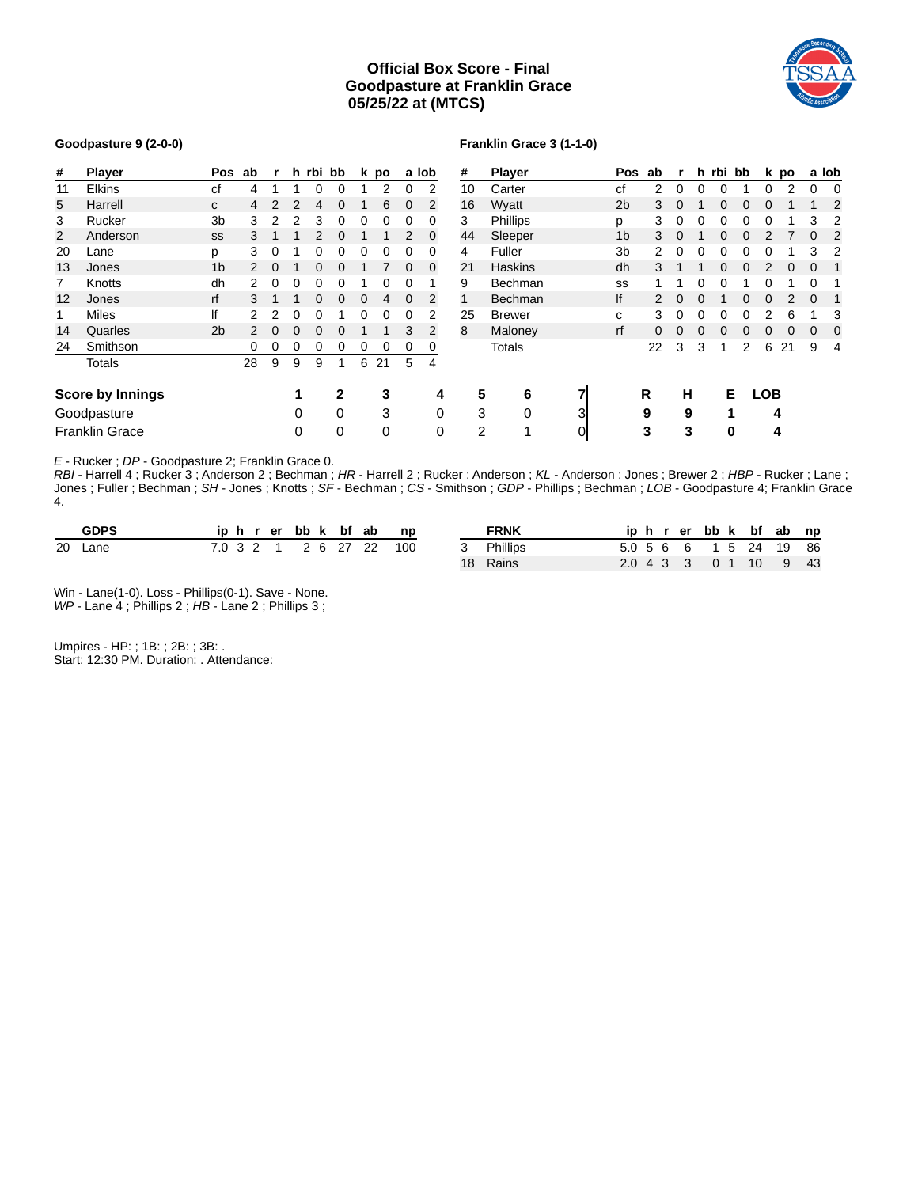# Official Box Score - Final
## Goodpasture at Franklin Grace
## 05/25/22 at (MTCS)

**Goodpasture 9 (2-0-0)**

| # | Player | Pos | ab | r | h | rbi | bb | k | po | a | lob |
|---|---|---|---|---|---|---|---|---|---|---|---|
| 11 | Elkins | cf | 4 | 1 | 1 | 0 | 0 | 1 | 2 | 0 | 2 |
| 5 | Harrell | c | 4 | 2 | 2 | 4 | 0 | 1 | 6 | 0 | 2 |
| 3 | Rucker | 3b | 3 | 2 | 2 | 3 | 0 | 0 | 0 | 0 | 0 |
| 2 | Anderson | ss | 3 | 1 | 1 | 2 | 0 | 1 | 1 | 2 | 0 |
| 20 | Lane | p | 3 | 0 | 1 | 0 | 0 | 0 | 0 | 0 | 0 |
| 13 | Jones | 1b | 2 | 0 | 1 | 0 | 0 | 1 | 7 | 0 | 0 |
| 7 | Knotts | dh | 2 | 0 | 0 | 0 | 0 | 1 | 0 | 0 | 1 |
| 12 | Jones | rf | 3 | 1 | 1 | 0 | 0 | 0 | 4 | 0 | 2 |
| 1 | Miles | lf | 2 | 2 | 0 | 0 | 1 | 0 | 0 | 0 | 2 |
| 14 | Quarles | 2b | 2 | 0 | 0 | 0 | 0 | 1 | 1 | 3 | 2 |
| 24 | Smithson | | 0 | 0 | 0 | 0 | 0 | 0 | 0 | 0 | 0 |
| | Totals | | 28 | 9 | 9 | 9 | 1 | 6 | 21 | 5 | 4 |

**Franklin Grace 3 (1-1-0)**

| # | Player | Pos | ab | r | h | rbi | bb | k | po | a | lob |
|---|---|---|---|---|---|---|---|---|---|---|---|
| 10 | Carter | cf | 2 | 0 | 0 | 0 | 1 | 0 | 2 | 0 | 0 |
| 16 | Wyatt | 2b | 3 | 0 | 1 | 0 | 0 | 0 | 1 | 1 | 2 |
| 3 | Phillips | p | 3 | 0 | 0 | 0 | 0 | 0 | 1 | 3 | 2 |
| 44 | Sleeper | 1b | 3 | 0 | 1 | 0 | 0 | 2 | 7 | 0 | 2 |
| 4 | Fuller | 3b | 2 | 0 | 0 | 0 | 0 | 0 | 1 | 3 | 2 |
| 21 | Haskins | dh | 3 | 1 | 1 | 0 | 0 | 2 | 0 | 0 | 1 |
| 9 | Bechman | ss | 1 | 1 | 0 | 0 | 1 | 0 | 1 | 0 | 1 |
| 1 | Bechman | lf | 2 | 0 | 0 | 1 | 0 | 0 | 2 | 0 | 1 |
| 25 | Brewer | c | 3 | 0 | 0 | 0 | 0 | 2 | 6 | 1 | 3 |
| 8 | Maloney | rf | 0 | 0 | 0 | 0 | 0 | 0 | 0 | 0 | 0 |
| | Totals | | 22 | 3 | 3 | 1 | 2 | 6 | 21 | 9 | 4 |

| Score by Innings | 1 | 2 | 3 | 4 | 5 | 6 | 7 | R | H | E | LOB |
|---|---|---|---|---|---|---|---|---|---|---|---|
| Goodpasture | 0 | 0 | 3 | 0 | 3 | 0 | 3 | 9 | 9 | 1 | 4 |
| Franklin Grace | 0 | 0 | 0 | 0 | 2 | 1 | 0 | 3 | 3 | 0 | 4 |

*E* - Rucker ; *DP* - Goodpasture 2; Franklin Grace 0.
*RBI* - Harrell 4 ; Rucker 3 ; Anderson 2 ; Bechman ; *HR* - Harrell 2 ; Rucker ; Anderson ; *KL* - Anderson ; Jones ; Brewer 2 ; *HBP* - Rucker ; Lane ; Jones ; Fuller ; Bechman ; *SH* - Jones ; Knotts ; *SF* - Bechman ; *CS* - Smithson ; *GDP* - Phillips ; Bechman ; *LOB* - Goodpasture 4; Franklin Grace 4.

| # | GDPS | ip | h | r | er | bb | k | bf | ab | np |
|---|---|---|---|---|---|---|---|---|---|---|
| 20 | Lane | 7.0 | 3 | 2 | 1 | 2 | 6 | 27 | 22 | 100 |

| # | FRNK | ip | h | r | er | bb | k | bf | ab | np |
|---|---|---|---|---|---|---|---|---|---|---|
| 3 | Phillips | 5.0 | 5 | 6 | 6 | 1 | 5 | 24 | 19 | 86 |
| 18 | Rains | 2.0 | 4 | 3 | 3 | 0 | 1 | 10 | 9 | 43 |

Win - Lane(1-0). Loss - Phillips(0-1). Save - None.
*WP* - Lane 4 ; Phillips 2 ; *HB* - Lane 2 ; Phillips 3 ;

Umpires - HP: ; 1B: ; 2B: ; 3B: .
Start: 12:30 PM. Duration: . Attendance: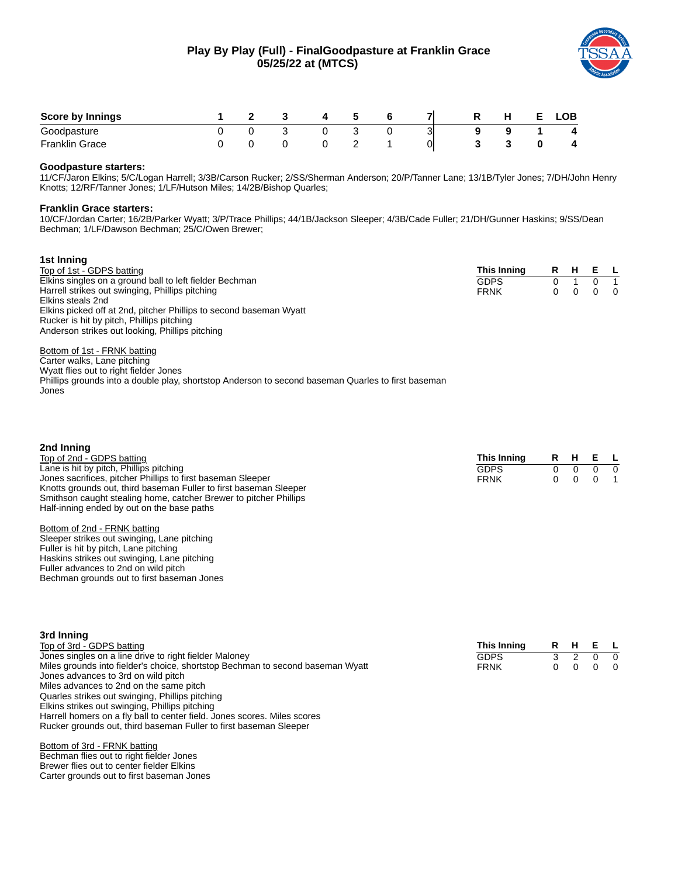# Play By Play (Full) - FinalGoodpasture at Franklin Grace
## 05/25/22 at (MTCS)

| Score by Innings | 1 | 2 | 3 | 4 | 5 | 6 | 7 | R | H | E | LOB |
|---|---|---|---|---|---|---|---|---|---|---|---|
| Goodpasture | 0 | 0 | 3 | 0 | 3 | 0 | 3 | **9** | **9** | **1** | **4** |
| Franklin Grace | 0 | 0 | 0 | 0 | 2 | 1 | 0 | **3** | **3** | **0** | **4** |

**Goodpasture starters:**
11/CF/Jaron Elkins; 5/C/Logan Harrell; 3/3B/Carson Rucker; 2/SS/Sherman Anderson; 20/P/Tanner Lane; 13/1B/Tyler Jones; 7/DH/John Henry Knotts; 12/RF/Tanner Jones; 1/LF/Hutson Miles; 14/2B/Bishop Quarles;

**Franklin Grace starters:**
10/CF/Jordan Carter; 16/2B/Parker Wyatt; 3/P/Trace Phillips; 44/1B/Jackson Sleeper; 4/3B/Cade Fuller; 21/DH/Gunner Haskins; 9/SS/Dean Bechman; 1/LF/Dawson Bechman; 25/C/Owen Brewer;

### 1st Inning

Top of 1st - GDPS batting
Elkins singles on a ground ball to left fielder Bechman
Harrell strikes out swinging, Phillips pitching
Elkins steals 2nd
Elkins picked off at 2nd, pitcher Phillips to second baseman Wyatt
Rucker is hit by pitch, Phillips pitching
Anderson strikes out looking, Phillips pitching

| This Inning | R | H | E | L |
|---|---|---|---|---|
| GDPS | 0 | 1 | 0 | 1 |
| FRNK | 0 | 0 | 0 | 0 |

Bottom of 1st - FRNK batting
Carter walks, Lane pitching
Wyatt flies out to right fielder Jones
Phillips grounds into a double play, shortstop Anderson to second baseman Quarles to first baseman Jones

### 2nd Inning

Top of 2nd - GDPS batting
Lane is hit by pitch, Phillips pitching
Jones sacrifices, pitcher Phillips to first baseman Sleeper
Knotts grounds out, third baseman Fuller to first baseman Sleeper
Smithson caught stealing home, catcher Brewer to pitcher Phillips
Half-inning ended by out on the base paths

| This Inning | R | H | E | L |
|---|---|---|---|---|
| GDPS | 0 | 0 | 0 | 0 |
| FRNK | 0 | 0 | 0 | 1 |

Bottom of 2nd - FRNK batting
Sleeper strikes out swinging, Lane pitching
Fuller is hit by pitch, Lane pitching
Haskins strikes out swinging, Lane pitching
Fuller advances to 2nd on wild pitch
Bechman grounds out to first baseman Jones

### 3rd Inning

Top of 3rd - GDPS batting
Jones singles on a line drive to right fielder Maloney
Miles grounds into fielder's choice, shortstop Bechman to second baseman Wyatt
Jones advances to 3rd on wild pitch
Miles advances to 2nd on the same pitch
Quarles strikes out swinging, Phillips pitching
Elkins strikes out swinging, Phillips pitching
Harrell homers on a fly ball to center field. Jones scores. Miles scores
Rucker grounds out, third baseman Fuller to first baseman Sleeper

| This Inning | R | H | E | L |
|---|---|---|---|---|
| GDPS | 3 | 2 | 0 | 0 |
| FRNK | 0 | 0 | 0 | 0 |

Bottom of 3rd - FRNK batting
Bechman flies out to right fielder Jones
Brewer flies out to center fielder Elkins
Carter grounds out to first baseman Jones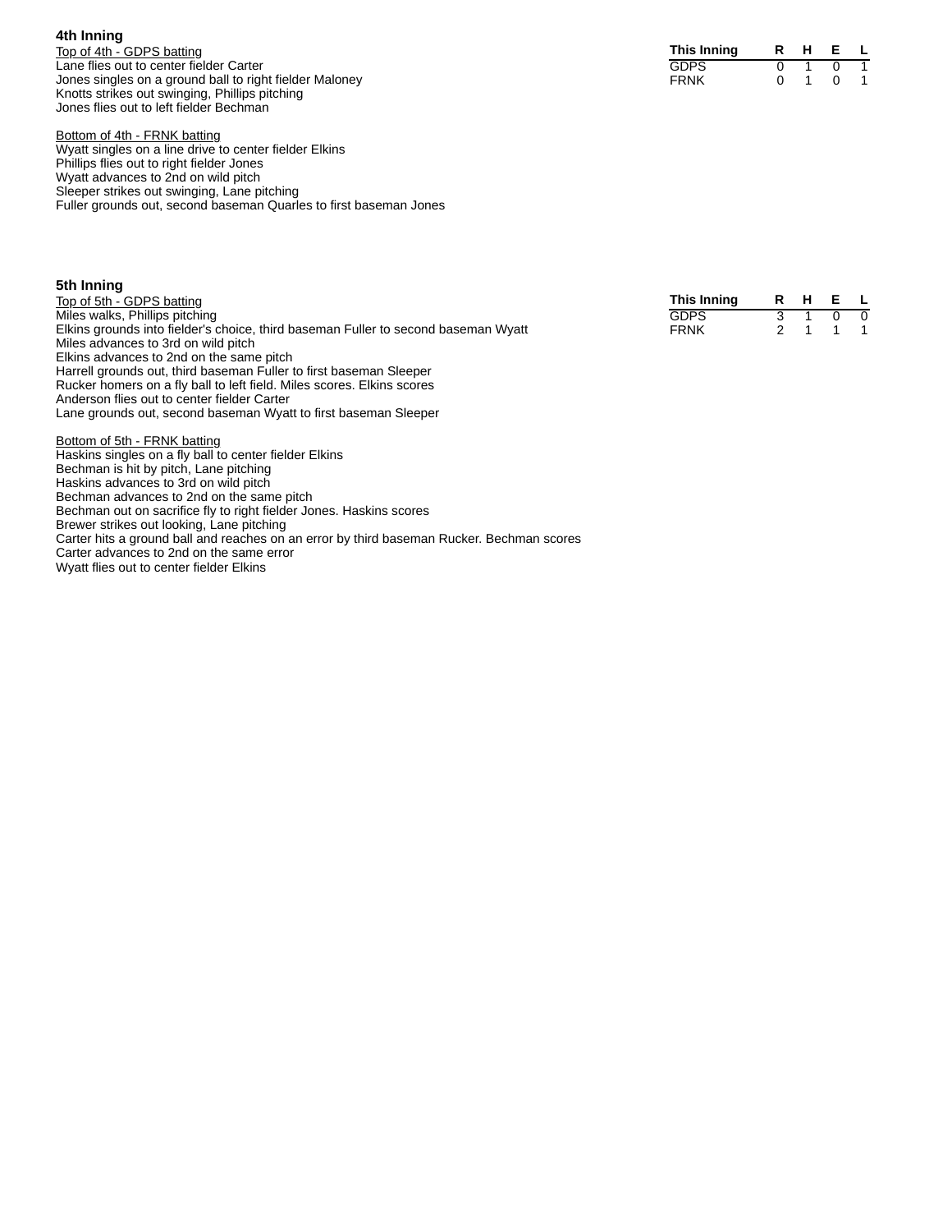### 4th Inning

Top of 4th - GDPS batting

Lane flies out to center fielder Carter
Jones singles on a ground ball to right fielder Maloney
Knotts strikes out swinging, Phillips pitching
Jones flies out to left fielder Bechman

| This Inning | R | H | E | L |
|---|---|---|---|---|
| GDPS | 0 | 1 | 0 | 1 |
| FRNK | 0 | 1 | 0 | 1 |

Bottom of 4th - FRNK batting

Wyatt singles on a line drive to center fielder Elkins
Phillips flies out to right fielder Jones
Wyatt advances to 2nd on wild pitch
Sleeper strikes out swinging, Lane pitching
Fuller grounds out, second baseman Quarles to first baseman Jones

### 5th Inning

Top of 5th - GDPS batting

Miles walks, Phillips pitching
Elkins grounds into fielder's choice, third baseman Fuller to second baseman Wyatt
Miles advances to 3rd on wild pitch
Elkins advances to 2nd on the same pitch
Harrell grounds out, third baseman Fuller to first baseman Sleeper
Rucker homers on a fly ball to left field. Miles scores. Elkins scores
Anderson flies out to center fielder Carter
Lane grounds out, second baseman Wyatt to first baseman Sleeper

| This Inning | R | H | E | L |
|---|---|---|---|---|
| GDPS | 3 | 1 | 0 | 0 |
| FRNK | 2 | 1 | 1 | 1 |

Bottom of 5th - FRNK batting

Haskins singles on a fly ball to center fielder Elkins
Bechman is hit by pitch, Lane pitching
Haskins advances to 3rd on wild pitch
Bechman advances to 2nd on the same pitch
Bechman out on sacrifice fly to right fielder Jones. Haskins scores
Brewer strikes out looking, Lane pitching
Carter hits a ground ball and reaches on an error by third baseman Rucker. Bechman scores
Carter advances to 2nd on the same error
Wyatt flies out to center fielder Elkins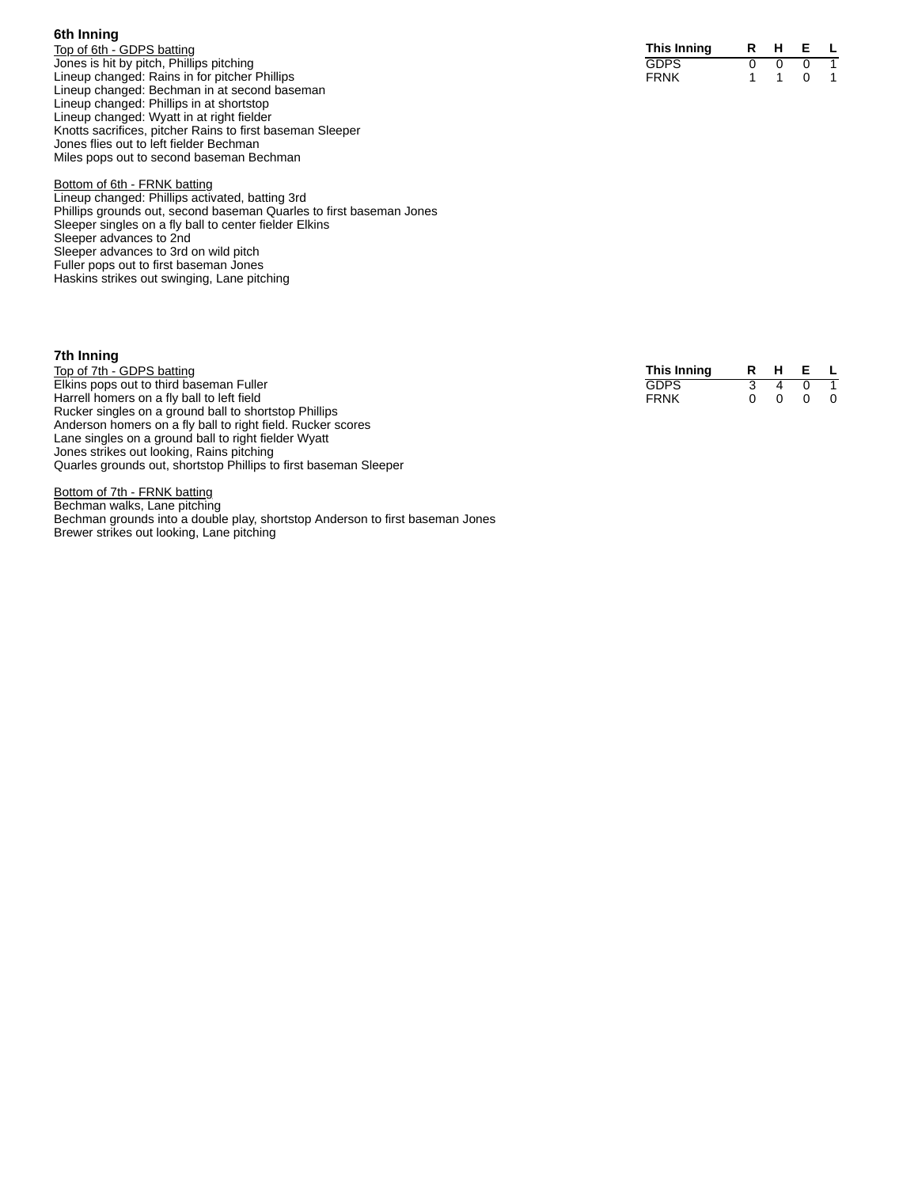### 6th Inning

Top of 6th - GDPS batting

Jones is hit by pitch, Phillips pitching
Lineup changed: Rains in for pitcher Phillips
Lineup changed: Bechman in at second baseman
Lineup changed: Phillips in at shortstop
Lineup changed: Wyatt in at right fielder
Knotts sacrifices, pitcher Rains to first baseman Sleeper
Jones flies out to left fielder Bechman
Miles pops out to second baseman Bechman

Bottom of 6th - FRNK batting

Lineup changed: Phillips activated, batting 3rd
Phillips grounds out, second baseman Quarles to first baseman Jones
Sleeper singles on a fly ball to center fielder Elkins
Sleeper advances to 2nd
Sleeper advances to 3rd on wild pitch
Fuller pops out to first baseman Jones
Haskins strikes out swinging, Lane pitching

| This Inning | R | H | E | L |
|---|---|---|---|---|
| GDPS | 0 | 0 | 0 | 1 |
| FRNK | 1 | 1 | 0 | 1 |

### 7th Inning

Top of 7th - GDPS batting

Elkins pops out to third baseman Fuller
Harrell homers on a fly ball to left field
Rucker singles on a ground ball to shortstop Phillips
Anderson homers on a fly ball to right field. Rucker scores
Lane singles on a ground ball to right fielder Wyatt
Jones strikes out looking, Rains pitching
Quarles grounds out, shortstop Phillips to first baseman Sleeper

Bottom of 7th - FRNK batting

Bechman walks, Lane pitching
Bechman grounds into a double play, shortstop Anderson to first baseman Jones
Brewer strikes out looking, Lane pitching

| This Inning | R | H | E | L |
|---|---|---|---|---|
| GDPS | 3 | 4 | 0 | 1 |
| FRNK | 0 | 0 | 0 | 0 |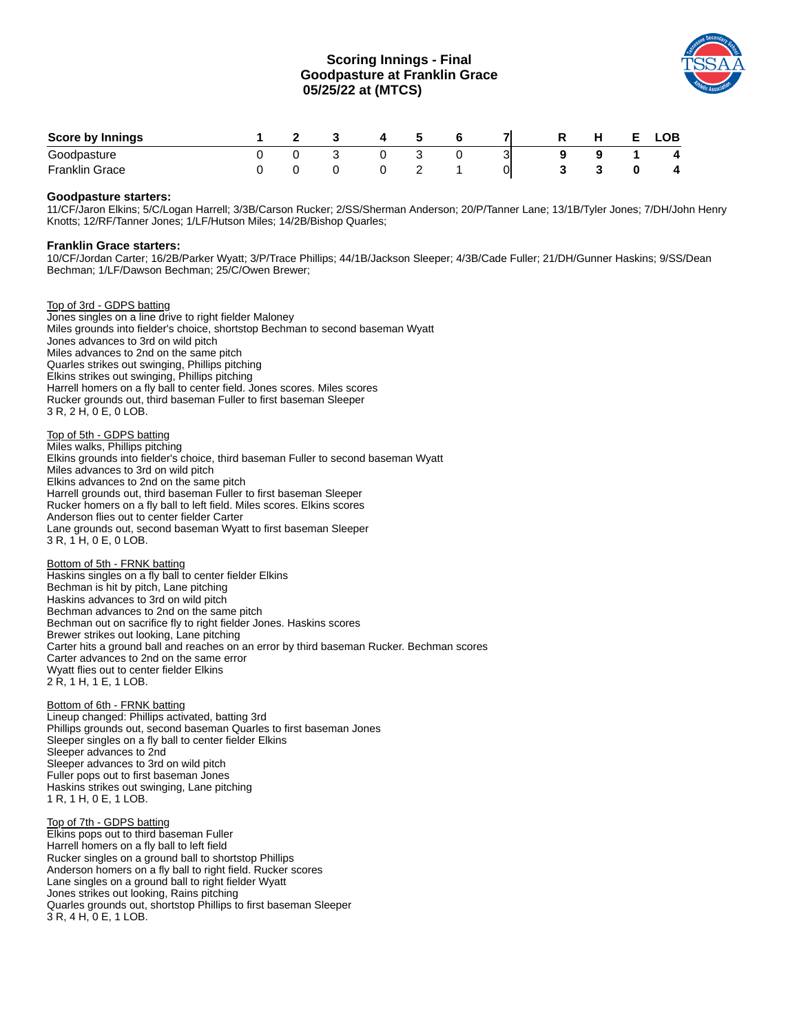# Scoring Innings - Final
## Goodpasture at Franklin Grace
## 05/25/22 at (MTCS)

| Score by Innings | 1 | 2 | 3 | 4 | 5 | 6 | 7 | R | H | E | LOB |
|---|---|---|---|---|---|---|---|---|---|---|---|
| Goodpasture | 0 | 0 | 3 | 0 | 3 | 0 | 3 | **9** | **9** | **1** | **4** |
| Franklin Grace | 0 | 0 | 0 | 0 | 2 | 1 | 0 | **3** | **3** | **0** | **4** |

**Goodpasture starters:**
11/CF/Jaron Elkins; 5/C/Logan Harrell; 3/3B/Carson Rucker; 2/SS/Sherman Anderson; 20/P/Tanner Lane; 13/1B/Tyler Jones; 7/DH/John Henry Knotts; 12/RF/Tanner Jones; 1/LF/Hutson Miles; 14/2B/Bishop Quarles;

**Franklin Grace starters:**
10/CF/Jordan Carter; 16/2B/Parker Wyatt; 3/P/Trace Phillips; 44/1B/Jackson Sleeper; 4/3B/Cade Fuller; 21/DH/Gunner Haskins; 9/SS/Dean Bechman; 1/LF/Dawson Bechman; 25/C/Owen Brewer;

Top of 3rd - GDPS batting
Jones singles on a line drive to right fielder Maloney
Miles grounds into fielder's choice, shortstop Bechman to second baseman Wyatt
Jones advances to 3rd on wild pitch
Miles advances to 2nd on the same pitch
Quarles strikes out swinging, Phillips pitching
Elkins strikes out swinging, Phillips pitching
Harrell homers on a fly ball to center field. Jones scores. Miles scores
Rucker grounds out, third baseman Fuller to first baseman Sleeper
3 R, 2 H, 0 E, 0 LOB.

Top of 5th - GDPS batting
Miles walks, Phillips pitching
Elkins grounds into fielder's choice, third baseman Fuller to second baseman Wyatt
Miles advances to 3rd on wild pitch
Elkins advances to 2nd on the same pitch
Harrell grounds out, third baseman Fuller to first baseman Sleeper
Rucker homers on a fly ball to left field. Miles scores. Elkins scores
Anderson flies out to center fielder Carter
Lane grounds out, second baseman Wyatt to first baseman Sleeper
3 R, 1 H, 0 E, 0 LOB.

Bottom of 5th - FRNK batting
Haskins singles on a fly ball to center fielder Elkins
Bechman is hit by pitch, Lane pitching
Haskins advances to 3rd on wild pitch
Bechman advances to 2nd on the same pitch
Bechman out on sacrifice fly to right fielder Jones. Haskins scores
Brewer strikes out looking, Lane pitching
Carter hits a ground ball and reaches on an error by third baseman Rucker. Bechman scores
Carter advances to 2nd on the same error
Wyatt flies out to center fielder Elkins
2 R, 1 H, 1 E, 1 LOB.

Bottom of 6th - FRNK batting
Lineup changed: Phillips activated, batting 3rd
Phillips grounds out, second baseman Quarles to first baseman Jones
Sleeper singles on a fly ball to center fielder Elkins
Sleeper advances to 2nd
Sleeper advances to 3rd on wild pitch
Fuller pops out to first baseman Jones
Haskins strikes out swinging, Lane pitching
1 R, 1 H, 0 E, 1 LOB.

Top of 7th - GDPS batting
Elkins pops out to third baseman Fuller
Harrell homers on a fly ball to left field
Rucker singles on a ground ball to shortstop Phillips
Anderson homers on a fly ball to right field. Rucker scores
Lane singles on a ground ball to right fielder Wyatt
Jones strikes out looking, Rains pitching
Quarles grounds out, shortstop Phillips to first baseman Sleeper
3 R, 4 H, 0 E, 1 LOB.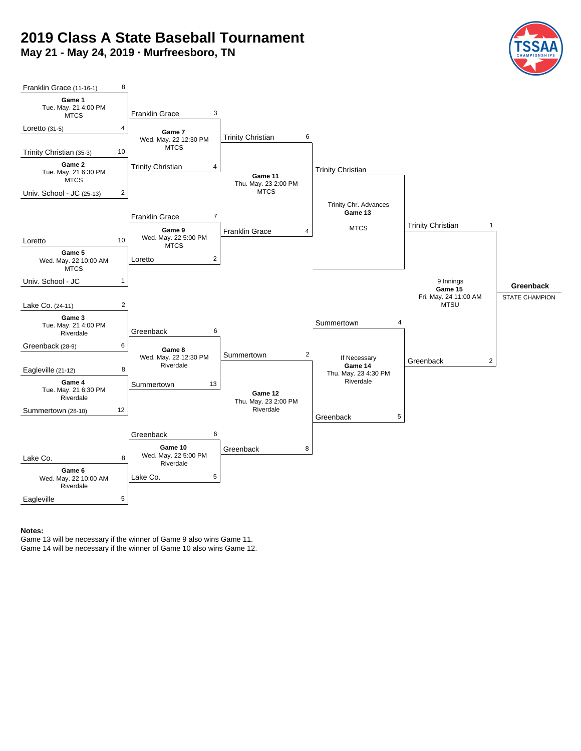# 2019 Class A State Baseball Tournament

## May 21 - May 24, 2019 · Murfreesboro, TN

| Game | Date/Time | Location | Team | Score | Team | Score |
|---|---|---|---|---|---|---|
| Game 1 | Tue. May. 21 4:00 PM | MTCS | Franklin Grace (11-16-1) | 8 | Loretto (31-5) | 4 |
| Game 2 | Tue. May. 21 6:30 PM | MTCS | Trinity Christian (35-3) | 10 | Univ. School - JC (25-13) | 2 |
| Game 3 | Tue. May. 21 4:00 PM | Riverdale | Lake Co. (24-11) | 2 | Greenback (28-9) | 6 |
| Game 4 | Tue. May. 21 6:30 PM | Riverdale | Eagleville (21-12) | 8 | Summertown (28-10) | 12 |
| Game 5 | Wed. May. 22 10:00 AM | MTCS | Loretto | 10 | Univ. School - JC | 1 |
| Game 6 | Wed. May. 22 10:00 AM | Riverdale | Lake Co. | 8 | Eagleville | 5 |
| Game 7 | Wed. May. 22 12:30 PM | MTCS | Franklin Grace | 3 | Trinity Christian | 4 |
| Game 8 | Wed. May. 22 12:30 PM | Riverdale | Greenback | 6 | Summertown | 13 |
| Game 9 | Wed. May. 22 5:00 PM | MTCS | Franklin Grace | 7 | Loretto | 2 |
| Game 10 | Wed. May. 22 5:00 PM | Riverdale | Greenback | 6 | Lake Co. | 5 |
| Game 11 | Thu. May. 23 2:00 PM | MTCS | Trinity Christian | 6 | Franklin Grace | 4 |
| Game 12 | Thu. May. 23 2:00 PM | Riverdale | Summertown | 2 | Greenback | 8 |
| Game 13 (Trinity Chr. Advances) | | MTCS | Trinity Christian | | | |
| Game 14 (If Necessary) | Thu. May. 23 4:30 PM | Riverdale | Summertown | 4 | Greenback | 5 |
| Game 15 (9 Innings) | Fri. May. 24 11:00 AM | MTSU | Trinity Christian | 1 | Greenback | 2 |

**Greenback**
STATE CHAMPION

**Notes:**
Game 13 will be necessary if the winner of Game 9 also wins Game 11.
Game 14 will be necessary if the winner of Game 10 also wins Game 12.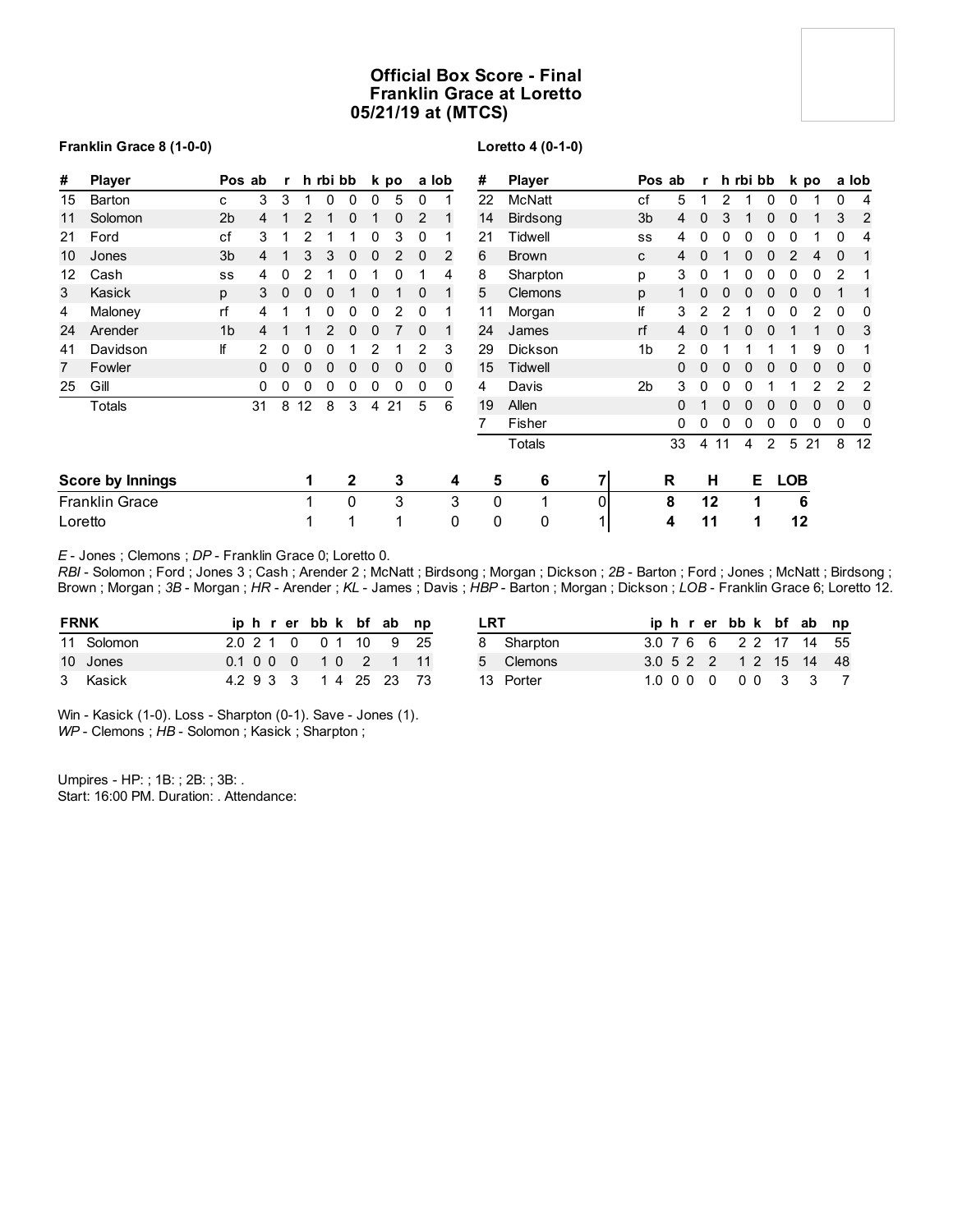# Official Box Score - Final
## Franklin Grace at Loretto
## 05/21/19 at (MTCS)

**Franklin Grace 8 (1-0-0)**

| # | Player | Pos | ab | r | h | rbi | bb | k | po | a | lob |
|---|---|---|---|---|---|---|---|---|---|---|---|
| 15 | Barton | c | 3 | 3 | 1 | 0 | 0 | 0 | 5 | 0 | 1 |
| 11 | Solomon | 2b | 4 | 1 | 2 | 1 | 0 | 1 | 0 | 2 | 1 |
| 21 | Ford | cf | 3 | 1 | 2 | 1 | 1 | 0 | 3 | 0 | 1 |
| 10 | Jones | 3b | 4 | 1 | 3 | 3 | 0 | 0 | 2 | 0 | 2 |
| 12 | Cash | ss | 4 | 0 | 2 | 1 | 0 | 1 | 0 | 1 | 4 |
| 3 | Kasick | p | 3 | 0 | 0 | 0 | 1 | 0 | 1 | 0 | 1 |
| 4 | Maloney | rf | 4 | 1 | 1 | 0 | 0 | 0 | 2 | 0 | 1 |
| 24 | Arender | 1b | 4 | 1 | 1 | 2 | 0 | 0 | 7 | 0 | 1 |
| 41 | Davidson | lf | 2 | 0 | 0 | 0 | 1 | 2 | 1 | 2 | 3 |
| 7 | Fowler | | 0 | 0 | 0 | 0 | 0 | 0 | 0 | 0 | 0 |
| 25 | Gill | | 0 | 0 | 0 | 0 | 0 | 0 | 0 | 0 | 0 |
| | Totals | | 31 | 8 | 12 | 8 | 3 | 4 | 21 | 5 | 6 |

**Loretto 4 (0-1-0)**

| # | Player | Pos | ab | r | h | rbi | bb | k | po | a | lob |
|---|---|---|---|---|---|---|---|---|---|---|---|
| 22 | McNatt | cf | 5 | 1 | 2 | 1 | 0 | 0 | 1 | 0 | 4 |
| 14 | Birdsong | 3b | 4 | 0 | 3 | 1 | 0 | 0 | 1 | 3 | 2 |
| 21 | Tidwell | ss | 4 | 0 | 0 | 0 | 0 | 0 | 1 | 0 | 4 |
| 6 | Brown | c | 4 | 0 | 1 | 0 | 0 | 2 | 4 | 0 | 1 |
| 8 | Sharpton | p | 3 | 0 | 1 | 0 | 0 | 0 | 0 | 2 | 1 |
| 5 | Clemons | p | 1 | 0 | 0 | 0 | 0 | 0 | 0 | 1 | 1 |
| 11 | Morgan | lf | 3 | 2 | 2 | 1 | 0 | 0 | 2 | 0 | 0 |
| 24 | James | rf | 4 | 0 | 1 | 0 | 0 | 1 | 1 | 0 | 3 |
| 29 | Dickson | 1b | 2 | 0 | 1 | 1 | 1 | 1 | 9 | 0 | 1 |
| 15 | Tidwell | | 0 | 0 | 0 | 0 | 0 | 0 | 0 | 0 | 0 |
| 4 | Davis | 2b | 3 | 0 | 0 | 0 | 1 | 1 | 2 | 2 | 2 |
| 19 | Allen | | 0 | 1 | 0 | 0 | 0 | 0 | 0 | 0 | 0 |
| 7 | Fisher | | 0 | 0 | 0 | 0 | 0 | 0 | 0 | 0 | 0 |
| | Totals | | 33 | 4 | 11 | 4 | 2 | 5 | 21 | 8 | 12 |

| Score by Innings | 1 | 2 | 3 | 4 | 5 | 6 | 7 | R | H | E | LOB |
|---|---|---|---|---|---|---|---|---|---|---|---|
| Franklin Grace | 1 | 0 | 3 | 3 | 0 | 1 | 0 | 8 | 12 | 1 | 6 |
| Loretto | 1 | 1 | 1 | 0 | 0 | 0 | 1 | 4 | 11 | 1 | 12 |

*E* - Jones ; Clemons ; *DP* - Franklin Grace 0; Loretto 0.
*RBI* - Solomon ; Ford ; Jones 3 ; Cash ; Arender 2 ; McNatt ; Birdsong ; Morgan ; Dickson ; *2B* - Barton ; Ford ; Jones ; McNatt ; Birdsong ; Brown ; Morgan ; *3B* - Morgan ; *HR* - Arender ; *KL* - James ; Davis ; *HBP* - Barton ; Morgan ; Dickson ; *LOB* - Franklin Grace 6; Loretto 12.

| FRNK | ip | h | r | er | bb | k | bf | ab | np |
|---|---|---|---|---|---|---|---|---|---|
| 11 Solomon | 2.0 | 2 | 1 | 0 | 0 | 1 | 10 | 9 | 25 |
| 10 Jones | 0.1 | 0 | 0 | 0 | 1 | 0 | 2 | 1 | 11 |
| 3 Kasick | 4.2 | 9 | 3 | 3 | 1 | 4 | 25 | 23 | 73 |

| LRT | ip | h | r | er | bb | k | bf | ab | np |
|---|---|---|---|---|---|---|---|---|---|
| 8 Sharpton | 3.0 | 7 | 6 | 6 | 2 | 2 | 17 | 14 | 55 |
| 5 Clemons | 3.0 | 5 | 2 | 2 | 1 | 2 | 15 | 14 | 48 |
| 13 Porter | 1.0 | 0 | 0 | 0 | 0 | 0 | 3 | 3 | 7 |

Win - Kasick (1-0). Loss - Sharpton (0-1). Save - Jones (1).
*WP* - Clemons ; *HB* - Solomon ; Kasick ; Sharpton ;

Umpires - HP: ; 1B: ; 2B: ; 3B: .
Start: 16:00 PM. Duration: . Attendance: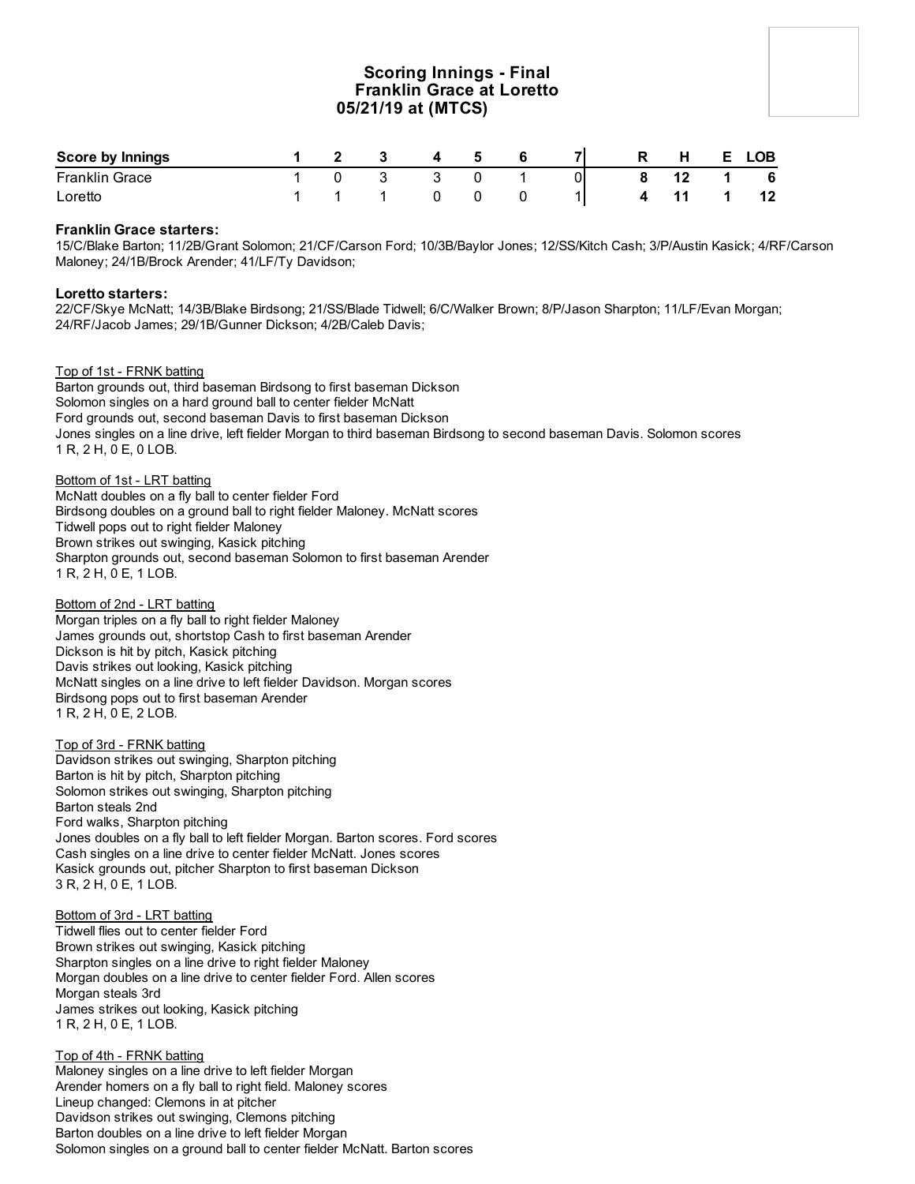## Scoring Innings - Final
## Franklin Grace at Loretto
## 05/21/19 at (MTCS)

| Score by Innings | 1 | 2 | 3 | 4 | 5 | 6 | 7 | R | H | E | LOB |
|---|---|---|---|---|---|---|---|---|---|---|---|
| Franklin Grace | 1 | 0 | 3 | 3 | 0 | 1 | 0 | 8 | 12 | 1 | 6 |
| Loretto | 1 | 1 | 1 | 0 | 0 | 0 | 1 | 4 | 11 | 1 | 12 |

**Franklin Grace starters:**
15/C/Blake Barton; 11/2B/Grant Solomon; 21/CF/Carson Ford; 10/3B/Baylor Jones; 12/SS/Kitch Cash; 3/P/Austin Kasick; 4/RF/Carson Maloney; 24/1B/Brock Arender; 41/LF/Ty Davidson;

**Loretto starters:**
22/CF/Skye McNatt; 14/3B/Blake Birdsong; 21/SS/Blade Tidwell; 6/C/Walker Brown; 8/P/Jason Sharpton; 11/LF/Evan Morgan; 24/RF/Jacob James; 29/1B/Gunner Dickson; 4/2B/Caleb Davis;

Top of 1st - FRNK batting
Barton grounds out, third baseman Birdsong to first baseman Dickson
Solomon singles on a hard ground ball to center fielder McNatt
Ford grounds out, second baseman Davis to first baseman Dickson
Jones singles on a line drive, left fielder Morgan to third baseman Birdsong to second baseman Davis. Solomon scores
1 R, 2 H, 0 E, 0 LOB.

Bottom of 1st - LRT batting
McNatt doubles on a fly ball to center fielder Ford
Birdsong doubles on a ground ball to right fielder Maloney. McNatt scores
Tidwell pops out to right fielder Maloney
Brown strikes out swinging, Kasick pitching
Sharpton grounds out, second baseman Solomon to first baseman Arender
1 R, 2 H, 0 E, 1 LOB.

Bottom of 2nd - LRT batting
Morgan triples on a fly ball to right fielder Maloney
James grounds out, shortstop Cash to first baseman Arender
Dickson is hit by pitch, Kasick pitching
Davis strikes out looking, Kasick pitching
McNatt singles on a line drive to left fielder Davidson. Morgan scores
Birdsong pops out to first baseman Arender
1 R, 2 H, 0 E, 2 LOB.

Top of 3rd - FRNK batting
Davidson strikes out swinging, Sharpton pitching
Barton is hit by pitch, Sharpton pitching
Solomon strikes out swinging, Sharpton pitching
Barton steals 2nd
Ford walks, Sharpton pitching
Jones doubles on a fly ball to left fielder Morgan. Barton scores. Ford scores
Cash singles on a line drive to center fielder McNatt. Jones scores
Kasick grounds out, pitcher Sharpton to first baseman Dickson
3 R, 2 H, 0 E, 1 LOB.

Bottom of 3rd - LRT batting
Tidwell flies out to center fielder Ford
Brown strikes out swinging, Kasick pitching
Sharpton singles on a line drive to right fielder Maloney
Morgan doubles on a line drive to center fielder Ford. Allen scores
Morgan steals 3rd
James strikes out looking, Kasick pitching
1 R, 2 H, 0 E, 1 LOB.

Top of 4th - FRNK batting
Maloney singles on a line drive to left fielder Morgan
Arender homers on a fly ball to right field. Maloney scores
Lineup changed: Clemons in at pitcher
Davidson strikes out swinging, Clemons pitching
Barton doubles on a line drive to left fielder Morgan
Solomon singles on a ground ball to center fielder McNatt. Barton scores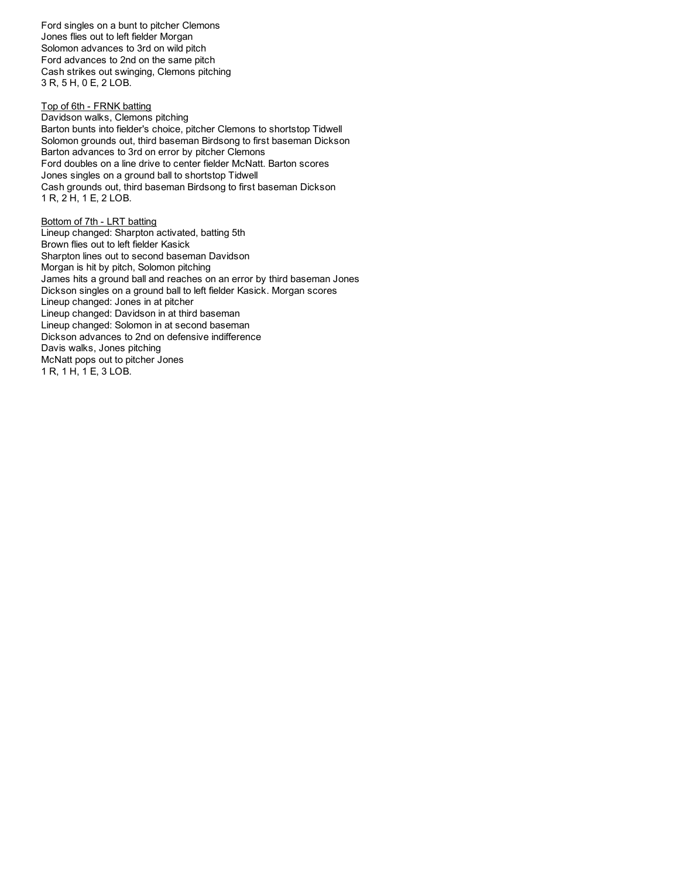Ford singles on a bunt to pitcher Clemons
Jones flies out to left fielder Morgan
Solomon advances to 3rd on wild pitch
Ford advances to 2nd on the same pitch
Cash strikes out swinging, Clemons pitching
3 R, 5 H, 0 E, 2 LOB.

<u>Top of 6th - FRNK batting</u>
Davidson walks, Clemons pitching
Barton bunts into fielder's choice, pitcher Clemons to shortstop Tidwell
Solomon grounds out, third baseman Birdsong to first baseman Dickson
Barton advances to 3rd on error by pitcher Clemons
Ford doubles on a line drive to center fielder McNatt. Barton scores
Jones singles on a ground ball to shortstop Tidwell
Cash grounds out, third baseman Birdsong to first baseman Dickson
1 R, 2 H, 1 E, 2 LOB.

<u>Bottom of 7th - LRT batting</u>
Lineup changed: Sharpton activated, batting 5th
Brown flies out to left fielder Kasick
Sharpton lines out to second baseman Davidson
Morgan is hit by pitch, Solomon pitching
James hits a ground ball and reaches on an error by third baseman Jones
Dickson singles on a ground ball to left fielder Kasick. Morgan scores
Lineup changed: Jones in at pitcher
Lineup changed: Davidson in at third baseman
Lineup changed: Solomon in at second baseman
Dickson advances to 2nd on defensive indifference
Davis walks, Jones pitching
McNatt pops out to pitcher Jones
1 R, 1 H, 1 E, 3 LOB.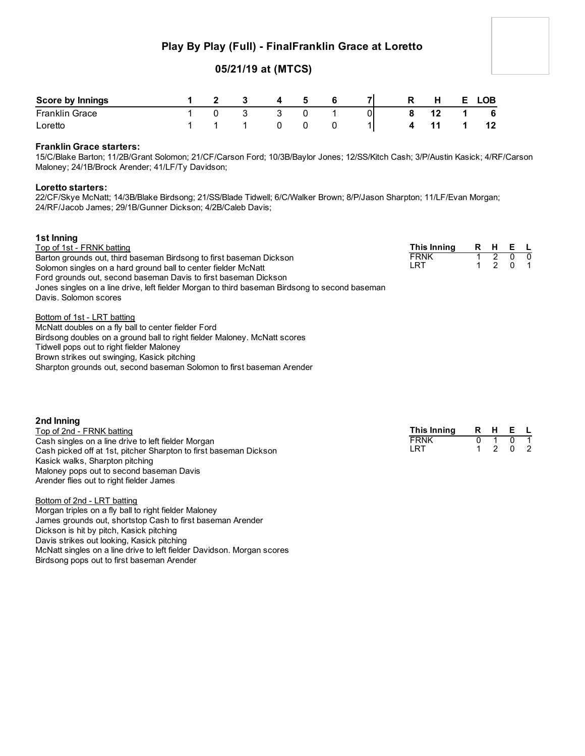# Play By Play (Full) - FinalFranklin Grace at Loretto

## 05/21/19 at (MTCS)

| Score by Innings | 1 | 2 | 3 | 4 | 5 | 6 | 7 | R | H | E | LOB |
|---|---|---|---|---|---|---|---|---|---|---|---|
| Franklin Grace | 1 | 0 | 3 | 3 | 0 | 1 | 0 | 8 | 12 | 1 | 6 |
| Loretto | 1 | 1 | 1 | 0 | 0 | 0 | 1 | 4 | 11 | 1 | 12 |

**Franklin Grace starters:**
15/C/Blake Barton; 11/2B/Grant Solomon; 21/CF/Carson Ford; 10/3B/Baylor Jones; 12/SS/Kitch Cash; 3/P/Austin Kasick; 4/RF/Carson Maloney; 24/1B/Brock Arender; 41/LF/Ty Davidson;

**Loretto starters:**
22/CF/Skye McNatt; 14/3B/Blake Birdsong; 21/SS/Blade Tidwell; 6/C/Walker Brown; 8/P/Jason Sharpton; 11/LF/Evan Morgan; 24/RF/Jacob James; 29/1B/Gunner Dickson; 4/2B/Caleb Davis;

### 1st Inning

Top of 1st - FRNK batting
Barton grounds out, third baseman Birdsong to first baseman Dickson
Solomon singles on a hard ground ball to center fielder McNatt
Ford grounds out, second baseman Davis to first baseman Dickson
Jones singles on a line drive, left fielder Morgan to third baseman Birdsong to second baseman Davis. Solomon scores

Bottom of 1st - LRT batting
McNatt doubles on a fly ball to center fielder Ford
Birdsong doubles on a ground ball to right fielder Maloney. McNatt scores
Tidwell pops out to right fielder Maloney
Brown strikes out swinging, Kasick pitching
Sharpton grounds out, second baseman Solomon to first baseman Arender

| This Inning | R | H | E | L |
|---|---|---|---|---|
| FRNK | 1 | 2 | 0 | 0 |
| LRT | 1 | 2 | 0 | 1 |

### 2nd Inning

Top of 2nd - FRNK batting
Cash singles on a line drive to left fielder Morgan
Cash picked off at 1st, pitcher Sharpton to first baseman Dickson
Kasick walks, Sharpton pitching
Maloney pops out to second baseman Davis
Arender flies out to right fielder James

Bottom of 2nd - LRT batting
Morgan triples on a fly ball to right fielder Maloney
James grounds out, shortstop Cash to first baseman Arender
Dickson is hit by pitch, Kasick pitching
Davis strikes out looking, Kasick pitching
McNatt singles on a line drive to left fielder Davidson. Morgan scores
Birdsong pops out to first baseman Arender

| This Inning | R | H | E | L |
|---|---|---|---|---|
| FRNK | 0 | 1 | 0 | 1 |
| LRT | 1 | 2 | 0 | 2 |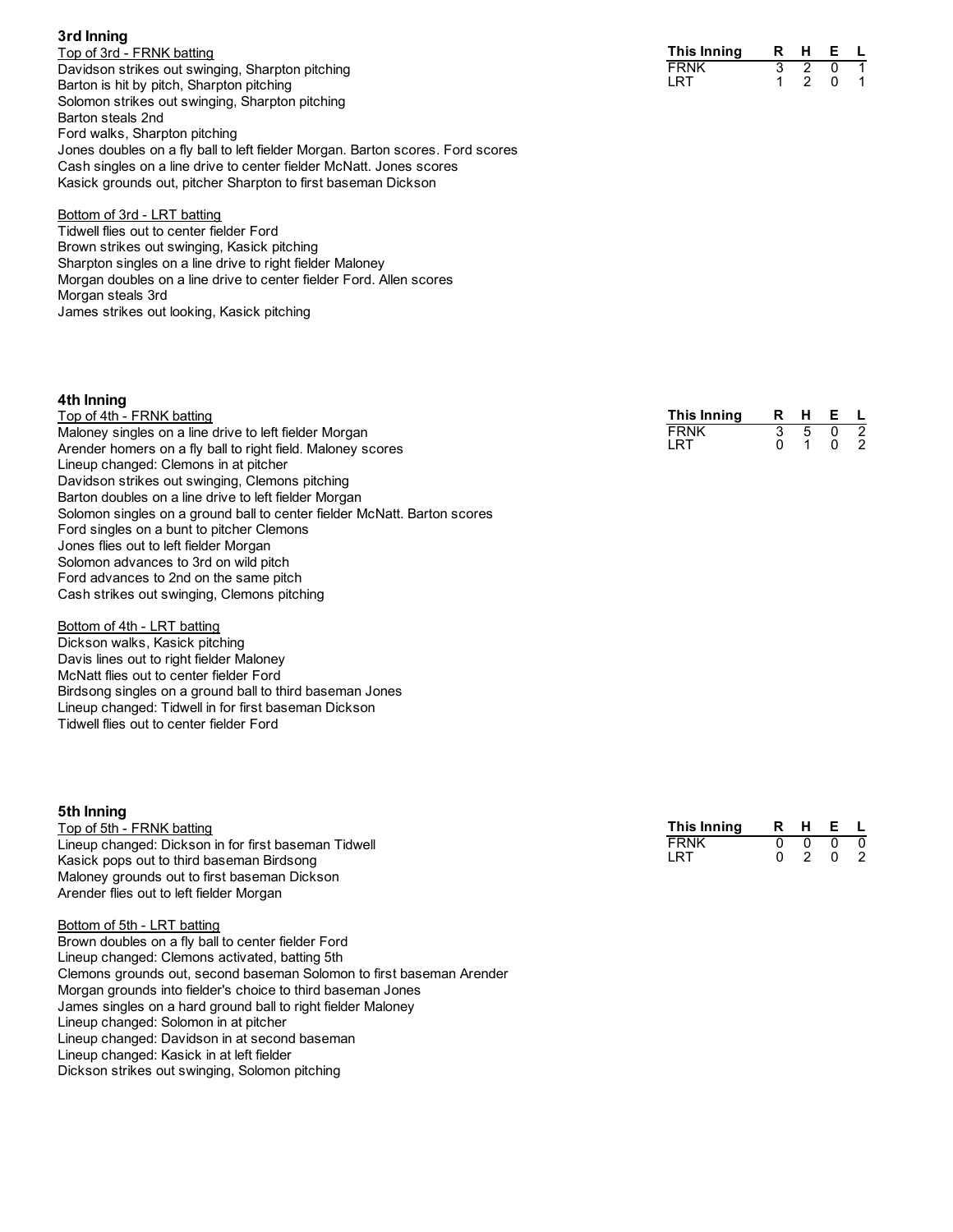## 3rd Inning

Top of 3rd - FRNK batting

Davidson strikes out swinging, Sharpton pitching
Barton is hit by pitch, Sharpton pitching
Solomon strikes out swinging, Sharpton pitching
Barton steals 2nd
Ford walks, Sharpton pitching
Jones doubles on a fly ball to left fielder Morgan. Barton scores. Ford scores
Cash singles on a line drive to center fielder McNatt. Jones scores
Kasick grounds out, pitcher Sharpton to first baseman Dickson

| This Inning | R | H | E | L |
|---|---|---|---|---|
| FRNK | 3 | 2 | 0 | 1 |
| LRT | 1 | 2 | 0 | 1 |

Bottom of 3rd - LRT batting

Tidwell flies out to center fielder Ford
Brown strikes out swinging, Kasick pitching
Sharpton singles on a line drive to right fielder Maloney
Morgan doubles on a line drive to center fielder Ford. Allen scores
Morgan steals 3rd
James strikes out looking, Kasick pitching

## 4th Inning

Top of 4th - FRNK batting

Maloney singles on a line drive to left fielder Morgan
Arender homers on a fly ball to right field. Maloney scores
Lineup changed: Clemons in at pitcher
Davidson strikes out swinging, Clemons pitching
Barton doubles on a line drive to left fielder Morgan
Solomon singles on a ground ball to center fielder McNatt. Barton scores
Ford singles on a bunt to pitcher Clemons
Jones flies out to left fielder Morgan
Solomon advances to 3rd on wild pitch
Ford advances to 2nd on the same pitch
Cash strikes out swinging, Clemons pitching

| This Inning | R | H | E | L |
|---|---|---|---|---|
| FRNK | 3 | 5 | 0 | 2 |
| LRT | 0 | 1 | 0 | 2 |

Bottom of 4th - LRT batting

Dickson walks, Kasick pitching
Davis lines out to right fielder Maloney
McNatt flies out to center fielder Ford
Birdsong singles on a ground ball to third baseman Jones
Lineup changed: Tidwell in for first baseman Dickson
Tidwell flies out to center fielder Ford

## 5th Inning

Top of 5th - FRNK batting

Lineup changed: Dickson in for first baseman Tidwell
Kasick pops out to third baseman Birdsong
Maloney grounds out to first baseman Dickson
Arender flies out to left fielder Morgan

| This Inning | R | H | E | L |
|---|---|---|---|---|
| FRNK | 0 | 0 | 0 | 0 |
| LRT | 0 | 2 | 0 | 2 |

Bottom of 5th - LRT batting

Brown doubles on a fly ball to center fielder Ford
Lineup changed: Clemons activated, batting 5th
Clemons grounds out, second baseman Solomon to first baseman Arender
Morgan grounds into fielder's choice to third baseman Jones
James singles on a hard ground ball to right fielder Maloney
Lineup changed: Solomon in at pitcher
Lineup changed: Davidson in at second baseman
Lineup changed: Kasick in at left fielder
Dickson strikes out swinging, Solomon pitching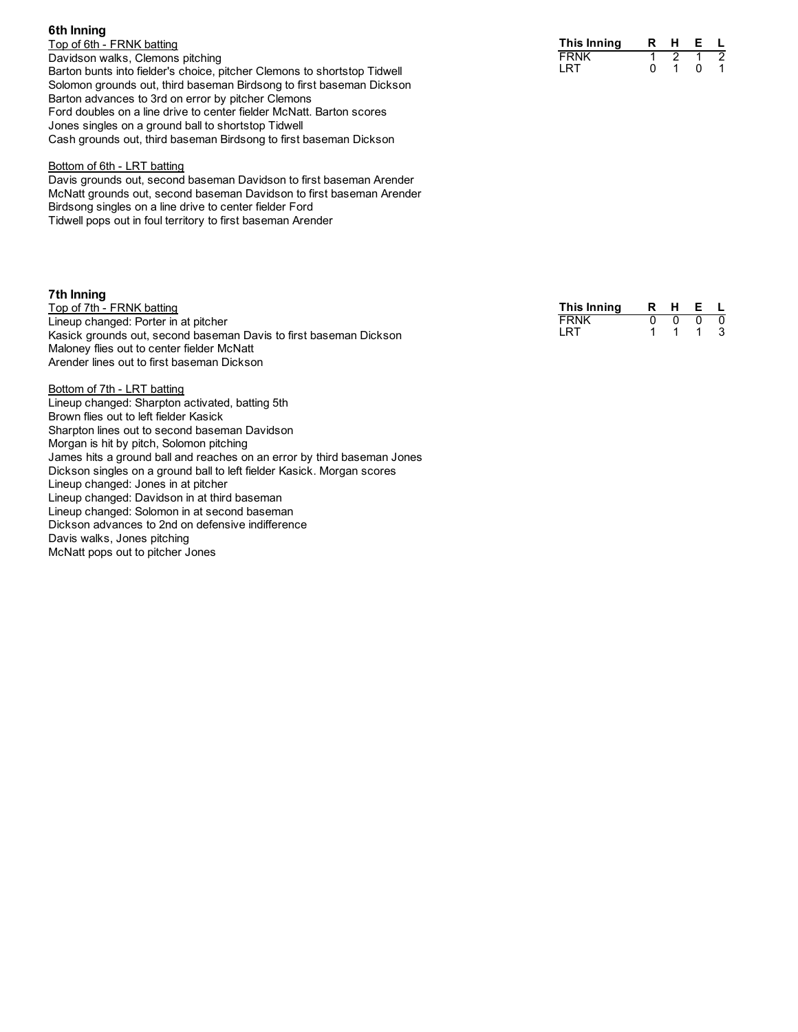## 6th Inning

Top of 6th - FRNK batting

Davidson walks, Clemons pitching
Barton bunts into fielder's choice, pitcher Clemons to shortstop Tidwell
Solomon grounds out, third baseman Birdsong to first baseman Dickson
Barton advances to 3rd on error by pitcher Clemons
Ford doubles on a line drive to center fielder McNatt. Barton scores
Jones singles on a ground ball to shortstop Tidwell
Cash grounds out, third baseman Birdsong to first baseman Dickson

| This Inning | R | H | E | L |
|---|---|---|---|---|
| FRNK | 1 | 2 | 1 | 2 |
| LRT | 0 | 1 | 0 | 1 |

Bottom of 6th - LRT batting

Davis grounds out, second baseman Davidson to first baseman Arender
McNatt grounds out, second baseman Davidson to first baseman Arender
Birdsong singles on a line drive to center fielder Ford
Tidwell pops out in foul territory to first baseman Arender

## 7th Inning

Top of 7th - FRNK batting

Lineup changed: Porter in at pitcher
Kasick grounds out, second baseman Davis to first baseman Dickson
Maloney flies out to center fielder McNatt
Arender lines out to first baseman Dickson

| This Inning | R | H | E | L |
|---|---|---|---|---|
| FRNK | 0 | 0 | 0 | 0 |
| LRT | 1 | 1 | 1 | 3 |

Bottom of 7th - LRT batting

Lineup changed: Sharpton activated, batting 5th
Brown flies out to left fielder Kasick
Sharpton lines out to second baseman Davidson
Morgan is hit by pitch, Solomon pitching
James hits a ground ball and reaches on an error by third baseman Jones
Dickson singles on a ground ball to left fielder Kasick. Morgan scores
Lineup changed: Jones in at pitcher
Lineup changed: Davidson in at third baseman
Lineup changed: Solomon in at second baseman
Dickson advances to 2nd on defensive indifference
Davis walks, Jones pitching
McNatt pops out to pitcher Jones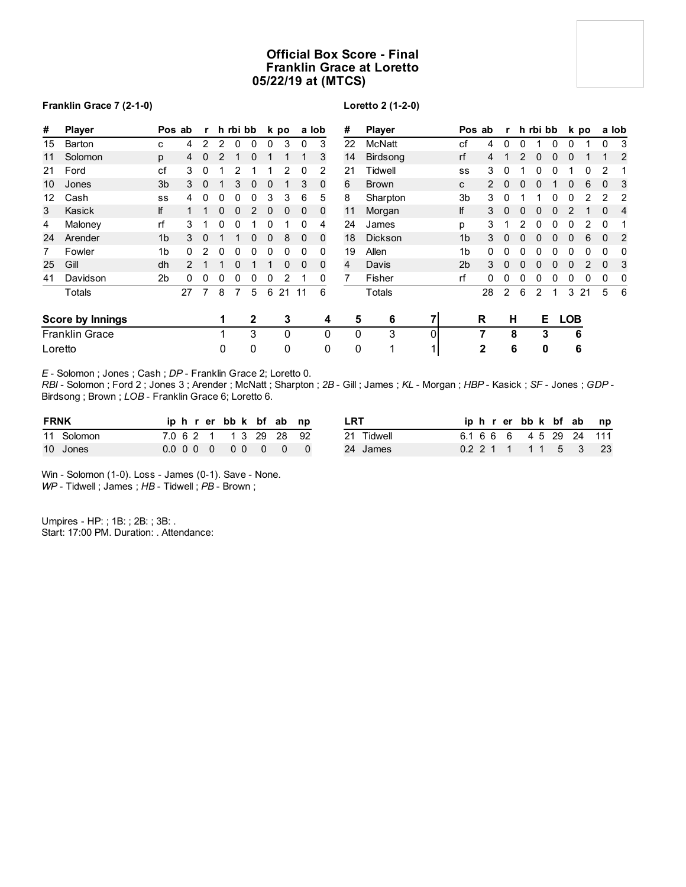# Official Box Score - Final
## Franklin Grace at Loretto
## 05/22/19 at (MTCS)

**Franklin Grace 7 (2-1-0)**

| # | Player | Pos | ab | r | h | rbi | bb | k | po | a | lob |
|---|---|---|---|---|---|---|---|---|---|---|---|
| 15 | Barton | c | 4 | 2 | 2 | 0 | 0 | 0 | 3 | 0 | 3 |
| 11 | Solomon | p | 4 | 0 | 2 | 1 | 0 | 1 | 1 | 1 | 3 |
| 21 | Ford | cf | 3 | 0 | 1 | 2 | 1 | 1 | 2 | 0 | 2 |
| 10 | Jones | 3b | 3 | 0 | 1 | 3 | 0 | 0 | 1 | 3 | 0 |
| 12 | Cash | ss | 4 | 0 | 0 | 0 | 0 | 3 | 3 | 6 | 5 |
| 3 | Kasick | lf | 1 | 1 | 0 | 0 | 2 | 0 | 0 | 0 | 0 |
| 4 | Maloney | rf | 3 | 1 | 0 | 0 | 1 | 0 | 1 | 0 | 4 |
| 24 | Arender | 1b | 3 | 0 | 1 | 1 | 0 | 0 | 8 | 0 | 0 |
| 7 | Fowler | 1b | 0 | 2 | 0 | 0 | 0 | 0 | 0 | 0 | 0 |
| 25 | Gill | dh | 2 | 1 | 1 | 0 | 1 | 1 | 0 | 0 | 0 |
| 41 | Davidson | 2b | 0 | 0 | 0 | 0 | 0 | 0 | 2 | 1 | 0 |
| | Totals | | 27 | 7 | 8 | 7 | 5 | 6 | 21 | 11 | 6 |

**Loretto 2 (1-2-0)**

| # | Player | Pos | ab | r | h | rbi | bb | k | po | a | lob |
|---|---|---|---|---|---|---|---|---|---|---|---|
| 22 | McNatt | cf | 4 | 0 | 0 | 1 | 0 | 0 | 1 | 0 | 3 |
| 14 | Birdsong | rf | 4 | 1 | 2 | 0 | 0 | 0 | 1 | 1 | 2 |
| 21 | Tidwell | ss | 3 | 0 | 1 | 0 | 0 | 1 | 0 | 2 | 1 |
| 6 | Brown | c | 2 | 0 | 0 | 0 | 1 | 0 | 6 | 0 | 3 |
| 8 | Sharpton | 3b | 3 | 0 | 1 | 1 | 0 | 0 | 2 | 2 | 2 |
| 11 | Morgan | lf | 3 | 0 | 0 | 0 | 0 | 2 | 1 | 0 | 4 |
| 24 | James | p | 3 | 1 | 2 | 0 | 0 | 0 | 2 | 0 | 1 |
| 18 | Dickson | 1b | 3 | 0 | 0 | 0 | 0 | 0 | 6 | 0 | 2 |
| 19 | Allen | 1b | 0 | 0 | 0 | 0 | 0 | 0 | 0 | 0 | 0 |
| 4 | Davis | 2b | 3 | 0 | 0 | 0 | 0 | 0 | 2 | 0 | 3 |
| 7 | Fisher | rf | 0 | 0 | 0 | 0 | 0 | 0 | 0 | 0 | 0 |
| | Totals | | 28 | 2 | 6 | 2 | 1 | 3 | 21 | 5 | 6 |

| Score by Innings | 1 | 2 | 3 | 4 | 5 | 6 | 7 | R | H | E | LOB |
|---|---|---|---|---|---|---|---|---|---|---|---|
| Franklin Grace | 1 | 3 | 0 | 0 | 0 | 3 | 0 | 7 | 8 | 3 | 6 |
| Loretto | 0 | 0 | 0 | 0 | 0 | 1 | 1 | 2 | 6 | 0 | 6 |

*E* - Solomon ; Jones ; Cash ; *DP* - Franklin Grace 2; Loretto 0.
*RBI* - Solomon ; Ford 2 ; Jones 3 ; Arender ; McNatt ; Sharpton ; *2B* - Gill ; James ; *KL* - Morgan ; *HBP* - Kasick ; *SF* - Jones ; *GDP* - Birdsong ; Brown ; *LOB* - Franklin Grace 6; Loretto 6.

| FRNK | ip | h | r | er | bb | k | bf | ab | np |
|---|---|---|---|---|---|---|---|---|---|
| 11 Solomon | 7.0 | 6 | 2 | 1 | 1 | 3 | 29 | 28 | 92 |
| 10 Jones | 0.0 | 0 | 0 | 0 | 0 | 0 | 0 | 0 | 0 |

| LRT | ip | h | r | er | bb | k | bf | ab | np |
|---|---|---|---|---|---|---|---|---|---|
| 21 Tidwell | 6.1 | 6 | 6 | 6 | 4 | 5 | 29 | 24 | 111 |
| 24 James | 0.2 | 2 | 1 | 1 | 1 | 1 | 5 | 3 | 23 |

Win - Solomon (1-0). Loss - James (0-1). Save - None.
*WP* - Tidwell ; James ; *HB* - Tidwell ; *PB* - Brown ;

Umpires - HP: ; 1B: ; 2B: ; 3B: .
Start: 17:00 PM. Duration: . Attendance: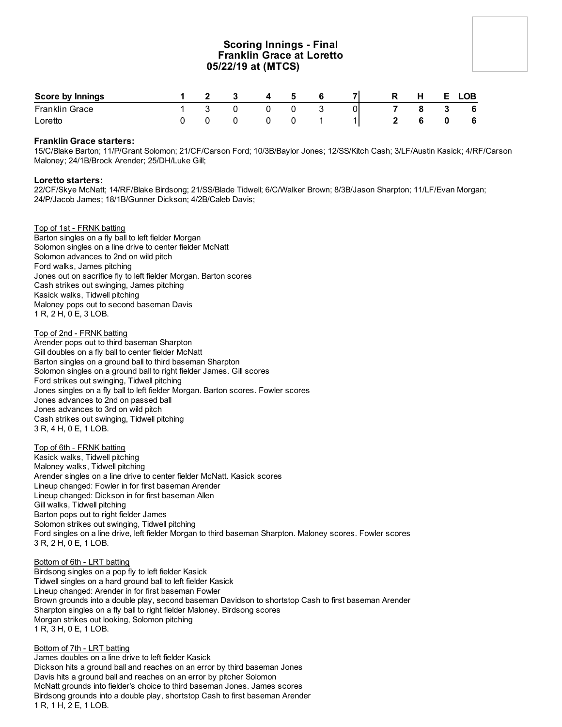# Scoring Innings - Final
## Franklin Grace at Loretto
### 05/22/19 at (MTCS)

| Score by Innings | 1 | 2 | 3 | 4 | 5 | 6 | 7 | R | H | E | LOB |
|---|---|---|---|---|---|---|---|---|---|---|---|
| Franklin Grace | 1 | 3 | 0 | 0 | 0 | 3 | 0 | 7 | 8 | 3 | 6 |
| Loretto | 0 | 0 | 0 | 0 | 0 | 1 | 1 | 2 | 6 | 0 | 6 |

**Franklin Grace starters:**
15/C/Blake Barton; 11/P/Grant Solomon; 21/CF/Carson Ford; 10/3B/Baylor Jones; 12/SS/Kitch Cash; 3/LF/Austin Kasick; 4/RF/Carson Maloney; 24/1B/Brock Arender; 25/DH/Luke Gill;

**Loretto starters:**
22/CF/Skye McNatt; 14/RF/Blake Birdsong; 21/SS/Blade Tidwell; 6/C/Walker Brown; 8/3B/Jason Sharpton; 11/LF/Evan Morgan; 24/P/Jacob James; 18/1B/Gunner Dickson; 4/2B/Caleb Davis;

Top of 1st - FRNK batting
Barton singles on a fly ball to left fielder Morgan
Solomon singles on a line drive to center fielder McNatt
Solomon advances to 2nd on wild pitch
Ford walks, James pitching
Jones out on sacrifice fly to left fielder Morgan. Barton scores
Cash strikes out swinging, James pitching
Kasick walks, Tidwell pitching
Maloney pops out to second baseman Davis
1 R, 2 H, 0 E, 3 LOB.

Top of 2nd - FRNK batting
Arender pops out to third baseman Sharpton
Gill doubles on a fly ball to center fielder McNatt
Barton singles on a ground ball to third baseman Sharpton
Solomon singles on a ground ball to right fielder James. Gill scores
Ford strikes out swinging, Tidwell pitching
Jones singles on a fly ball to left fielder Morgan. Barton scores. Fowler scores
Jones advances to 2nd on passed ball
Jones advances to 3rd on wild pitch
Cash strikes out swinging, Tidwell pitching
3 R, 4 H, 0 E, 1 LOB.

Top of 6th - FRNK batting
Kasick walks, Tidwell pitching
Maloney walks, Tidwell pitching
Arender singles on a line drive to center fielder McNatt. Kasick scores
Lineup changed: Fowler in for first baseman Arender
Lineup changed: Dickson in for first baseman Allen
Gill walks, Tidwell pitching
Barton pops out to right fielder James
Solomon strikes out swinging, Tidwell pitching
Ford singles on a line drive, left fielder Morgan to third baseman Sharpton. Maloney scores. Fowler scores
3 R, 2 H, 0 E, 1 LOB.

Bottom of 6th - LRT batting
Birdsong singles on a pop fly to left fielder Kasick
Tidwell singles on a hard ground ball to left fielder Kasick
Lineup changed: Arender in for first baseman Fowler
Brown grounds into a double play, second baseman Davidson to shortstop Cash to first baseman Arender
Sharpton singles on a fly ball to right fielder Maloney. Birdsong scores
Morgan strikes out looking, Solomon pitching
1 R, 3 H, 0 E, 1 LOB.

Bottom of 7th - LRT batting
James doubles on a line drive to left fielder Kasick
Dickson hits a ground ball and reaches on an error by third baseman Jones
Davis hits a ground ball and reaches on an error by pitcher Solomon
McNatt grounds into fielder's choice to third baseman Jones. James scores
Birdsong grounds into a double play, shortstop Cash to first baseman Arender
1 R, 1 H, 2 E, 1 LOB.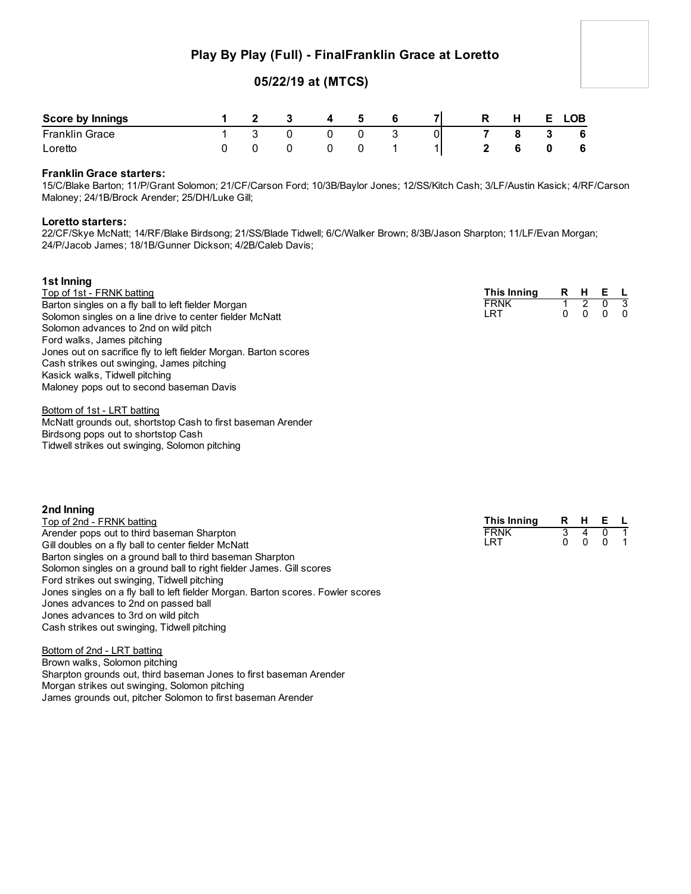## Play By Play (Full) - FinalFranklin Grace at Loretto

### 05/22/19 at (MTCS)

| Score by Innings | 1 | 2 | 3 | 4 | 5 | 6 | 7 | R | H | E | LOB |
|---|---|---|---|---|---|---|---|---|---|---|---|
| Franklin Grace | 1 | 3 | 0 | 0 | 0 | 3 | 0 | 7 | 8 | 3 | 6 |
| Loretto | 0 | 0 | 0 | 0 | 0 | 1 | 1 | 2 | 6 | 0 | 6 |

**Franklin Grace starters:**
15/C/Blake Barton; 11/P/Grant Solomon; 21/CF/Carson Ford; 10/3B/Baylor Jones; 12/SS/Kitch Cash; 3/LF/Austin Kasick; 4/RF/Carson Maloney; 24/1B/Brock Arender; 25/DH/Luke Gill;

**Loretto starters:**
22/CF/Skye McNatt; 14/RF/Blake Birdsong; 21/SS/Blade Tidwell; 6/C/Walker Brown; 8/3B/Jason Sharpton; 11/LF/Evan Morgan; 24/P/Jacob James; 18/1B/Gunner Dickson; 4/2B/Caleb Davis;

### 1st Inning

| This Inning | R | H | E | L |
|---|---|---|---|---|
| FRNK | 1 | 2 | 0 | 3 |
| LRT | 0 | 0 | 0 | 0 |

Top of 1st - FRNK batting

Barton singles on a fly ball to left fielder Morgan
Solomon singles on a line drive to center fielder McNatt
Solomon advances to 2nd on wild pitch
Ford walks, James pitching
Jones out on sacrifice fly to left fielder Morgan. Barton scores
Cash strikes out swinging, James pitching
Kasick walks, Tidwell pitching
Maloney pops out to second baseman Davis

Bottom of 1st - LRT batting

McNatt grounds out, shortstop Cash to first baseman Arender
Birdsong pops out to shortstop Cash
Tidwell strikes out swinging, Solomon pitching

### 2nd Inning

| This Inning | R | H | E | L |
|---|---|---|---|---|
| FRNK | 3 | 4 | 0 | 1 |
| LRT | 0 | 0 | 0 | 1 |

Top of 2nd - FRNK batting

Arender pops out to third baseman Sharpton
Gill doubles on a fly ball to center fielder McNatt
Barton singles on a ground ball to third baseman Sharpton
Solomon singles on a ground ball to right fielder James. Gill scores
Ford strikes out swinging, Tidwell pitching
Jones singles on a fly ball to left fielder Morgan. Barton scores. Fowler scores
Jones advances to 2nd on passed ball
Jones advances to 3rd on wild pitch
Cash strikes out swinging, Tidwell pitching

Bottom of 2nd - LRT batting

Brown walks, Solomon pitching
Sharpton grounds out, third baseman Jones to first baseman Arender
Morgan strikes out swinging, Solomon pitching
James grounds out, pitcher Solomon to first baseman Arender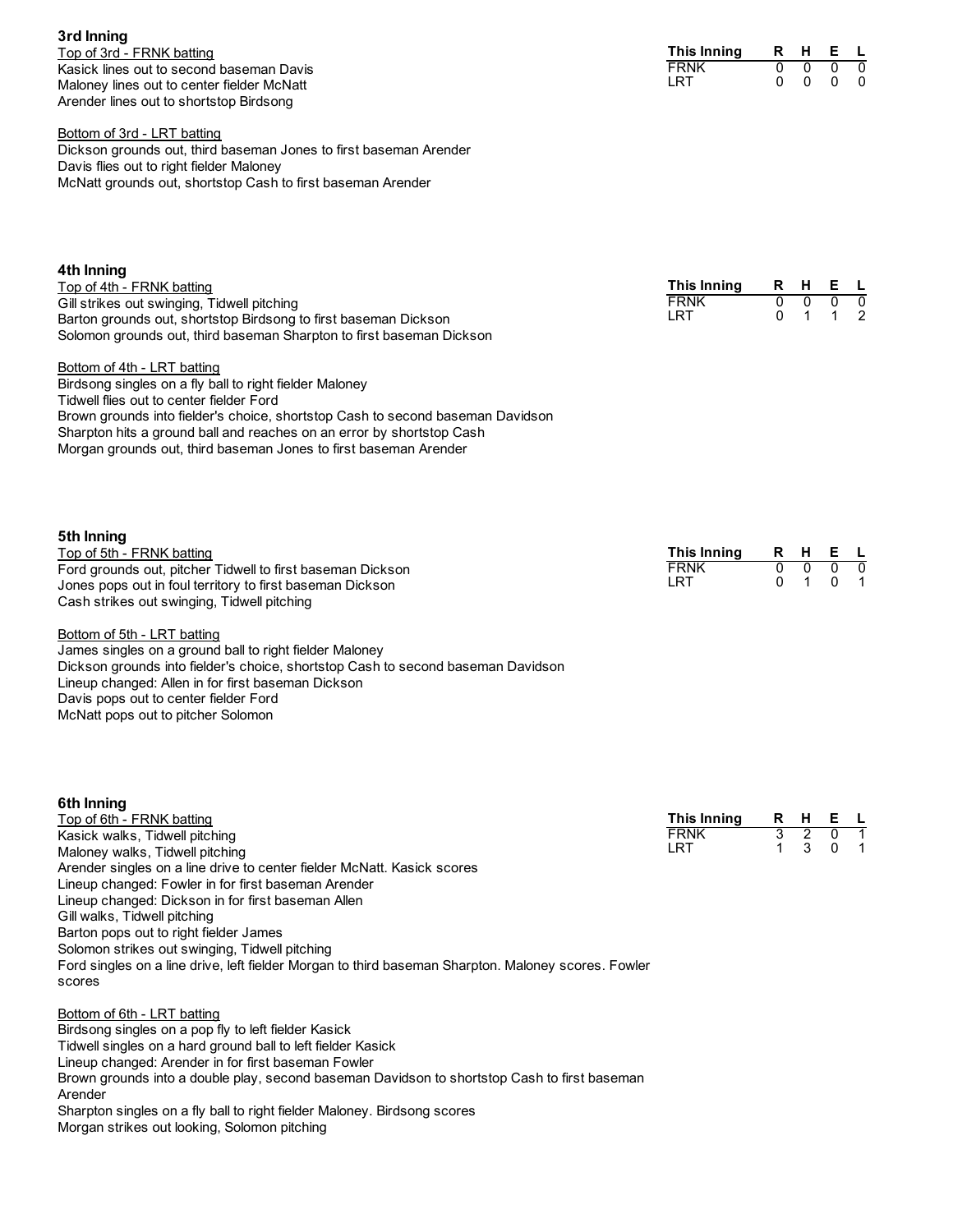### 3rd Inning

Top of 3rd - FRNK batting

Kasick lines out to second baseman Davis
Maloney lines out to center fielder McNatt
Arender lines out to shortstop Birdsong

| This Inning | R | H | E | L |
|---|---|---|---|---|
| FRNK | 0 | 0 | 0 | 0 |
| LRT | 0 | 0 | 0 | 0 |

Bottom of 3rd - LRT batting

Dickson grounds out, third baseman Jones to first baseman Arender
Davis flies out to right fielder Maloney
McNatt grounds out, shortstop Cash to first baseman Arender

### 4th Inning

Top of 4th - FRNK batting

Gill strikes out swinging, Tidwell pitching
Barton grounds out, shortstop Birdsong to first baseman Dickson
Solomon grounds out, third baseman Sharpton to first baseman Dickson

| This Inning | R | H | E | L |
|---|---|---|---|---|
| FRNK | 0 | 0 | 0 | 0 |
| LRT | 0 | 1 | 1 | 2 |

Bottom of 4th - LRT batting

Birdsong singles on a fly ball to right fielder Maloney
Tidwell flies out to center fielder Ford
Brown grounds into fielder's choice, shortstop Cash to second baseman Davidson
Sharpton hits a ground ball and reaches on an error by shortstop Cash
Morgan grounds out, third baseman Jones to first baseman Arender

### 5th Inning

Top of 5th - FRNK batting

Ford grounds out, pitcher Tidwell to first baseman Dickson
Jones pops out in foul territory to first baseman Dickson
Cash strikes out swinging, Tidwell pitching

| This Inning | R | H | E | L |
|---|---|---|---|---|
| FRNK | 0 | 0 | 0 | 0 |
| LRT | 0 | 1 | 0 | 1 |

Bottom of 5th - LRT batting

James singles on a ground ball to right fielder Maloney
Dickson grounds into fielder's choice, shortstop Cash to second baseman Davidson
Lineup changed: Allen in for first baseman Dickson
Davis pops out to center fielder Ford
McNatt pops out to pitcher Solomon

### 6th Inning

Top of 6th - FRNK batting

Kasick walks, Tidwell pitching
Maloney walks, Tidwell pitching
Arender singles on a line drive to center fielder McNatt. Kasick scores
Lineup changed: Fowler in for first baseman Arender
Lineup changed: Dickson in for first baseman Allen
Gill walks, Tidwell pitching
Barton pops out to right fielder James
Solomon strikes out swinging, Tidwell pitching
Ford singles on a line drive, left fielder Morgan to third baseman Sharpton. Maloney scores. Fowler scores

| This Inning | R | H | E | L |
|---|---|---|---|---|
| FRNK | 3 | 2 | 0 | 1 |
| LRT | 1 | 3 | 0 | 1 |

Bottom of 6th - LRT batting

Birdsong singles on a pop fly to left fielder Kasick
Tidwell singles on a hard ground ball to left fielder Kasick
Lineup changed: Arender in for first baseman Fowler
Brown grounds into a double play, second baseman Davidson to shortstop Cash to first baseman Arender
Sharpton singles on a fly ball to right fielder Maloney. Birdsong scores
Morgan strikes out looking, Solomon pitching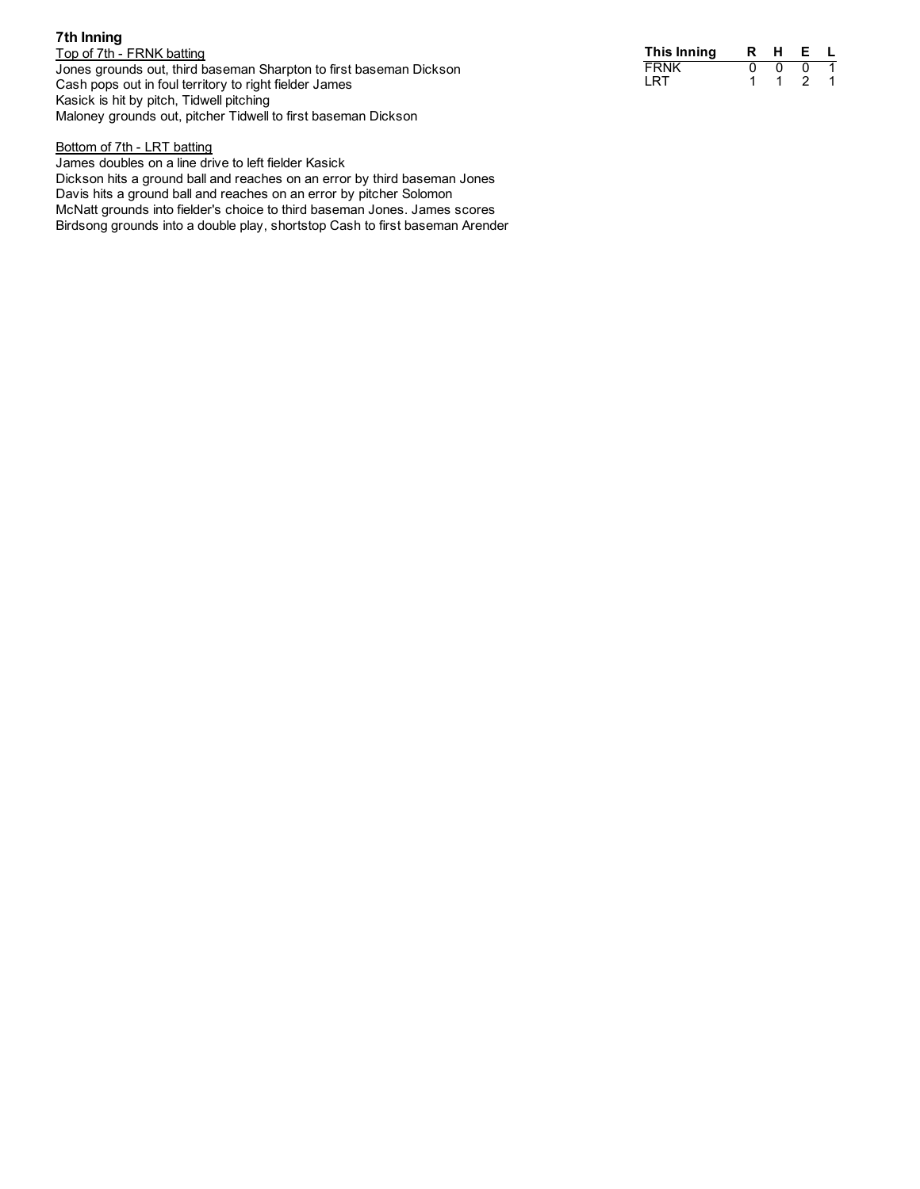### 7th Inning

Top of 7th - FRNK batting

Jones grounds out, third baseman Sharpton to first baseman Dickson
Cash pops out in foul territory to right fielder James
Kasick is hit by pitch, Tidwell pitching
Maloney grounds out, pitcher Tidwell to first baseman Dickson

| This Inning | R | H | E | L |
|---|---|---|---|---|
| FRNK | 0 | 0 | 0 | 1 |
| LRT | 1 | 1 | 2 | 1 |

Bottom of 7th - LRT batting

James doubles on a line drive to left fielder Kasick
Dickson hits a ground ball and reaches on an error by third baseman Jones
Davis hits a ground ball and reaches on an error by pitcher Solomon
McNatt grounds into fielder's choice to third baseman Jones. James scores
Birdsong grounds into a double play, shortstop Cash to first baseman Arender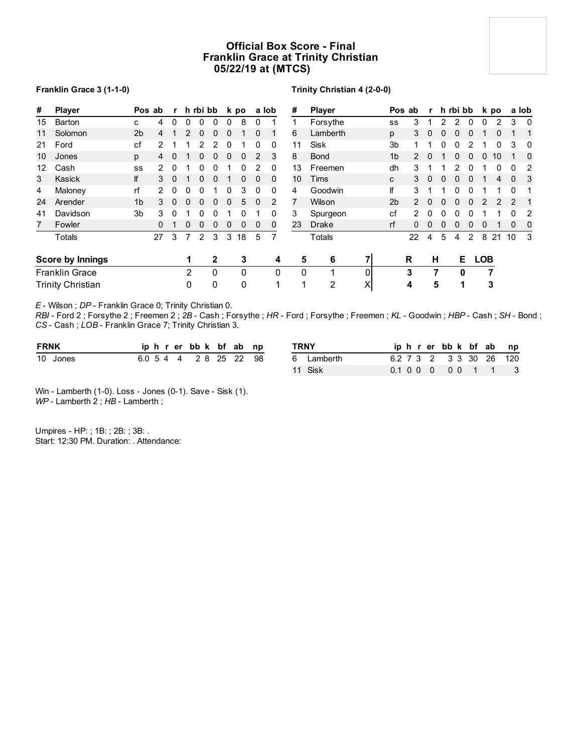# Official Box Score - Final
## Franklin Grace at Trinity Christian
### 05/22/19 at (MTCS)

**Franklin Grace 3 (1-1-0)**

| # | Player | Pos | ab | r | h | rbi | bb | k | po | a | lob |
|---|---|---|---|---|---|---|---|---|---|---|---|
| 15 | Barton | c | 4 | 0 | 0 | 0 | 0 | 0 | 8 | 0 | 1 |
| 11 | Solomon | 2b | 4 | 1 | 2 | 0 | 0 | 0 | 1 | 0 | 1 |
| 21 | Ford | cf | 2 | 1 | 1 | 2 | 2 | 0 | 1 | 0 | 0 |
| 10 | Jones | p | 4 | 0 | 1 | 0 | 0 | 0 | 0 | 2 | 3 |
| 12 | Cash | ss | 2 | 0 | 1 | 0 | 0 | 1 | 0 | 2 | 0 |
| 3 | Kasick | lf | 3 | 0 | 1 | 0 | 0 | 1 | 0 | 0 | 0 |
| 4 | Maloney | rf | 2 | 0 | 0 | 0 | 1 | 0 | 3 | 0 | 0 |
| 24 | Arender | 1b | 3 | 0 | 0 | 0 | 0 | 0 | 5 | 0 | 2 |
| 41 | Davidson | 3b | 3 | 0 | 1 | 0 | 0 | 1 | 0 | 1 | 0 |
| 7 | Fowler | | 0 | 1 | 0 | 0 | 0 | 0 | 0 | 0 | 0 |
| | Totals | | 27 | 3 | 7 | 2 | 3 | 3 | 18 | 5 | 7 |

**Trinity Christian 4 (2-0-0)**

| # | Player | Pos | ab | r | h | rbi | bb | k | po | a | lob |
|---|---|---|---|---|---|---|---|---|---|---|---|
| 1 | Forsythe | ss | 3 | 1 | 2 | 2 | 0 | 0 | 2 | 3 | 0 |
| 6 | Lamberth | p | 3 | 0 | 0 | 0 | 0 | 1 | 0 | 1 | 1 |
| 11 | Sisk | 3b | 1 | 1 | 0 | 0 | 2 | 1 | 0 | 3 | 0 |
| 8 | Bond | 1b | 2 | 0 | 1 | 0 | 0 | 0 | 10 | 1 | 0 |
| 13 | Freemen | dh | 3 | 1 | 1 | 2 | 0 | 1 | 0 | 0 | 2 |
| 10 | Tims | c | 3 | 0 | 0 | 0 | 0 | 1 | 4 | 0 | 3 |
| 4 | Goodwin | lf | 3 | 1 | 1 | 0 | 0 | 1 | 1 | 0 | 1 |
| 7 | Wilson | 2b | 2 | 0 | 0 | 0 | 0 | 2 | 2 | 2 | 1 |
| 3 | Spurgeon | cf | 2 | 0 | 0 | 0 | 0 | 1 | 1 | 0 | 2 |
| 23 | Drake | rf | 0 | 0 | 0 | 0 | 0 | 0 | 1 | 0 | 0 |
| | Totals | | 22 | 4 | 5 | 4 | 2 | 8 | 21 | 10 | 3 |

| Score by Innings | 1 | 2 | 3 | 4 | 5 | 6 | 7 | R | H | E | LOB |
|---|---|---|---|---|---|---|---|---|---|---|---|
| Franklin Grace | 2 | 0 | 0 | 0 | 0 | 1 | 0 | 3 | 7 | 0 | 7 |
| Trinity Christian | 0 | 0 | 0 | 1 | 1 | 2 | X | 4 | 5 | 1 | 3 |

*E* - Wilson ; *DP* - Franklin Grace 0; Trinity Christian 0.
*RBI* - Ford 2 ; Forsythe 2 ; Freemen 2 ; *2B* - Cash ; Forsythe ; *HR* - Ford ; Forsythe ; Freemen ; *KL* - Goodwin ; *HBP* - Cash ; *SH* - Bond ; *CS* - Cash ; *LOB* - Franklin Grace 7; Trinity Christian 3.

| FRNK | ip | h | r | er | bb | k | bf | ab | np |
|---|---|---|---|---|---|---|---|---|---|
| 10 Jones | 6.0 | 5 | 4 | 4 | 2 | 8 | 25 | 22 | 98 |

| TRNY | ip | h | r | er | bb | k | bf | ab | np |
|---|---|---|---|---|---|---|---|---|---|
| 6 Lamberth | 6.2 | 7 | 3 | 2 | 3 | 3 | 30 | 26 | 120 |
| 11 Sisk | 0.1 | 0 | 0 | 0 | 0 | 0 | 1 | 1 | 3 |

Win - Lamberth (1-0). Loss - Jones (0-1). Save - Sisk (1).
*WP* - Lamberth 2 ; *HB* - Lamberth ;

Umpires - HP: ; 1B: ; 2B: ; 3B: .
Start: 12:30 PM. Duration: . Attendance: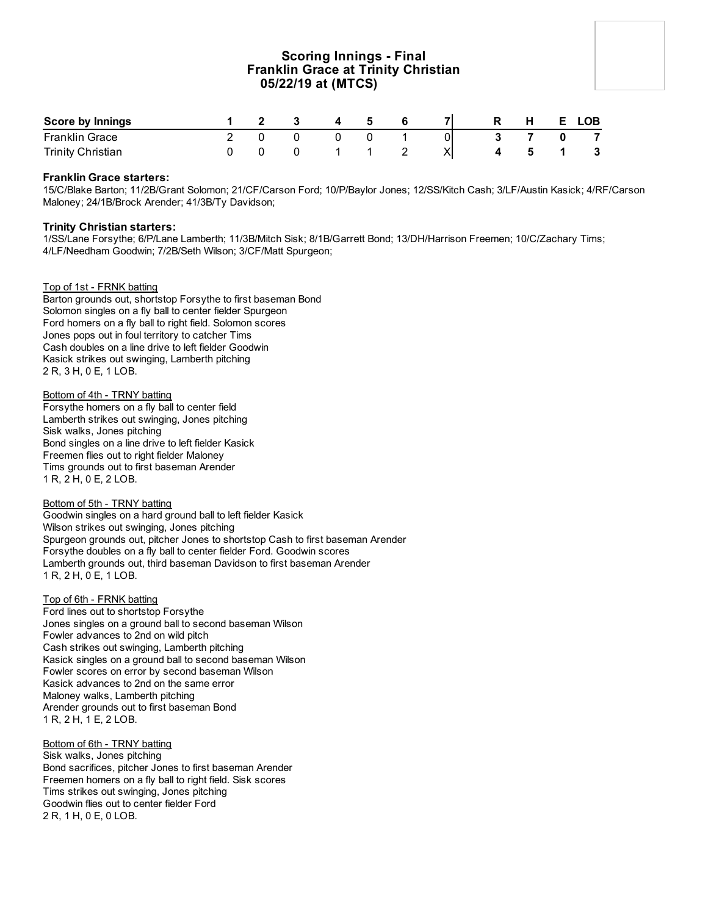## Scoring Innings - Final
## Franklin Grace at Trinity Christian
## 05/22/19 at (MTCS)

| Score by Innings | 1 | 2 | 3 | 4 | 5 | 6 | 7 | R | H | E | LOB |
|---|---|---|---|---|---|---|---|---|---|---|---|
| Franklin Grace | 2 | 0 | 0 | 0 | 0 | 1 | 0 | 3 | 7 | 0 | 7 |
| Trinity Christian | 0 | 0 | 0 | 1 | 1 | 2 | X | 4 | 5 | 1 | 3 |

**Franklin Grace starters:**
15/C/Blake Barton; 11/2B/Grant Solomon; 21/CF/Carson Ford; 10/P/Baylor Jones; 12/SS/Kitch Cash; 3/LF/Austin Kasick; 4/RF/Carson Maloney; 24/1B/Brock Arender; 41/3B/Ty Davidson;

**Trinity Christian starters:**
1/SS/Lane Forsythe; 6/P/Lane Lamberth; 11/3B/Mitch Sisk; 8/1B/Garrett Bond; 13/DH/Harrison Freemen; 10/C/Zachary Tims; 4/LF/Needham Goodwin; 7/2B/Seth Wilson; 3/CF/Matt Spurgeon;

Top of 1st - FRNK batting
Barton grounds out, shortstop Forsythe to first baseman Bond
Solomon singles on a fly ball to center fielder Spurgeon
Ford homers on a fly ball to right field. Solomon scores
Jones pops out in foul territory to catcher Tims
Cash doubles on a line drive to left fielder Goodwin
Kasick strikes out swinging, Lamberth pitching
2 R, 3 H, 0 E, 1 LOB.

Bottom of 4th - TRNY batting
Forsythe homers on a fly ball to center field
Lamberth strikes out swinging, Jones pitching
Sisk walks, Jones pitching
Bond singles on a line drive to left fielder Kasick
Freemen flies out to right fielder Maloney
Tims grounds out to first baseman Arender
1 R, 2 H, 0 E, 2 LOB.

Bottom of 5th - TRNY batting
Goodwin singles on a hard ground ball to left fielder Kasick
Wilson strikes out swinging, Jones pitching
Spurgeon grounds out, pitcher Jones to shortstop Cash to first baseman Arender
Forsythe doubles on a fly ball to center fielder Ford. Goodwin scores
Lamberth grounds out, third baseman Davidson to first baseman Arender
1 R, 2 H, 0 E, 1 LOB.

Top of 6th - FRNK batting
Ford lines out to shortstop Forsythe
Jones singles on a ground ball to second baseman Wilson
Fowler advances to 2nd on wild pitch
Cash strikes out swinging, Lamberth pitching
Kasick singles on a ground ball to second baseman Wilson
Fowler scores on error by second baseman Wilson
Kasick advances to 2nd on the same error
Maloney walks, Lamberth pitching
Arender grounds out to first baseman Bond
1 R, 2 H, 1 E, 2 LOB.

Bottom of 6th - TRNY batting
Sisk walks, Jones pitching
Bond sacrifices, pitcher Jones to first baseman Arender
Freemen homers on a fly ball to right field. Sisk scores
Tims strikes out swinging, Jones pitching
Goodwin flies out to center fielder Ford
2 R, 1 H, 0 E, 0 LOB.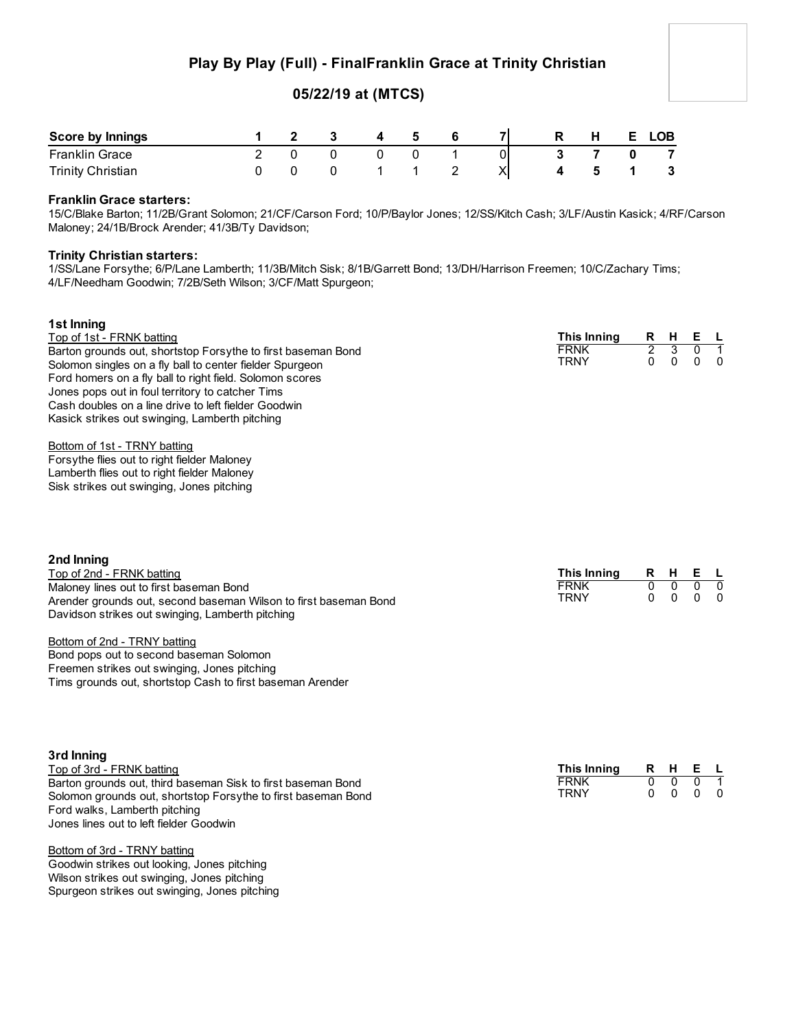## Play By Play (Full) - FinalFranklin Grace at Trinity Christian

### 05/22/19 at (MTCS)

| Score by Innings | 1 | 2 | 3 | 4 | 5 | 6 | 7 | R | H | E | LOB |
|---|---|---|---|---|---|---|---|---|---|---|---|
| Franklin Grace | 2 | 0 | 0 | 0 | 0 | 1 | 0 | 3 | 7 | 0 | 7 |
| Trinity Christian | 0 | 0 | 0 | 1 | 1 | 2 | X | 4 | 5 | 1 | 3 |

**Franklin Grace starters:**
15/C/Blake Barton; 11/2B/Grant Solomon; 21/CF/Carson Ford; 10/P/Baylor Jones; 12/SS/Kitch Cash; 3/LF/Austin Kasick; 4/RF/Carson Maloney; 24/1B/Brock Arender; 41/3B/Ty Davidson;

**Trinity Christian starters:**
1/SS/Lane Forsythe; 6/P/Lane Lamberth; 11/3B/Mitch Sisk; 8/1B/Garrett Bond; 13/DH/Harrison Freemen; 10/C/Zachary Tims; 4/LF/Needham Goodwin; 7/2B/Seth Wilson; 3/CF/Matt Spurgeon;

**1st Inning**

Top of 1st - FRNK batting
Barton grounds out, shortstop Forsythe to first baseman Bond
Solomon singles on a fly ball to center fielder Spurgeon
Ford homers on a fly ball to right field. Solomon scores
Jones pops out in foul territory to catcher Tims
Cash doubles on a line drive to left fielder Goodwin
Kasick strikes out swinging, Lamberth pitching

Bottom of 1st - TRNY batting
Forsythe flies out to right fielder Maloney
Lamberth flies out to right fielder Maloney
Sisk strikes out swinging, Jones pitching

| This Inning | R | H | E | L |
|---|---|---|---|---|
| FRNK | 2 | 3 | 0 | 1 |
| TRNY | 0 | 0 | 0 | 0 |

**2nd Inning**

Top of 2nd - FRNK batting
Maloney lines out to first baseman Bond
Arender grounds out, second baseman Wilson to first baseman Bond
Davidson strikes out swinging, Lamberth pitching

Bottom of 2nd - TRNY batting
Bond pops out to second baseman Solomon
Freemen strikes out swinging, Jones pitching
Tims grounds out, shortstop Cash to first baseman Arender

| This Inning | R | H | E | L |
|---|---|---|---|---|
| FRNK | 0 | 0 | 0 | 0 |
| TRNY | 0 | 0 | 0 | 0 |

**3rd Inning**

Top of 3rd - FRNK batting
Barton grounds out, third baseman Sisk to first baseman Bond
Solomon grounds out, shortstop Forsythe to first baseman Bond
Ford walks, Lamberth pitching
Jones lines out to left fielder Goodwin

Bottom of 3rd - TRNY batting
Goodwin strikes out looking, Jones pitching
Wilson strikes out swinging, Jones pitching
Spurgeon strikes out swinging, Jones pitching

| This Inning | R | H | E | L |
|---|---|---|---|---|
| FRNK | 0 | 0 | 0 | 1 |
| TRNY | 0 | 0 | 0 | 0 |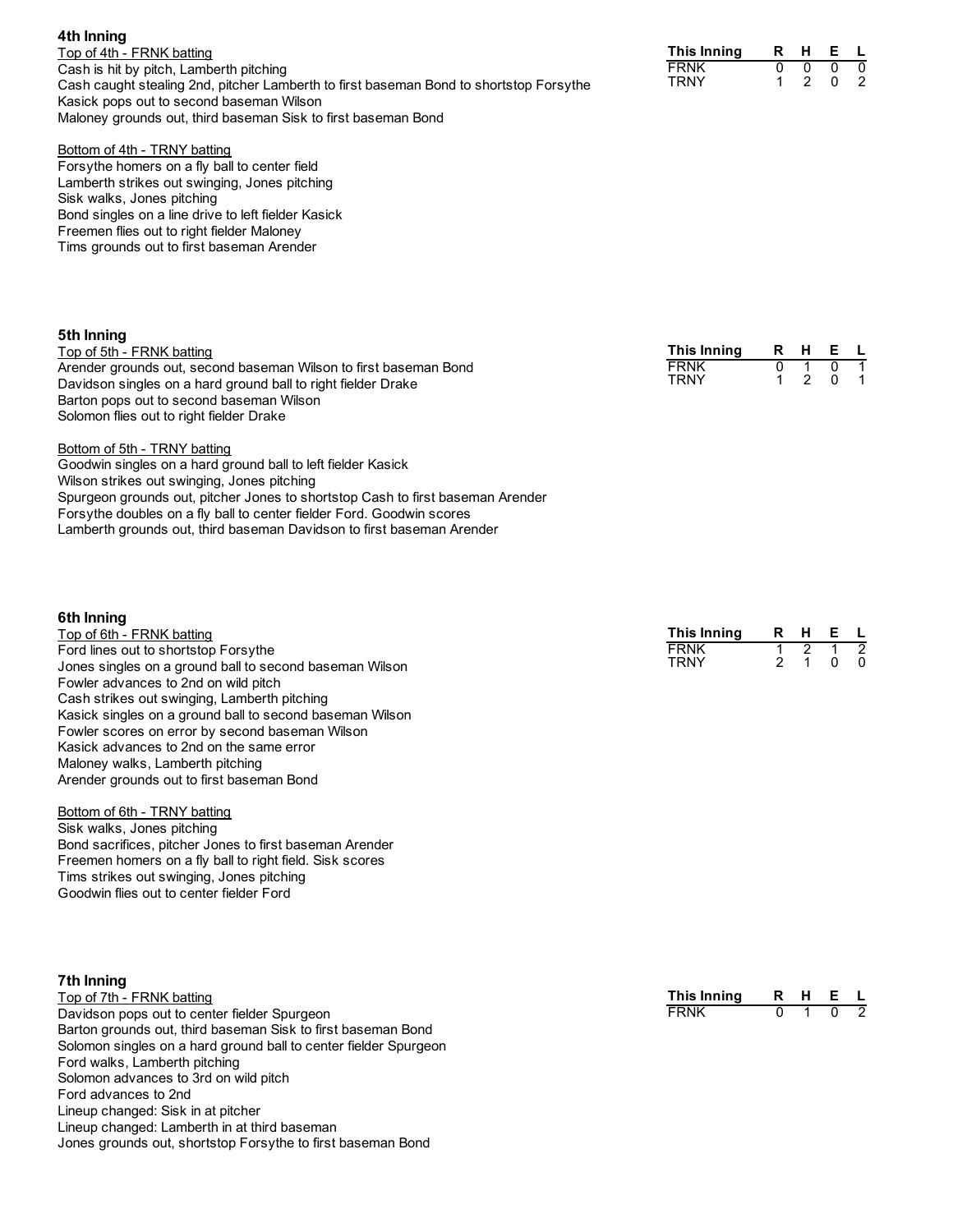### 4th Inning

Top of 4th - FRNK batting

Cash is hit by pitch, Lamberth pitching
Cash caught stealing 2nd, pitcher Lamberth to first baseman Bond to shortstop Forsythe
Kasick pops out to second baseman Wilson
Maloney grounds out, third baseman Sisk to first baseman Bond

Bottom of 4th - TRNY batting

Forsythe homers on a fly ball to center field
Lamberth strikes out swinging, Jones pitching
Sisk walks, Jones pitching
Bond singles on a line drive to left fielder Kasick
Freemen flies out to right fielder Maloney
Tims grounds out to first baseman Arender

| This Inning | R | H | E | L |
|---|---|---|---|---|
| FRNK | 0 | 0 | 0 | 0 |
| TRNY | 1 | 2 | 0 | 2 |

### 5th Inning

Top of 5th - FRNK batting

Arender grounds out, second baseman Wilson to first baseman Bond
Davidson singles on a hard ground ball to right fielder Drake
Barton pops out to second baseman Wilson
Solomon flies out to right fielder Drake

Bottom of 5th - TRNY batting

Goodwin singles on a hard ground ball to left fielder Kasick
Wilson strikes out swinging, Jones pitching
Spurgeon grounds out, pitcher Jones to shortstop Cash to first baseman Arender
Forsythe doubles on a fly ball to center fielder Ford. Goodwin scores
Lamberth grounds out, third baseman Davidson to first baseman Arender

| This Inning | R | H | E | L |
|---|---|---|---|---|
| FRNK | 0 | 1 | 0 | 1 |
| TRNY | 1 | 2 | 0 | 1 |

### 6th Inning

Top of 6th - FRNK batting

Ford lines out to shortstop Forsythe
Jones singles on a ground ball to second baseman Wilson
Fowler advances to 2nd on wild pitch
Cash strikes out swinging, Lamberth pitching
Kasick singles on a ground ball to second baseman Wilson
Fowler scores on error by second baseman Wilson
Kasick advances to 2nd on the same error
Maloney walks, Lamberth pitching
Arender grounds out to first baseman Bond

Bottom of 6th - TRNY batting

Sisk walks, Jones pitching
Bond sacrifices, pitcher Jones to first baseman Arender
Freemen homers on a fly ball to right field. Sisk scores
Tims strikes out swinging, Jones pitching
Goodwin flies out to center fielder Ford

| This Inning | R | H | E | L |
|---|---|---|---|---|
| FRNK | 1 | 2 | 1 | 2 |
| TRNY | 2 | 1 | 0 | 0 |

### 7th Inning

Top of 7th - FRNK batting

Davidson pops out to center fielder Spurgeon
Barton grounds out, third baseman Sisk to first baseman Bond
Solomon singles on a hard ground ball to center fielder Spurgeon
Ford walks, Lamberth pitching
Solomon advances to 3rd on wild pitch
Ford advances to 2nd
Lineup changed: Sisk in at pitcher
Lineup changed: Lamberth in at third baseman
Jones grounds out, shortstop Forsythe to first baseman Bond

| This Inning | R | H | E | L |
|---|---|---|---|---|
| FRNK | 0 | 1 | 0 | 2 |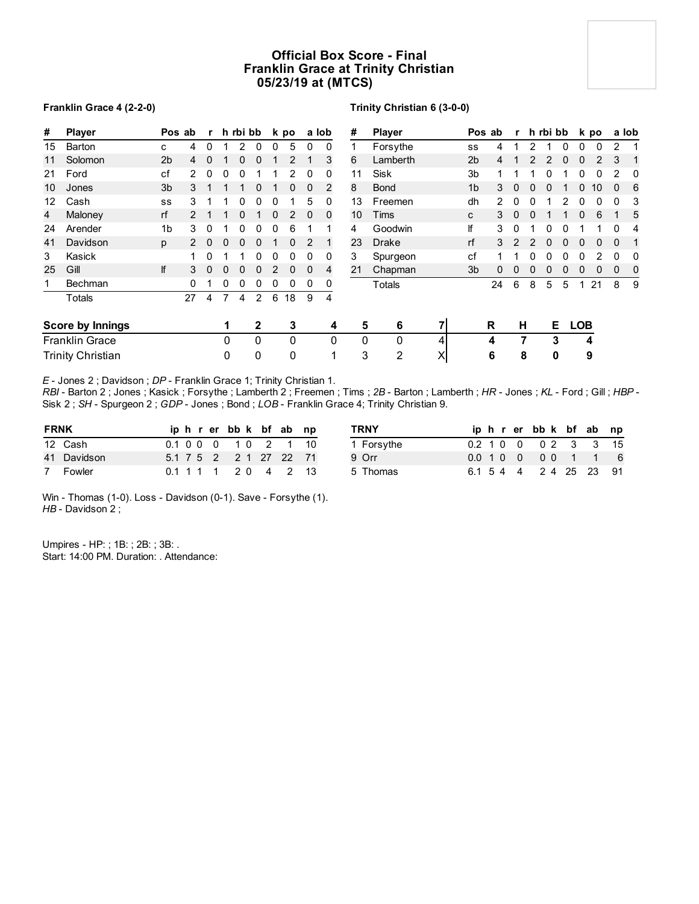# Official Box Score - Final
## Franklin Grace at Trinity Christian
### 05/23/19 at (MTCS)

**Franklin Grace 4 (2-2-0)**

| # | Player | Pos | ab | r | h | rbi | bb | k | po | a | lob |
|---|---|---|---|---|---|---|---|---|---|---|---|
| 15 | Barton | c | 4 | 0 | 1 | 2 | 0 | 0 | 5 | 0 | 0 |
| 11 | Solomon | 2b | 4 | 0 | 1 | 0 | 0 | 1 | 2 | 1 | 3 |
| 21 | Ford | cf | 2 | 0 | 0 | 0 | 1 | 1 | 2 | 0 | 0 |
| 10 | Jones | 3b | 3 | 1 | 1 | 1 | 0 | 1 | 0 | 0 | 2 |
| 12 | Cash | ss | 3 | 1 | 1 | 0 | 0 | 0 | 1 | 5 | 0 |
| 4 | Maloney | rf | 2 | 1 | 1 | 0 | 1 | 0 | 2 | 0 | 0 |
| 24 | Arender | 1b | 3 | 0 | 1 | 0 | 0 | 0 | 6 | 1 | 1 |
| 41 | Davidson | p | 2 | 0 | 0 | 0 | 0 | 1 | 0 | 2 | 1 |
| 3 | Kasick | | 1 | 0 | 1 | 1 | 0 | 0 | 0 | 0 | 0 |
| 25 | Gill | lf | 3 | 0 | 0 | 0 | 0 | 2 | 0 | 0 | 4 |
| 1 | Bechman | | 0 | 1 | 0 | 0 | 0 | 0 | 0 | 0 | 0 |
| | Totals | | 27 | 4 | 7 | 4 | 2 | 6 | 18 | 9 | 4 |

**Trinity Christian 6 (3-0-0)**

| # | Player | Pos | ab | r | h | rbi | bb | k | po | a | lob |
|---|---|---|---|---|---|---|---|---|---|---|---|
| 1 | Forsythe | ss | 4 | 1 | 2 | 1 | 0 | 0 | 0 | 2 | 1 |
| 6 | Lamberth | 2b | 4 | 1 | 2 | 2 | 0 | 0 | 2 | 3 | 1 |
| 11 | Sisk | 3b | 1 | 1 | 1 | 0 | 1 | 0 | 0 | 2 | 0 |
| 8 | Bond | 1b | 3 | 0 | 0 | 0 | 1 | 0 | 10 | 0 | 6 |
| 13 | Freemen | dh | 2 | 0 | 0 | 1 | 2 | 0 | 0 | 0 | 3 |
| 10 | Tims | c | 3 | 0 | 0 | 1 | 1 | 0 | 6 | 1 | 5 |
| 4 | Goodwin | lf | 3 | 0 | 1 | 0 | 0 | 1 | 1 | 0 | 4 |
| 23 | Drake | rf | 3 | 2 | 2 | 0 | 0 | 0 | 0 | 0 | 1 |
| 3 | Spurgeon | cf | 1 | 1 | 0 | 0 | 0 | 0 | 2 | 0 | 0 |
| 21 | Chapman | 3b | 0 | 0 | 0 | 0 | 0 | 0 | 0 | 0 | 0 |
| | Totals | | 24 | 6 | 8 | 5 | 5 | 1 | 21 | 8 | 9 |

| Score by Innings | 1 | 2 | 3 | 4 | 5 | 6 | 7 | R | H | E | LOB |
|---|---|---|---|---|---|---|---|---|---|---|---|
| Franklin Grace | 0 | 0 | 0 | 0 | 0 | 0 | 4 | 4 | 7 | 3 | 4 |
| Trinity Christian | 0 | 0 | 0 | 1 | 3 | 2 | X | 6 | 8 | 0 | 9 |

*E* - Jones 2 ; Davidson ; *DP* - Franklin Grace 1; Trinity Christian 1.
*RBI* - Barton 2 ; Jones ; Kasick ; Forsythe ; Lamberth 2 ; Freemen ; Tims ; *2B* - Barton ; Lamberth ; *HR* - Jones ; *KL* - Ford ; Gill ; *HBP* - Sisk 2 ; *SH* - Spurgeon 2 ; *GDP* - Jones ; Bond ; *LOB* - Franklin Grace 4; Trinity Christian 9.

| FRNK | ip | h | r | er | bb | k | bf | ab | np |
|---|---|---|---|---|---|---|---|---|---|
| 12 Cash | 0.1 | 0 | 0 | 0 | 1 | 0 | 2 | 1 | 10 |
| 41 Davidson | 5.1 | 7 | 5 | 2 | 2 | 1 | 27 | 22 | 71 |
| 7 Fowler | 0.1 | 1 | 1 | 1 | 2 | 0 | 4 | 2 | 13 |

| TRNY | ip | h | r | er | bb | k | bf | ab | np |
|---|---|---|---|---|---|---|---|---|---|
| 1 Forsythe | 0.2 | 1 | 0 | 0 | 0 | 2 | 3 | 3 | 15 |
| 9 Orr | 0.0 | 1 | 0 | 0 | 0 | 0 | 1 | 1 | 6 |
| 5 Thomas | 6.1 | 5 | 4 | 4 | 2 | 4 | 25 | 23 | 91 |

Win - Thomas (1-0). Loss - Davidson (0-1). Save - Forsythe (1).
*HB* - Davidson 2 ;

Umpires - HP: ; 1B: ; 2B: ; 3B: .
Start: 14:00 PM. Duration: . Attendance: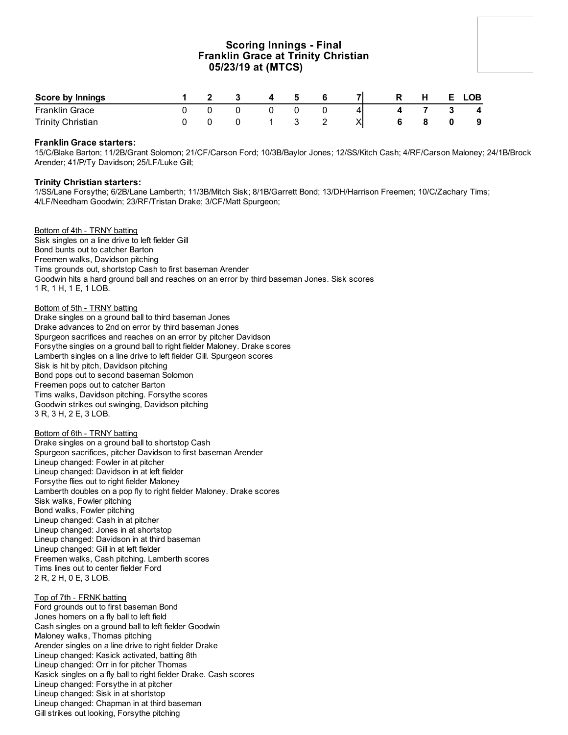# Scoring Innings - Final
## Franklin Grace at Trinity Christian
### 05/23/19 at (MTCS)

| Score by Innings | 1 | 2 | 3 | 4 | 5 | 6 | 7 | R | H | E | LOB |
|---|---|---|---|---|---|---|---|---|---|---|---|
| Franklin Grace | 0 | 0 | 0 | 0 | 0 | 0 | 4 | **4** | **7** | **3** | **4** |
| Trinity Christian | 0 | 0 | 0 | 1 | 3 | 2 | X | **6** | **8** | **0** | **9** |

**Franklin Grace starters:**
15/C/Blake Barton; 11/2B/Grant Solomon; 21/CF/Carson Ford; 10/3B/Baylor Jones; 12/SS/Kitch Cash; 4/RF/Carson Maloney; 24/1B/Brock Arender; 41/P/Ty Davidson; 25/LF/Luke Gill;

**Trinity Christian starters:**
1/SS/Lane Forsythe; 6/2B/Lane Lamberth; 11/3B/Mitch Sisk; 8/1B/Garrett Bond; 13/DH/Harrison Freemen; 10/C/Zachary Tims; 4/LF/Needham Goodwin; 23/RF/Tristan Drake; 3/CF/Matt Spurgeon;

Bottom of 4th - TRNY batting
Sisk singles on a line drive to left fielder Gill
Bond bunts out to catcher Barton
Freemen walks, Davidson pitching
Tims grounds out, shortstop Cash to first baseman Arender
Goodwin hits a hard ground ball and reaches on an error by third baseman Jones. Sisk scores
1 R, 1 H, 1 E, 1 LOB.

Bottom of 5th - TRNY batting
Drake singles on a ground ball to third baseman Jones
Drake advances to 2nd on error by third baseman Jones
Spurgeon sacrifices and reaches on an error by pitcher Davidson
Forsythe singles on a ground ball to right fielder Maloney. Drake scores
Lamberth singles on a line drive to left fielder Gill. Spurgeon scores
Sisk is hit by pitch, Davidson pitching
Bond pops out to second baseman Solomon
Freemen pops out to catcher Barton
Tims walks, Davidson pitching. Forsythe scores
Goodwin strikes out swinging, Davidson pitching
3 R, 3 H, 2 E, 3 LOB.

Bottom of 6th - TRNY batting
Drake singles on a ground ball to shortstop Cash
Spurgeon sacrifices, pitcher Davidson to first baseman Arender
Lineup changed: Fowler in at pitcher
Lineup changed: Davidson in at left fielder
Forsythe flies out to right fielder Maloney
Lamberth doubles on a pop fly to right fielder Maloney. Drake scores
Sisk walks, Fowler pitching
Bond walks, Fowler pitching
Lineup changed: Cash in at pitcher
Lineup changed: Jones in at shortstop
Lineup changed: Davidson in at third baseman
Lineup changed: Gill in at left fielder
Freemen walks, Cash pitching. Lamberth scores
Tims lines out to center fielder Ford
2 R, 2 H, 0 E, 3 LOB.

Top of 7th - FRNK batting
Ford grounds out to first baseman Bond
Jones homers on a fly ball to left field
Cash singles on a ground ball to left fielder Goodwin
Maloney walks, Thomas pitching
Arender singles on a line drive to right fielder Drake
Lineup changed: Kasick activated, batting 8th
Lineup changed: Orr in for pitcher Thomas
Kasick singles on a fly ball to right fielder Drake. Cash scores
Lineup changed: Forsythe in at pitcher
Lineup changed: Sisk in at shortstop
Lineup changed: Chapman in at third baseman
Gill strikes out looking, Forsythe pitching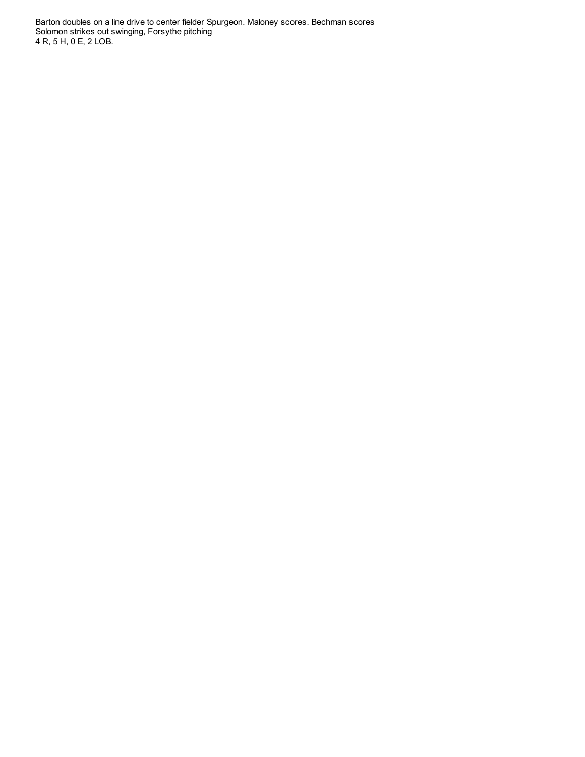Barton doubles on a line drive to center fielder Spurgeon. Maloney scores. Bechman scores
Solomon strikes out swinging, Forsythe pitching
4 R, 5 H, 0 E, 2 LOB.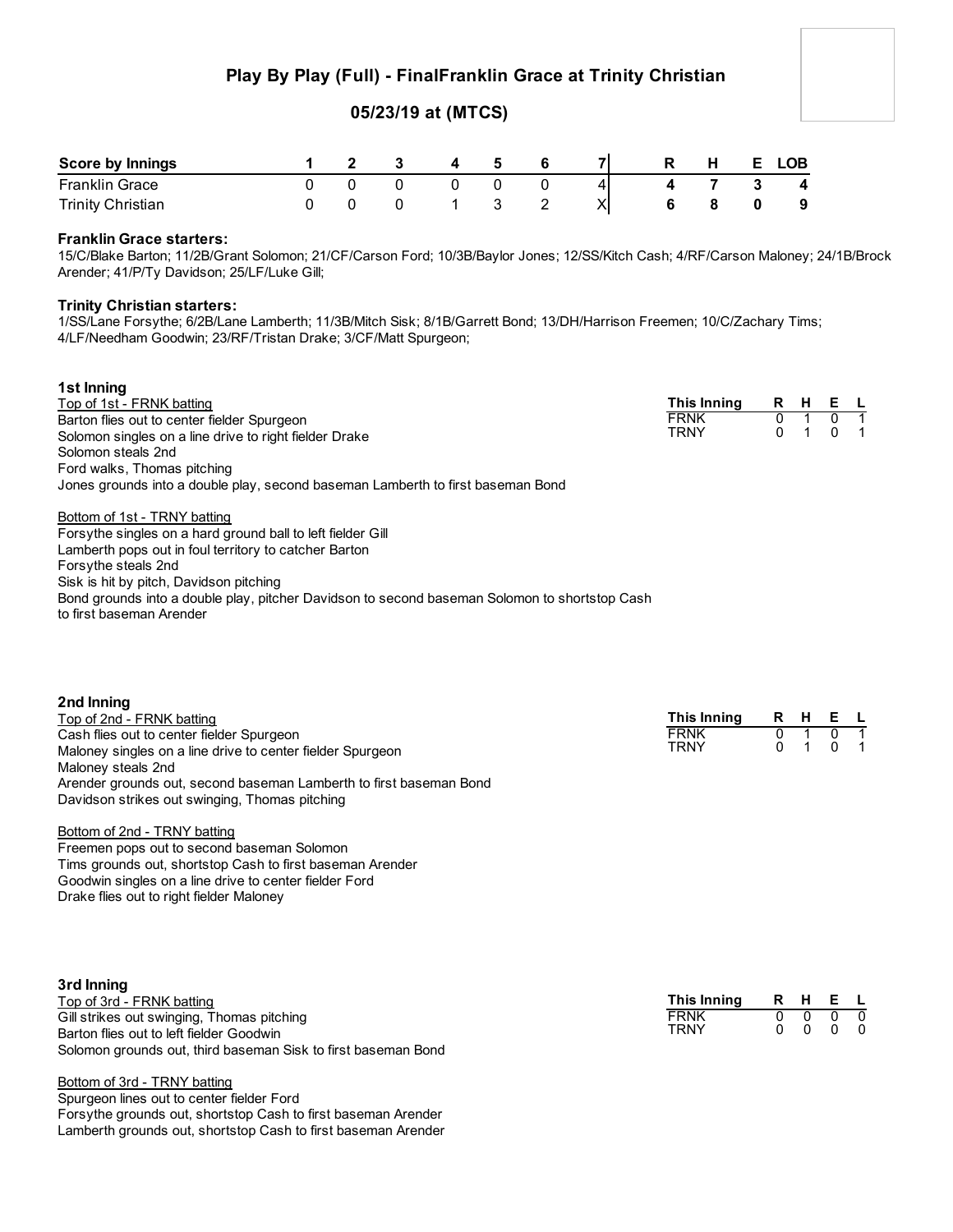# Play By Play (Full) - FinalFranklin Grace at Trinity Christian

## 05/23/19 at (MTCS)

| Score by Innings | 1 | 2 | 3 | 4 | 5 | 6 | 7 | R | H | E | LOB |
|---|---|---|---|---|---|---|---|---|---|---|---|
| Franklin Grace | 0 | 0 | 0 | 0 | 0 | 0 | 4 | **4** | **7** | **3** | **4** |
| Trinity Christian | 0 | 0 | 0 | 1 | 3 | 2 | X | **6** | **8** | **0** | **9** |

**Franklin Grace starters:**
15/C/Blake Barton; 11/2B/Grant Solomon; 21/CF/Carson Ford; 10/3B/Baylor Jones; 12/SS/Kitch Cash; 4/RF/Carson Maloney; 24/1B/Brock Arender; 41/P/Ty Davidson; 25/LF/Luke Gill;

**Trinity Christian starters:**
1/SS/Lane Forsythe; 6/2B/Lane Lamberth; 11/3B/Mitch Sisk; 8/1B/Garrett Bond; 13/DH/Harrison Freemen; 10/C/Zachary Tims; 4/LF/Needham Goodwin; 23/RF/Tristan Drake; 3/CF/Matt Spurgeon;

### 1st Inning

Top of 1st - FRNK batting
Barton flies out to center fielder Spurgeon
Solomon singles on a line drive to right fielder Drake
Solomon steals 2nd
Ford walks, Thomas pitching
Jones grounds into a double play, second baseman Lamberth to first baseman Bond

Bottom of 1st - TRNY batting
Forsythe singles on a hard ground ball to left fielder Gill
Lamberth pops out in foul territory to catcher Barton
Forsythe steals 2nd
Sisk is hit by pitch, Davidson pitching
Bond grounds into a double play, pitcher Davidson to second baseman Solomon to shortstop Cash to first baseman Arender

| This Inning | R | H | E | L |
|---|---|---|---|---|
| FRNK | 0 | 1 | 0 | 1 |
| TRNY | 0 | 1 | 0 | 1 |

### 2nd Inning

Top of 2nd - FRNK batting
Cash flies out to center fielder Spurgeon
Maloney singles on a line drive to center fielder Spurgeon
Maloney steals 2nd
Arender grounds out, second baseman Lamberth to first baseman Bond
Davidson strikes out swinging, Thomas pitching

Bottom of 2nd - TRNY batting
Freemen pops out to second baseman Solomon
Tims grounds out, shortstop Cash to first baseman Arender
Goodwin singles on a line drive to center fielder Ford
Drake flies out to right fielder Maloney

| This Inning | R | H | E | L |
|---|---|---|---|---|
| FRNK | 0 | 1 | 0 | 1 |
| TRNY | 0 | 1 | 0 | 1 |

### 3rd Inning

Top of 3rd - FRNK batting
Gill strikes out swinging, Thomas pitching
Barton flies out to left fielder Goodwin
Solomon grounds out, third baseman Sisk to first baseman Bond

Bottom of 3rd - TRNY batting
Spurgeon lines out to center fielder Ford
Forsythe grounds out, shortstop Cash to first baseman Arender
Lamberth grounds out, shortstop Cash to first baseman Arender

| This Inning | R | H | E | L |
|---|---|---|---|---|
| FRNK | 0 | 0 | 0 | 0 |
| TRNY | 0 | 0 | 0 | 0 |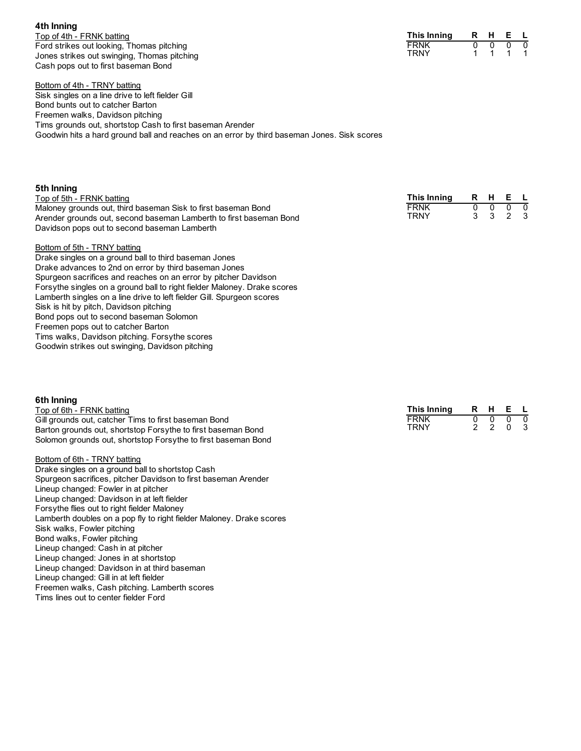### 4th Inning

| This Inning | R | H | E | L |
|---|---|---|---|---|
| FRNK | 0 | 0 | 0 | 0 |
| TRNY | 1 | 1 | 1 | 1 |

Top of 4th - FRNK batting

Ford strikes out looking, Thomas pitching
Jones strikes out swinging, Thomas pitching
Cash pops out to first baseman Bond

Bottom of 4th - TRNY batting

Sisk singles on a line drive to left fielder Gill
Bond bunts out to catcher Barton
Freemen walks, Davidson pitching
Tims grounds out, shortstop Cash to first baseman Arender
Goodwin hits a hard ground ball and reaches on an error by third baseman Jones. Sisk scores

### 5th Inning

| This Inning | R | H | E | L |
|---|---|---|---|---|
| FRNK | 0 | 0 | 0 | 0 |
| TRNY | 3 | 3 | 2 | 3 |

Top of 5th - FRNK batting

Maloney grounds out, third baseman Sisk to first baseman Bond
Arender grounds out, second baseman Lamberth to first baseman Bond
Davidson pops out to second baseman Lamberth

Bottom of 5th - TRNY batting

Drake singles on a ground ball to third baseman Jones
Drake advances to 2nd on error by third baseman Jones
Spurgeon sacrifices and reaches on an error by pitcher Davidson
Forsythe singles on a ground ball to right fielder Maloney. Drake scores
Lamberth singles on a line drive to left fielder Gill. Spurgeon scores
Sisk is hit by pitch, Davidson pitching
Bond pops out to second baseman Solomon
Freemen pops out to catcher Barton
Tims walks, Davidson pitching. Forsythe scores
Goodwin strikes out swinging, Davidson pitching

### 6th Inning

| This Inning | R | H | E | L |
|---|---|---|---|---|
| FRNK | 0 | 0 | 0 | 0 |
| TRNY | 2 | 2 | 0 | 3 |

Top of 6th - FRNK batting

Gill grounds out, catcher Tims to first baseman Bond
Barton grounds out, shortstop Forsythe to first baseman Bond
Solomon grounds out, shortstop Forsythe to first baseman Bond

Bottom of 6th - TRNY batting

Drake singles on a ground ball to shortstop Cash
Spurgeon sacrifices, pitcher Davidson to first baseman Arender
Lineup changed: Fowler in at pitcher
Lineup changed: Davidson in at left fielder
Forsythe flies out to right fielder Maloney
Lamberth doubles on a pop fly to right fielder Maloney. Drake scores
Sisk walks, Fowler pitching
Bond walks, Fowler pitching
Lineup changed: Cash in at pitcher
Lineup changed: Jones in at shortstop
Lineup changed: Davidson in at third baseman
Lineup changed: Gill in at left fielder
Freemen walks, Cash pitching. Lamberth scores
Tims lines out to center fielder Ford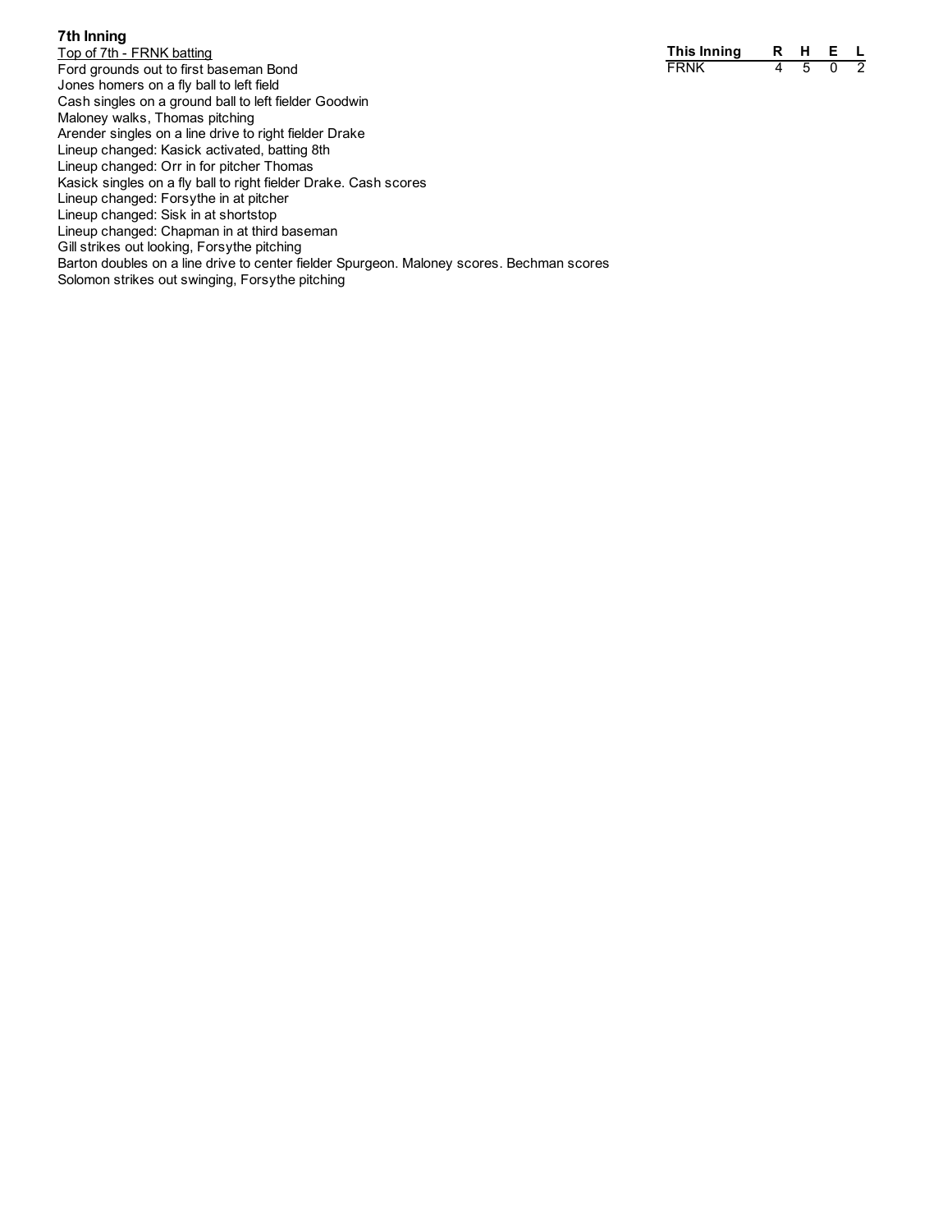## 7th Inning

Top of 7th - FRNK batting

Ford grounds out to first baseman Bond
Jones homers on a fly ball to left field
Cash singles on a ground ball to left fielder Goodwin
Maloney walks, Thomas pitching
Arender singles on a line drive to right fielder Drake
Lineup changed: Kasick activated, batting 8th
Lineup changed: Orr in for pitcher Thomas
Kasick singles on a fly ball to right fielder Drake. Cash scores
Lineup changed: Forsythe in at pitcher
Lineup changed: Sisk in at shortstop
Lineup changed: Chapman in at third baseman
Gill strikes out looking, Forsythe pitching
Barton doubles on a line drive to center fielder Spurgeon. Maloney scores. Bechman scores
Solomon strikes out swinging, Forsythe pitching

| This Inning | R | H | E | L |
|---|---|---|---|---|
| FRNK | 4 | 5 | 0 | 2 |